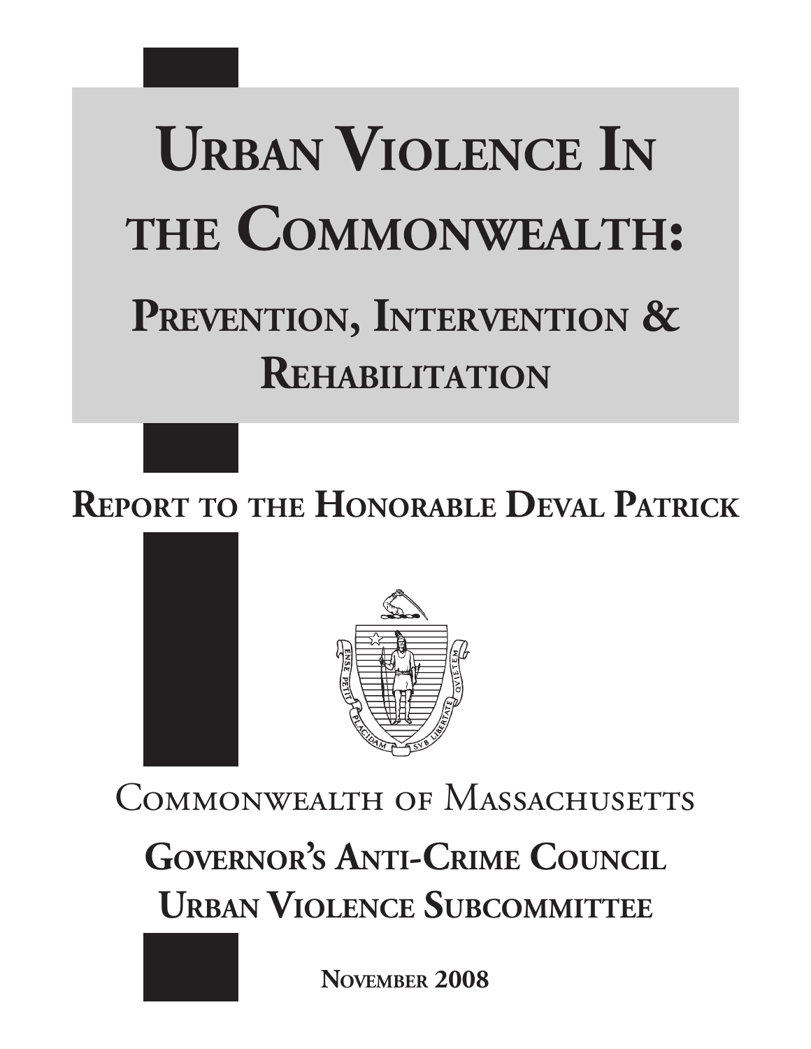# Urban Violence In the Commonwealth:

## Prevention, Intervention & Rehabilitation

**Report to the Honorable Deval Patrick**

Commonwealth of Massachusetts

**Governor's Anti-Crime Council**
**Urban Violence Subcommittee**

**November 2008**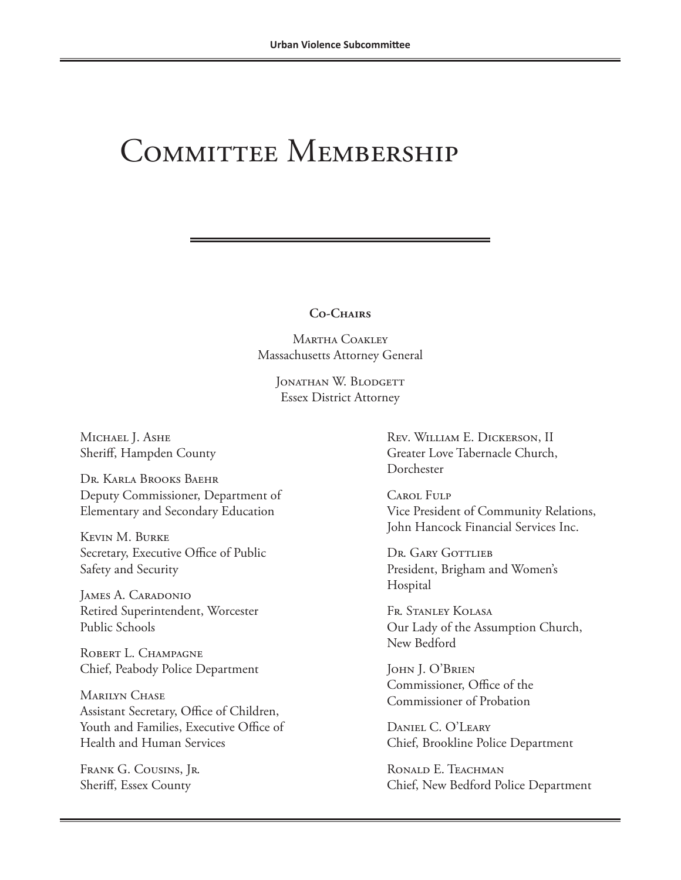# Committee Membership

### Co-Chairs

Martha Coakley
Massachusetts Attorney General

Jonathan W. Blodgett
Essex District Attorney

Michael J. Ashe
Sheriff, Hampden County

Dr. Karla Brooks Baehr
Deputy Commissioner, Department of Elementary and Secondary Education

Kevin M. Burke
Secretary, Executive Office of Public Safety and Security

James A. Caradonio
Retired Superintendent, Worcester Public Schools

Robert L. Champagne
Chief, Peabody Police Department

Marilyn Chase
Assistant Secretary, Office of Children, Youth and Families, Executive Office of Health and Human Services

Frank G. Cousins, Jr.
Sheriff, Essex County

Rev. William E. Dickerson, II
Greater Love Tabernacle Church, Dorchester

Carol Fulp
Vice President of Community Relations, John Hancock Financial Services Inc.

Dr. Gary Gottlieb
President, Brigham and Women's Hospital

Fr. Stanley Kolasa
Our Lady of the Assumption Church, New Bedford

John J. O'Brien
Commissioner, Office of the Commissioner of Probation

Daniel C. O'Leary
Chief, Brookline Police Department

Ronald E. Teachman
Chief, New Bedford Police Department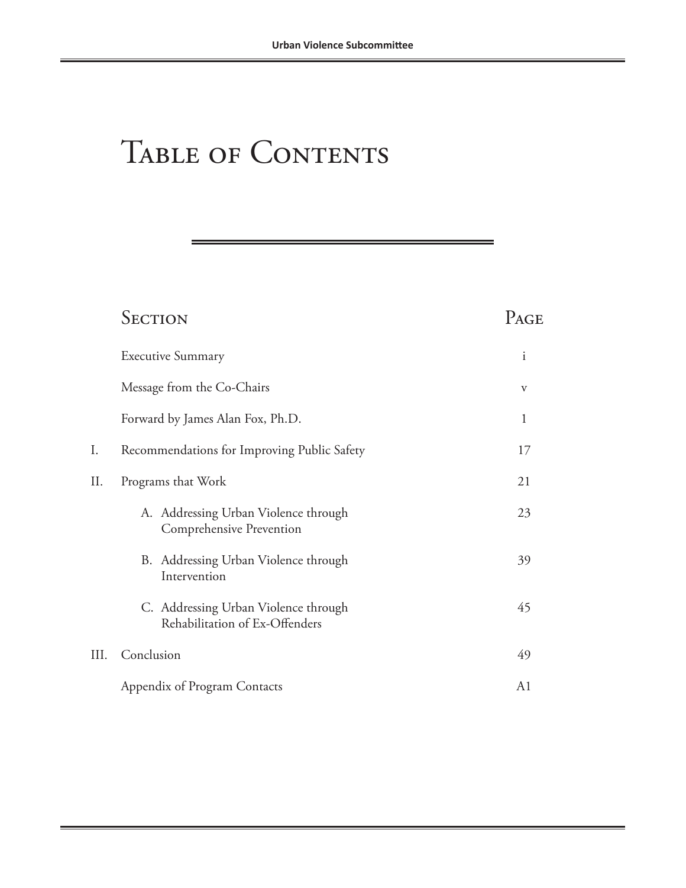# Table of Contents

| | Section | Page |
|---|---|---|
| | Executive Summary | i |
| | Message from the Co-Chairs | v |
| | Forward by James Alan Fox, Ph.D. | 1 |
| I. | Recommendations for Improving Public Safety | 17 |
| II. | Programs that Work | 21 |
| | A. Addressing Urban Violence through Comprehensive Prevention | 23 |
| | B. Addressing Urban Violence through Intervention | 39 |
| | C. Addressing Urban Violence through Rehabilitation of Ex-Offenders | 45 |
| III. | Conclusion | 49 |
| | Appendix of Program Contacts | A1 |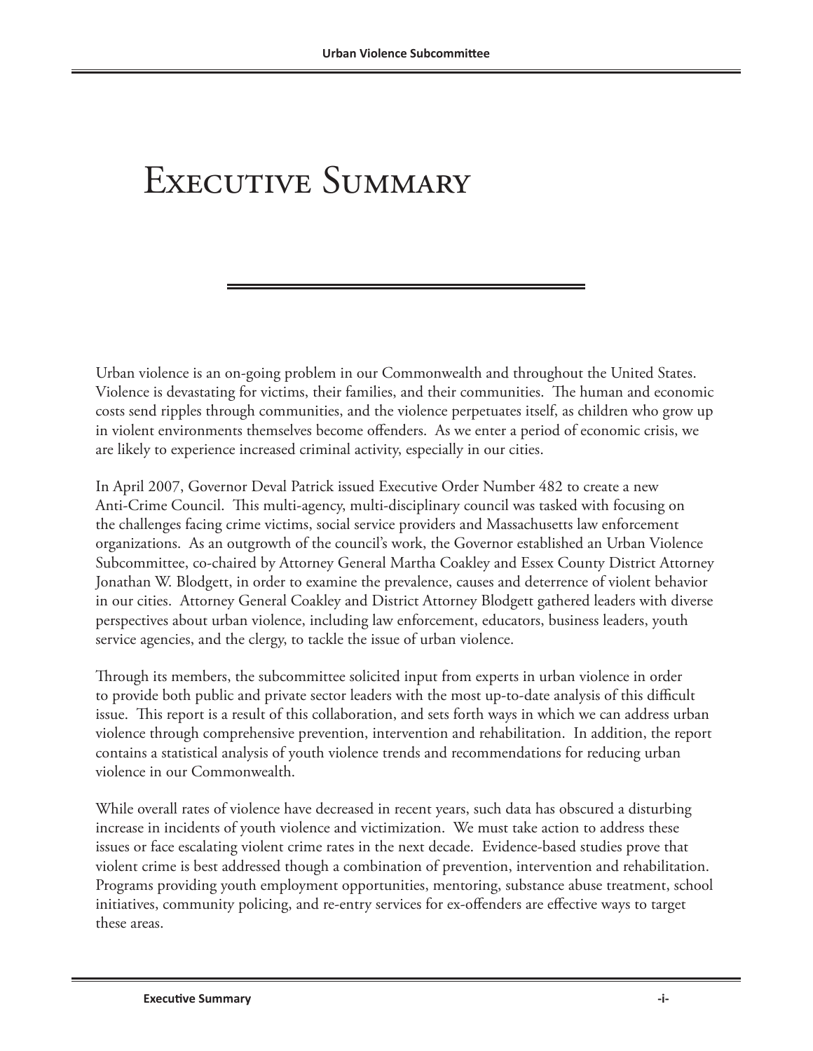# Executive Summary

Urban violence is an on-going problem in our Commonwealth and throughout the United States. Violence is devastating for victims, their families, and their communities. The human and economic costs send ripples through communities, and the violence perpetuates itself, as children who grow up in violent environments themselves become offenders. As we enter a period of economic crisis, we are likely to experience increased criminal activity, especially in our cities.

In April 2007, Governor Deval Patrick issued Executive Order Number 482 to create a new Anti-Crime Council. This multi-agency, multi-disciplinary council was tasked with focusing on the challenges facing crime victims, social service providers and Massachusetts law enforcement organizations. As an outgrowth of the council's work, the Governor established an Urban Violence Subcommittee, co-chaired by Attorney General Martha Coakley and Essex County District Attorney Jonathan W. Blodgett, in order to examine the prevalence, causes and deterrence of violent behavior in our cities. Attorney General Coakley and District Attorney Blodgett gathered leaders with diverse perspectives about urban violence, including law enforcement, educators, business leaders, youth service agencies, and the clergy, to tackle the issue of urban violence.

Through its members, the subcommittee solicited input from experts in urban violence in order to provide both public and private sector leaders with the most up-to-date analysis of this difficult issue. This report is a result of this collaboration, and sets forth ways in which we can address urban violence through comprehensive prevention, intervention and rehabilitation. In addition, the report contains a statistical analysis of youth violence trends and recommendations for reducing urban violence in our Commonwealth.

While overall rates of violence have decreased in recent years, such data has obscured a disturbing increase in incidents of youth violence and victimization. We must take action to address these issues or face escalating violent crime rates in the next decade. Evidence-based studies prove that violent crime is best addressed though a combination of prevention, intervention and rehabilitation. Programs providing youth employment opportunities, mentoring, substance abuse treatment, school initiatives, community policing, and re-entry services for ex-offenders are effective ways to target these areas.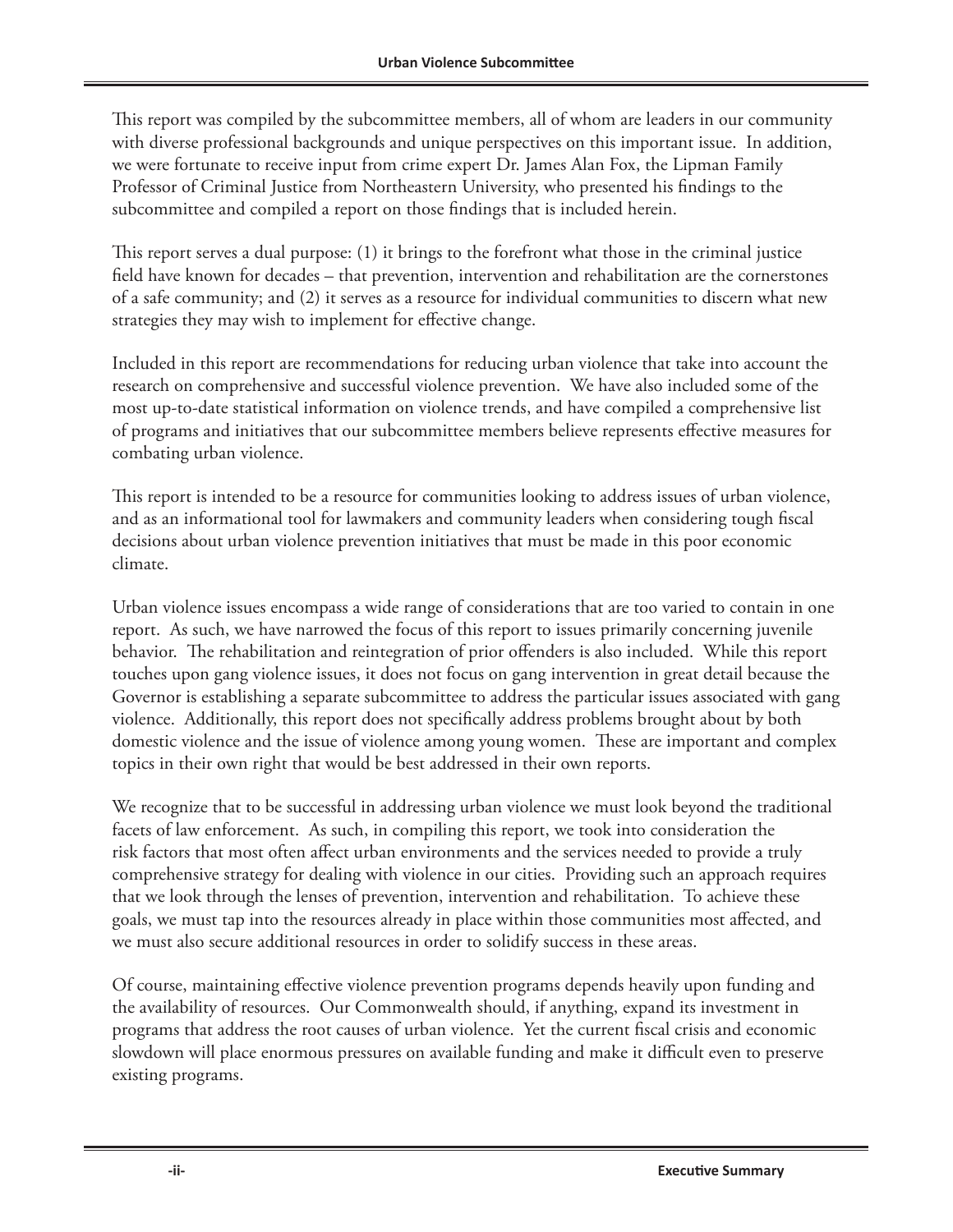This report was compiled by the subcommittee members, all of whom are leaders in our community with diverse professional backgrounds and unique perspectives on this important issue. In addition, we were fortunate to receive input from crime expert Dr. James Alan Fox, the Lipman Family Professor of Criminal Justice from Northeastern University, who presented his findings to the subcommittee and compiled a report on those findings that is included herein.

This report serves a dual purpose: (1) it brings to the forefront what those in the criminal justice field have known for decades – that prevention, intervention and rehabilitation are the cornerstones of a safe community; and (2) it serves as a resource for individual communities to discern what new strategies they may wish to implement for effective change.

Included in this report are recommendations for reducing urban violence that take into account the research on comprehensive and successful violence prevention. We have also included some of the most up-to-date statistical information on violence trends, and have compiled a comprehensive list of programs and initiatives that our subcommittee members believe represents effective measures for combating urban violence.

This report is intended to be a resource for communities looking to address issues of urban violence, and as an informational tool for lawmakers and community leaders when considering tough fiscal decisions about urban violence prevention initiatives that must be made in this poor economic climate.

Urban violence issues encompass a wide range of considerations that are too varied to contain in one report. As such, we have narrowed the focus of this report to issues primarily concerning juvenile behavior. The rehabilitation and reintegration of prior offenders is also included. While this report touches upon gang violence issues, it does not focus on gang intervention in great detail because the Governor is establishing a separate subcommittee to address the particular issues associated with gang violence. Additionally, this report does not specifically address problems brought about by both domestic violence and the issue of violence among young women. These are important and complex topics in their own right that would be best addressed in their own reports.

We recognize that to be successful in addressing urban violence we must look beyond the traditional facets of law enforcement. As such, in compiling this report, we took into consideration the risk factors that most often affect urban environments and the services needed to provide a truly comprehensive strategy for dealing with violence in our cities. Providing such an approach requires that we look through the lenses of prevention, intervention and rehabilitation. To achieve these goals, we must tap into the resources already in place within those communities most affected, and we must also secure additional resources in order to solidify success in these areas.

Of course, maintaining effective violence prevention programs depends heavily upon funding and the availability of resources. Our Commonwealth should, if anything, expand its investment in programs that address the root causes of urban violence. Yet the current fiscal crisis and economic slowdown will place enormous pressures on available funding and make it difficult even to preserve existing programs.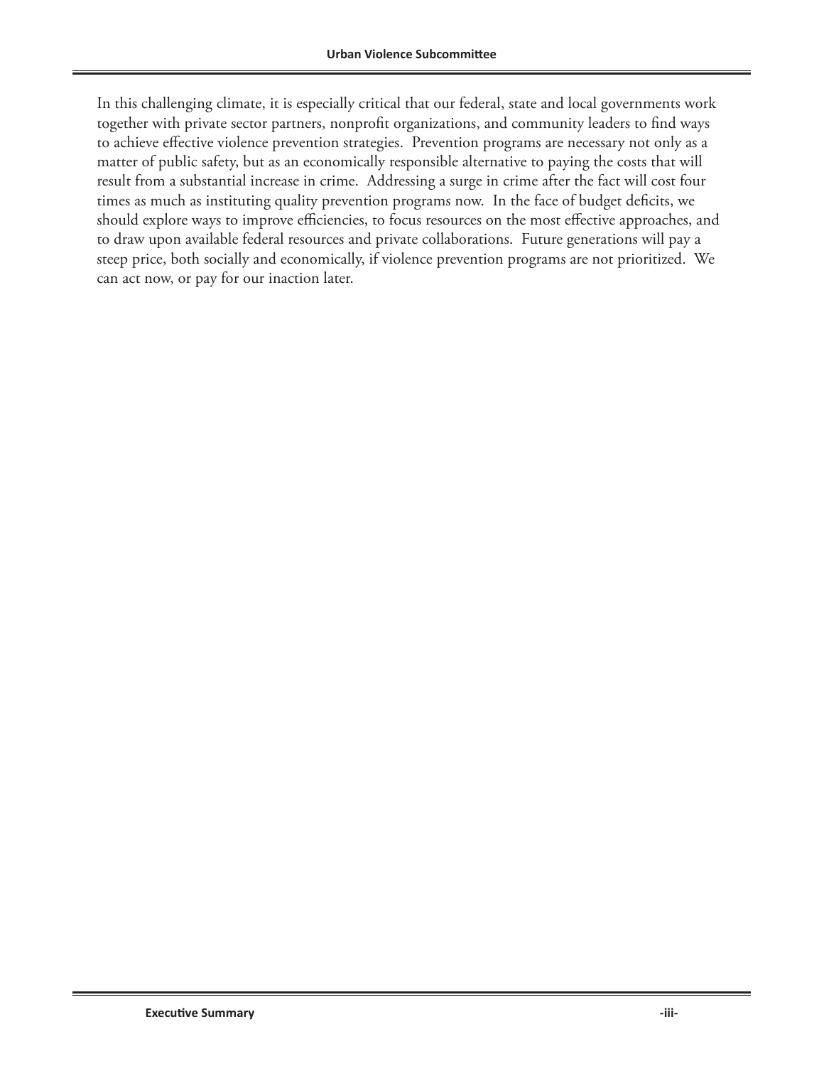In this challenging climate, it is especially critical that our federal, state and local governments work together with private sector partners, nonprofit organizations, and community leaders to find ways to achieve effective violence prevention strategies. Prevention programs are necessary not only as a matter of public safety, but as an economically responsible alternative to paying the costs that will result from a substantial increase in crime. Addressing a surge in crime after the fact will cost four times as much as instituting quality prevention programs now. In the face of budget deficits, we should explore ways to improve efficiencies, to focus resources on the most effective approaches, and to draw upon available federal resources and private collaborations. Future generations will pay a steep price, both socially and economically, if violence prevention programs are not prioritized. We can act now, or pay for our inaction later.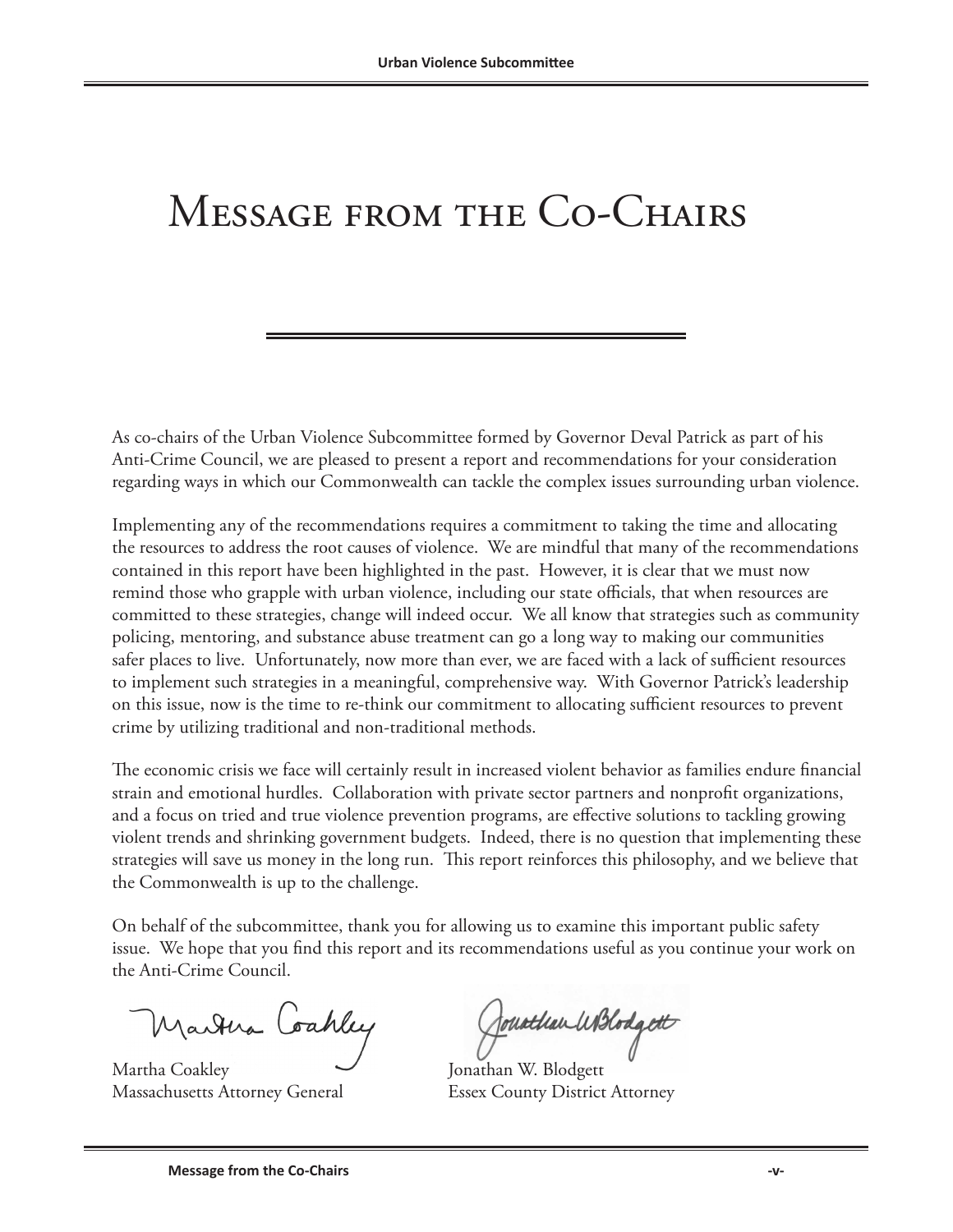# Message from the Co-Chairs

As co-chairs of the Urban Violence Subcommittee formed by Governor Deval Patrick as part of his Anti-Crime Council, we are pleased to present a report and recommendations for your consideration regarding ways in which our Commonwealth can tackle the complex issues surrounding urban violence.

Implementing any of the recommendations requires a commitment to taking the time and allocating the resources to address the root causes of violence. We are mindful that many of the recommendations contained in this report have been highlighted in the past. However, it is clear that we must now remind those who grapple with urban violence, including our state officials, that when resources are committed to these strategies, change will indeed occur. We all know that strategies such as community policing, mentoring, and substance abuse treatment can go a long way to making our communities safer places to live. Unfortunately, now more than ever, we are faced with a lack of sufficient resources to implement such strategies in a meaningful, comprehensive way. With Governor Patrick's leadership on this issue, now is the time to re-think our commitment to allocating sufficient resources to prevent crime by utilizing traditional and non-traditional methods.

The economic crisis we face will certainly result in increased violent behavior as families endure financial strain and emotional hurdles. Collaboration with private sector partners and nonprofit organizations, and a focus on tried and true violence prevention programs, are effective solutions to tackling growing violent trends and shrinking government budgets. Indeed, there is no question that implementing these strategies will save us money in the long run. This report reinforces this philosophy, and we believe that the Commonwealth is up to the challenge.

On behalf of the subcommittee, thank you for allowing us to examine this important public safety issue. We hope that you find this report and its recommendations useful as you continue your work on the Anti-Crime Council.

Martha Coakley
Massachusetts Attorney General

Jonathan W. Blodgett
Essex County District Attorney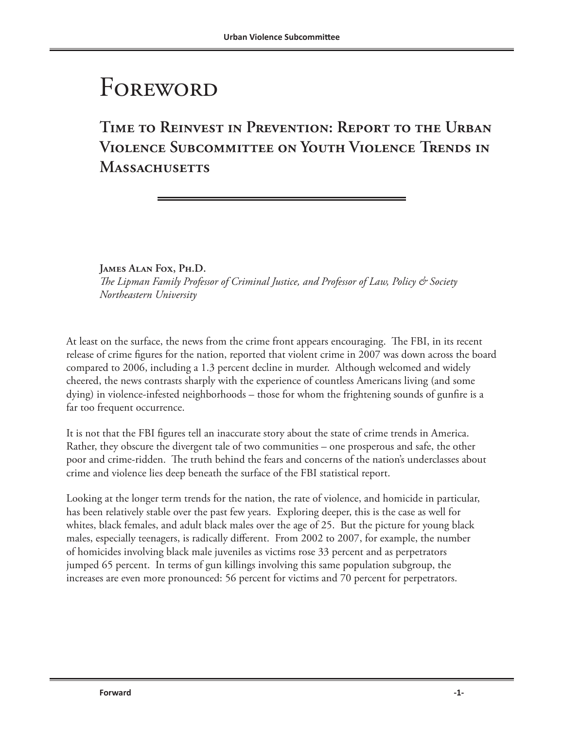# Foreword

## Time to Reinvest in Prevention: Report to the Urban Violence Subcommittee on Youth Violence Trends in Massachusetts

**James Alan Fox, Ph.D.**
*The Lipman Family Professor of Criminal Justice, and Professor of Law, Policy & Society*
*Northeastern University*

At least on the surface, the news from the crime front appears encouraging. The FBI, in its recent release of crime figures for the nation, reported that violent crime in 2007 was down across the board compared to 2006, including a 1.3 percent decline in murder. Although welcomed and widely cheered, the news contrasts sharply with the experience of countless Americans living (and some dying) in violence-infested neighborhoods – those for whom the frightening sounds of gunfire is a far too frequent occurrence.

It is not that the FBI figures tell an inaccurate story about the state of crime trends in America. Rather, they obscure the divergent tale of two communities – one prosperous and safe, the other poor and crime-ridden. The truth behind the fears and concerns of the nation's underclasses about crime and violence lies deep beneath the surface of the FBI statistical report.

Looking at the longer term trends for the nation, the rate of violence, and homicide in particular, has been relatively stable over the past few years. Exploring deeper, this is the case as well for whites, black females, and adult black males over the age of 25. But the picture for young black males, especially teenagers, is radically different. From 2002 to 2007, for example, the number of homicides involving black male juveniles as victims rose 33 percent and as perpetrators jumped 65 percent. In terms of gun killings involving this same population subgroup, the increases are even more pronounced: 56 percent for victims and 70 percent for perpetrators.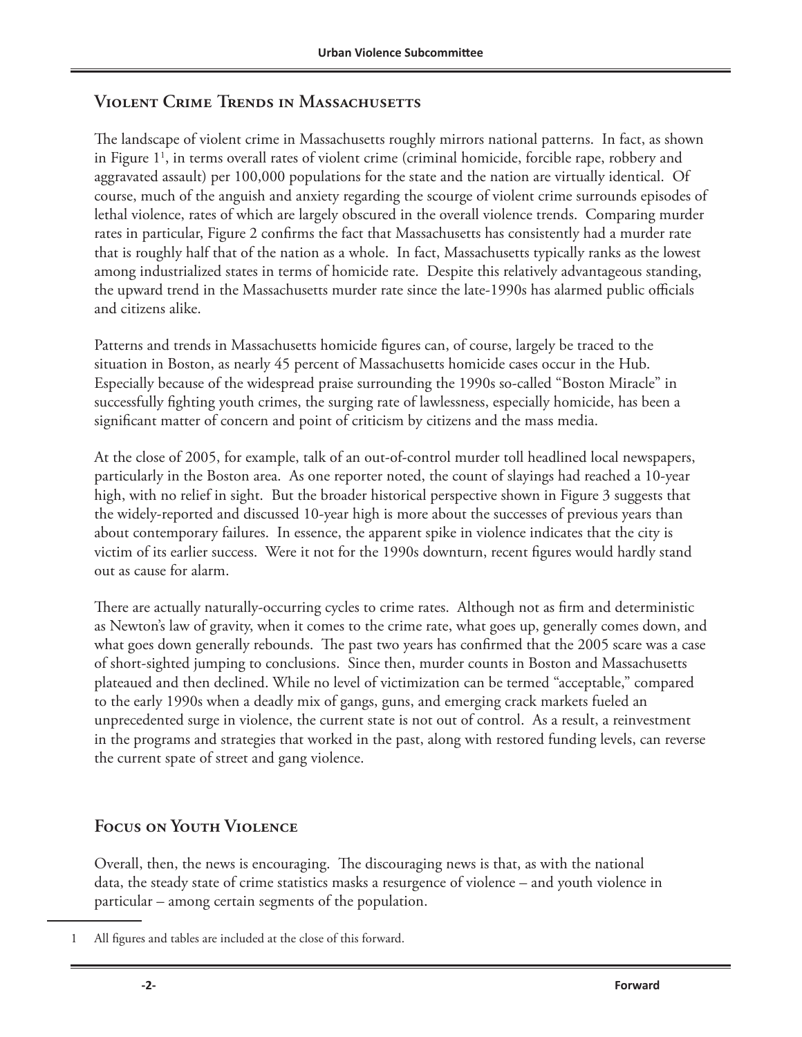## Violent Crime Trends in Massachusetts

The landscape of violent crime in Massachusetts roughly mirrors national patterns. In fact, as shown in Figure 1[1], in terms overall rates of violent crime (criminal homicide, forcible rape, robbery and aggravated assault) per 100,000 populations for the state and the nation are virtually identical. Of course, much of the anguish and anxiety regarding the scourge of violent crime surrounds episodes of lethal violence, rates of which are largely obscured in the overall violence trends. Comparing murder rates in particular, Figure 2 confirms the fact that Massachusetts has consistently had a murder rate that is roughly half that of the nation as a whole. In fact, Massachusetts typically ranks as the lowest among industrialized states in terms of homicide rate. Despite this relatively advantageous standing, the upward trend in the Massachusetts murder rate since the late-1990s has alarmed public officials and citizens alike.

Patterns and trends in Massachusetts homicide figures can, of course, largely be traced to the situation in Boston, as nearly 45 percent of Massachusetts homicide cases occur in the Hub. Especially because of the widespread praise surrounding the 1990s so-called "Boston Miracle" in successfully fighting youth crimes, the surging rate of lawlessness, especially homicide, has been a significant matter of concern and point of criticism by citizens and the mass media.

At the close of 2005, for example, talk of an out-of-control murder toll headlined local newspapers, particularly in the Boston area. As one reporter noted, the count of slayings had reached a 10-year high, with no relief in sight. But the broader historical perspective shown in Figure 3 suggests that the widely-reported and discussed 10-year high is more about the successes of previous years than about contemporary failures. In essence, the apparent spike in violence indicates that the city is victim of its earlier success. Were it not for the 1990s downturn, recent figures would hardly stand out as cause for alarm.

There are actually naturally-occurring cycles to crime rates. Although not as firm and deterministic as Newton's law of gravity, when it comes to the crime rate, what goes up, generally comes down, and what goes down generally rebounds. The past two years has confirmed that the 2005 scare was a case of short-sighted jumping to conclusions. Since then, murder counts in Boston and Massachusetts plateaued and then declined. While no level of victimization can be termed "acceptable," compared to the early 1990s when a deadly mix of gangs, guns, and emerging crack markets fueled an unprecedented surge in violence, the current state is not out of control. As a result, a reinvestment in the programs and strategies that worked in the past, along with restored funding levels, can reverse the current spate of street and gang violence.

## Focus on Youth Violence

Overall, then, the news is encouraging. The discouraging news is that, as with the national data, the steady state of crime statistics masks a resurgence of violence – and youth violence in particular – among certain segments of the population.

---

1 All figures and tables are included at the close of this forward.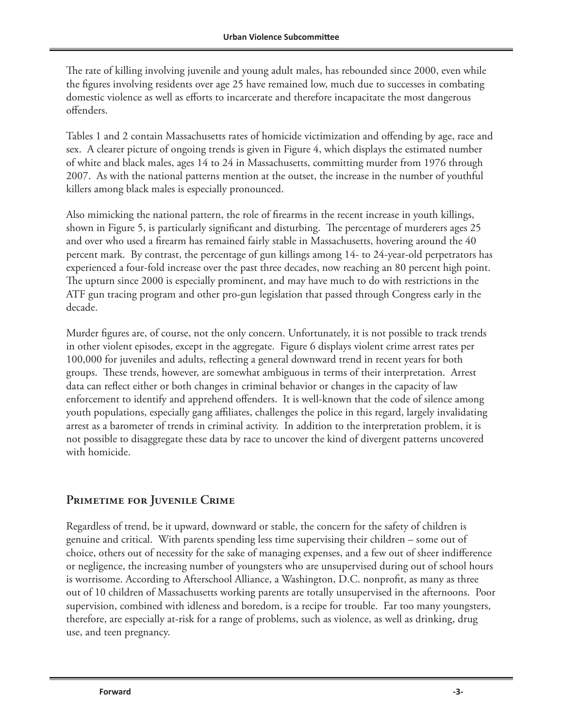The rate of killing involving juvenile and young adult males, has rebounded since 2000, even while the figures involving residents over age 25 have remained low, much due to successes in combating domestic violence as well as efforts to incarcerate and therefore incapacitate the most dangerous offenders.

Tables 1 and 2 contain Massachusetts rates of homicide victimization and offending by age, race and sex. A clearer picture of ongoing trends is given in Figure 4, which displays the estimated number of white and black males, ages 14 to 24 in Massachusetts, committing murder from 1976 through 2007. As with the national patterns mention at the outset, the increase in the number of youthful killers among black males is especially pronounced.

Also mimicking the national pattern, the role of firearms in the recent increase in youth killings, shown in Figure 5, is particularly significant and disturbing. The percentage of murderers ages 25 and over who used a firearm has remained fairly stable in Massachusetts, hovering around the 40 percent mark. By contrast, the percentage of gun killings among 14- to 24-year-old perpetrators has experienced a four-fold increase over the past three decades, now reaching an 80 percent high point. The upturn since 2000 is especially prominent, and may have much to do with restrictions in the ATF gun tracing program and other pro-gun legislation that passed through Congress early in the decade.

Murder figures are, of course, not the only concern. Unfortunately, it is not possible to track trends in other violent episodes, except in the aggregate. Figure 6 displays violent crime arrest rates per 100,000 for juveniles and adults, reflecting a general downward trend in recent years for both groups. These trends, however, are somewhat ambiguous in terms of their interpretation. Arrest data can reflect either or both changes in criminal behavior or changes in the capacity of law enforcement to identify and apprehend offenders. It is well-known that the code of silence among youth populations, especially gang affiliates, challenges the police in this regard, largely invalidating arrest as a barometer of trends in criminal activity. In addition to the interpretation problem, it is not possible to disaggregate these data by race to uncover the kind of divergent patterns uncovered with homicide.

## Primetime for Juvenile Crime

Regardless of trend, be it upward, downward or stable, the concern for the safety of children is genuine and critical. With parents spending less time supervising their children – some out of choice, others out of necessity for the sake of managing expenses, and a few out of sheer indifference or negligence, the increasing number of youngsters who are unsupervised during out of school hours is worrisome. According to Afterschool Alliance, a Washington, D.C. nonprofit, as many as three out of 10 children of Massachusetts working parents are totally unsupervised in the afternoons. Poor supervision, combined with idleness and boredom, is a recipe for trouble. Far too many youngsters, therefore, are especially at-risk for a range of problems, such as violence, as well as drinking, drug use, and teen pregnancy.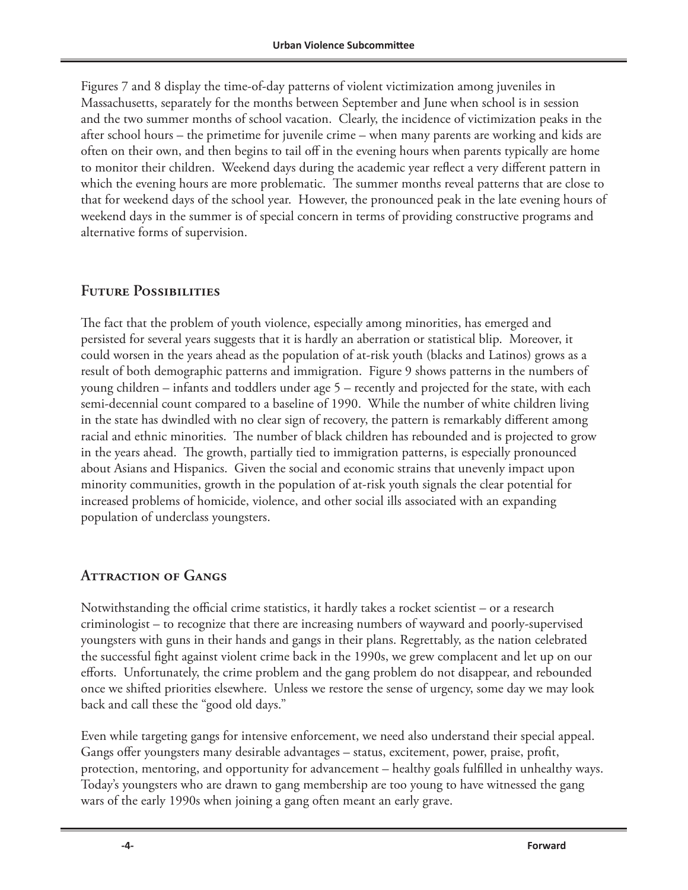Figures 7 and 8 display the time-of-day patterns of violent victimization among juveniles in Massachusetts, separately for the months between September and June when school is in session and the two summer months of school vacation. Clearly, the incidence of victimization peaks in the after school hours – the primetime for juvenile crime – when many parents are working and kids are often on their own, and then begins to tail off in the evening hours when parents typically are home to monitor their children. Weekend days during the academic year reflect a very different pattern in which the evening hours are more problematic. The summer months reveal patterns that are close to that for weekend days of the school year. However, the pronounced peak in the late evening hours of weekend days in the summer is of special concern in terms of providing constructive programs and alternative forms of supervision.

## Future Possibilities

The fact that the problem of youth violence, especially among minorities, has emerged and persisted for several years suggests that it is hardly an aberration or statistical blip. Moreover, it could worsen in the years ahead as the population of at-risk youth (blacks and Latinos) grows as a result of both demographic patterns and immigration. Figure 9 shows patterns in the numbers of young children – infants and toddlers under age 5 – recently and projected for the state, with each semi-decennial count compared to a baseline of 1990. While the number of white children living in the state has dwindled with no clear sign of recovery, the pattern is remarkably different among racial and ethnic minorities. The number of black children has rebounded and is projected to grow in the years ahead. The growth, partially tied to immigration patterns, is especially pronounced about Asians and Hispanics. Given the social and economic strains that unevenly impact upon minority communities, growth in the population of at-risk youth signals the clear potential for increased problems of homicide, violence, and other social ills associated with an expanding population of underclass youngsters.

## Attraction of Gangs

Notwithstanding the official crime statistics, it hardly takes a rocket scientist – or a research criminologist – to recognize that there are increasing numbers of wayward and poorly-supervised youngsters with guns in their hands and gangs in their plans. Regrettably, as the nation celebrated the successful fight against violent crime back in the 1990s, we grew complacent and let up on our efforts. Unfortunately, the crime problem and the gang problem do not disappear, and rebounded once we shifted priorities elsewhere. Unless we restore the sense of urgency, some day we may look back and call these the "good old days."

Even while targeting gangs for intensive enforcement, we need also understand their special appeal. Gangs offer youngsters many desirable advantages – status, excitement, power, praise, profit, protection, mentoring, and opportunity for advancement – healthy goals fulfilled in unhealthy ways. Today's youngsters who are drawn to gang membership are too young to have witnessed the gang wars of the early 1990s when joining a gang often meant an early grave.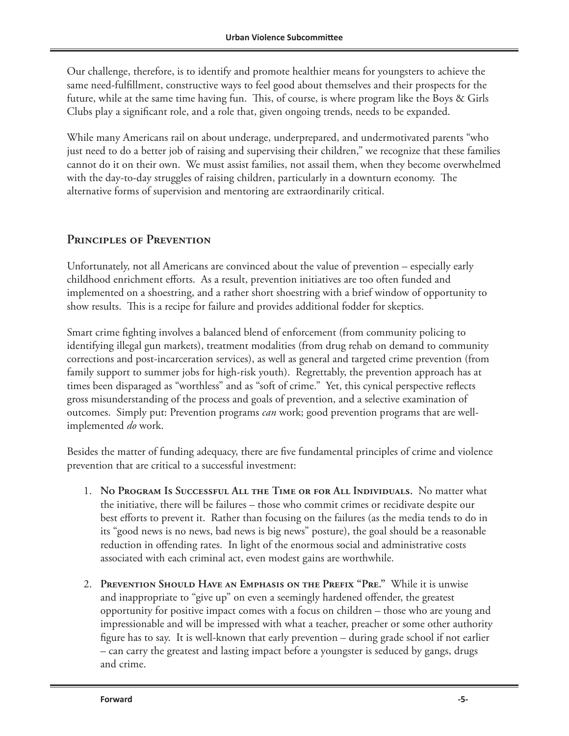Our challenge, therefore, is to identify and promote healthier means for youngsters to achieve the same need-fulfillment, constructive ways to feel good about themselves and their prospects for the future, while at the same time having fun. This, of course, is where program like the Boys & Girls Clubs play a significant role, and a role that, given ongoing trends, needs to be expanded.

While many Americans rail on about underage, underprepared, and undermotivated parents "who just need to do a better job of raising and supervising their children," we recognize that these families cannot do it on their own. We must assist families, not assail them, when they become overwhelmed with the day-to-day struggles of raising children, particularly in a downturn economy. The alternative forms of supervision and mentoring are extraordinarily critical.

## Principles of Prevention

Unfortunately, not all Americans are convinced about the value of prevention – especially early childhood enrichment efforts. As a result, prevention initiatives are too often funded and implemented on a shoestring, and a rather short shoestring with a brief window of opportunity to show results. This is a recipe for failure and provides additional fodder for skeptics.

Smart crime fighting involves a balanced blend of enforcement (from community policing to identifying illegal gun markets), treatment modalities (from drug rehab on demand to community corrections and post-incarceration services), as well as general and targeted crime prevention (from family support to summer jobs for high-risk youth). Regrettably, the prevention approach has at times been disparaged as "worthless" and as "soft of crime." Yet, this cynical perspective reflects gross misunderstanding of the process and goals of prevention, and a selective examination of outcomes. Simply put: Prevention programs *can* work; good prevention programs that are well-implemented *do* work.

Besides the matter of funding adequacy, there are five fundamental principles of crime and violence prevention that are critical to a successful investment:

1. **No Program Is Successful All the Time or for All Individuals.** No matter what the initiative, there will be failures – those who commit crimes or recidivate despite our best efforts to prevent it. Rather than focusing on the failures (as the media tends to do in its "good news is no news, bad news is big news" posture), the goal should be a reasonable reduction in offending rates. In light of the enormous social and administrative costs associated with each criminal act, even modest gains are worthwhile.

2. **Prevention Should Have an Emphasis on the Prefix "Pre."** While it is unwise and inappropriate to "give up" on even a seemingly hardened offender, the greatest opportunity for positive impact comes with a focus on children – those who are young and impressionable and will be impressed with what a teacher, preacher or some other authority figure has to say. It is well-known that early prevention – during grade school if not earlier – can carry the greatest and lasting impact before a youngster is seduced by gangs, drugs and crime.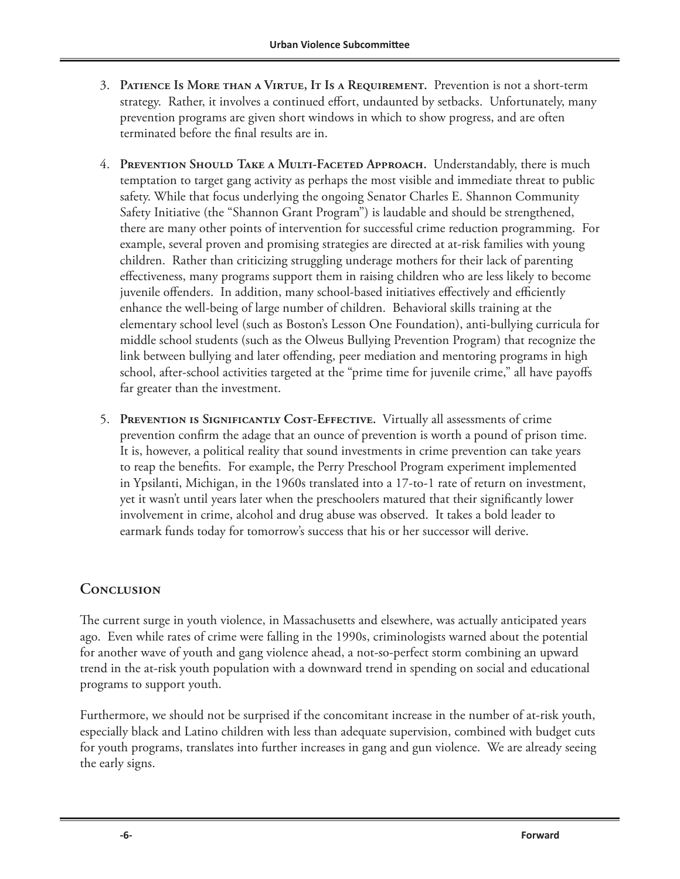3. **Patience Is More than a Virtue, It Is a Requirement.** Prevention is not a short-term strategy. Rather, it involves a continued effort, undaunted by setbacks. Unfortunately, many prevention programs are given short windows in which to show progress, and are often terminated before the final results are in.

4. **Prevention Should Take a Multi-Faceted Approach.** Understandably, there is much temptation to target gang activity as perhaps the most visible and immediate threat to public safety. While that focus underlying the ongoing Senator Charles E. Shannon Community Safety Initiative (the "Shannon Grant Program") is laudable and should be strengthened, there are many other points of intervention for successful crime reduction programming. For example, several proven and promising strategies are directed at at-risk families with young children. Rather than criticizing struggling underage mothers for their lack of parenting effectiveness, many programs support them in raising children who are less likely to become juvenile offenders. In addition, many school-based initiatives effectively and efficiently enhance the well-being of large number of children. Behavioral skills training at the elementary school level (such as Boston's Lesson One Foundation), anti-bullying curricula for middle school students (such as the Olweus Bullying Prevention Program) that recognize the link between bullying and later offending, peer mediation and mentoring programs in high school, after-school activities targeted at the "prime time for juvenile crime," all have payoffs far greater than the investment.

5. **Prevention is Significantly Cost-Effective.** Virtually all assessments of crime prevention confirm the adage that an ounce of prevention is worth a pound of prison time. It is, however, a political reality that sound investments in crime prevention can take years to reap the benefits. For example, the Perry Preschool Program experiment implemented in Ypsilanti, Michigan, in the 1960s translated into a 17-to-1 rate of return on investment, yet it wasn't until years later when the preschoolers matured that their significantly lower involvement in crime, alcohol and drug abuse was observed. It takes a bold leader to earmark funds today for tomorrow's success that his or her successor will derive.

## Conclusion

The current surge in youth violence, in Massachusetts and elsewhere, was actually anticipated years ago. Even while rates of crime were falling in the 1990s, criminologists warned about the potential for another wave of youth and gang violence ahead, a not-so-perfect storm combining an upward trend in the at-risk youth population with a downward trend in spending on social and educational programs to support youth.

Furthermore, we should not be surprised if the concomitant increase in the number of at-risk youth, especially black and Latino children with less than adequate supervision, combined with budget cuts for youth programs, translates into further increases in gang and gun violence. We are already seeing the early signs.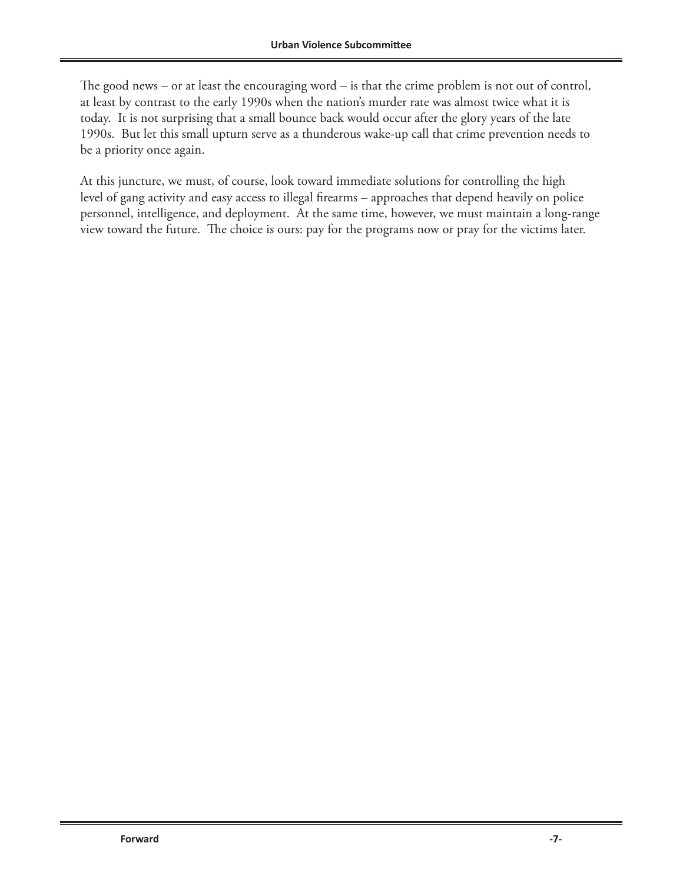The good news – or at least the encouraging word – is that the crime problem is not out of control, at least by contrast to the early 1990s when the nation's murder rate was almost twice what it is today. It is not surprising that a small bounce back would occur after the glory years of the late 1990s. But let this small upturn serve as a thunderous wake-up call that crime prevention needs to be a priority once again.

At this juncture, we must, of course, look toward immediate solutions for controlling the high level of gang activity and easy access to illegal firearms – approaches that depend heavily on police personnel, intelligence, and deployment. At the same time, however, we must maintain a long-range view toward the future. The choice is ours: pay for the programs now or pray for the victims later.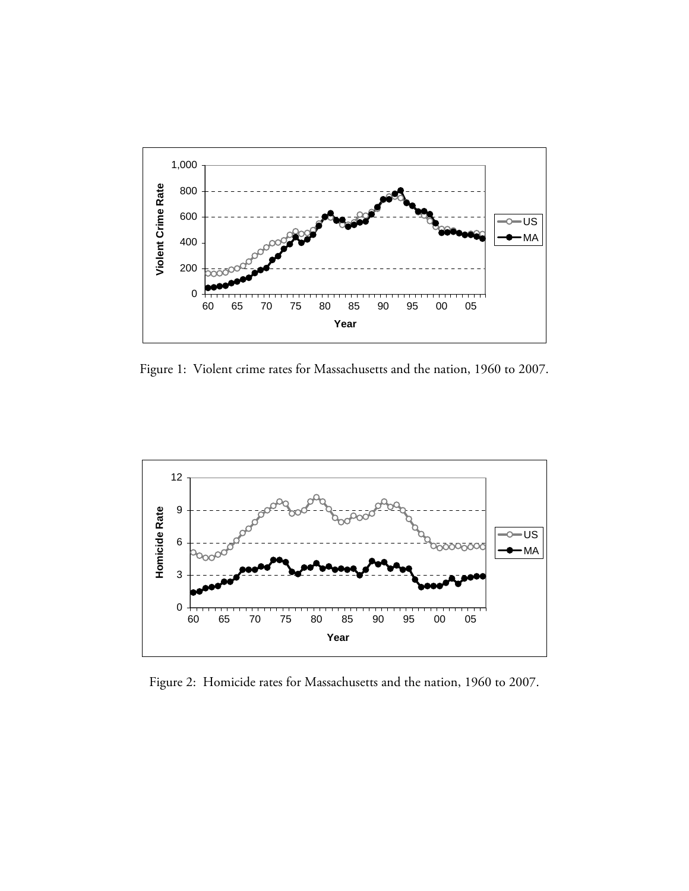Figure 1: Violent crime rates for Massachusetts and the nation, 1960 to 2007.

Figure 2: Homicide rates for Massachusetts and the nation, 1960 to 2007.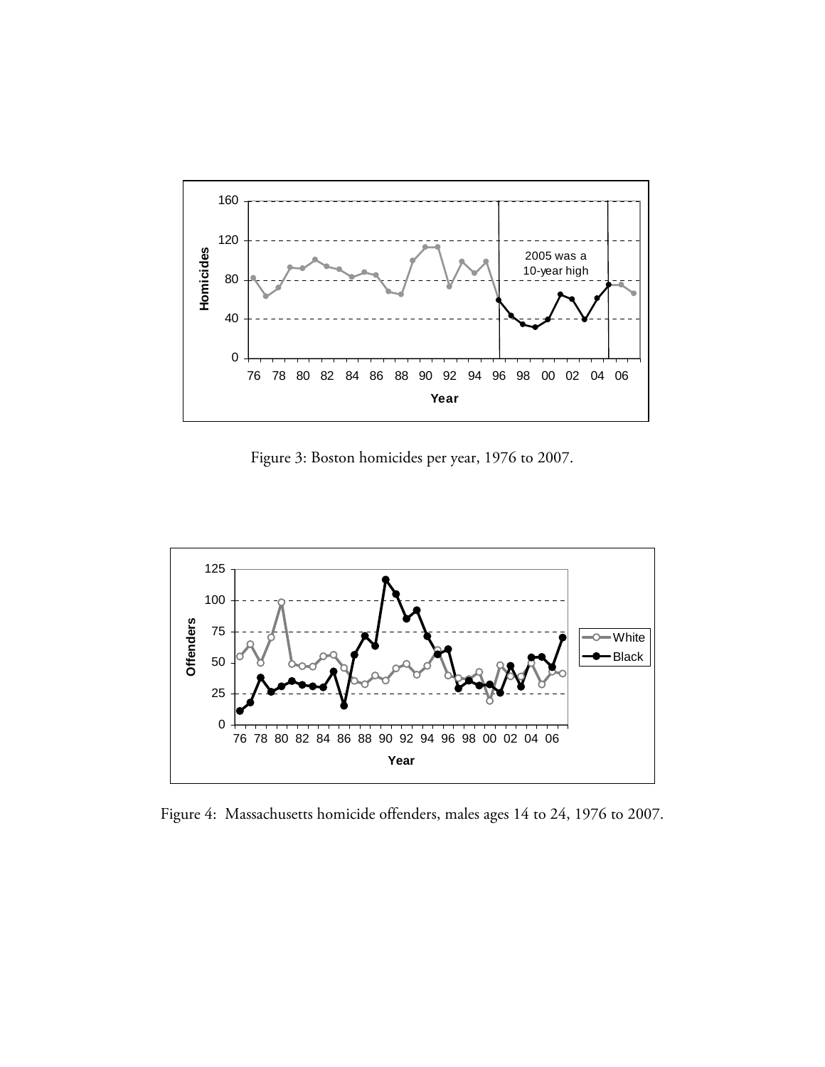Figure 3: Boston homicides per year, 1976 to 2007.

Figure 4: Massachusetts homicide offenders, males ages 14 to 24, 1976 to 2007.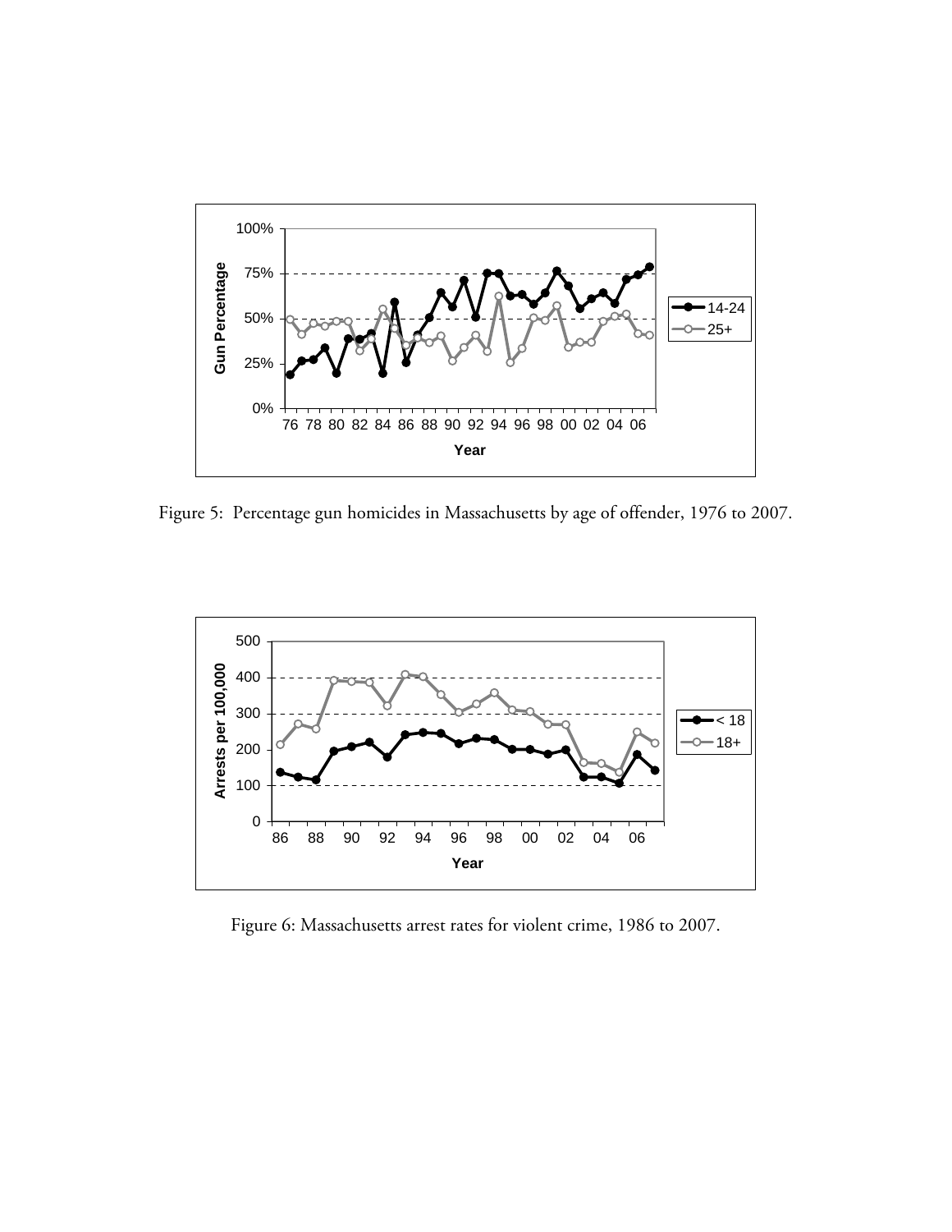Figure 5: Percentage gun homicides in Massachusetts by age of offender, 1976 to 2007.

Figure 6: Massachusetts arrest rates for violent crime, 1986 to 2007.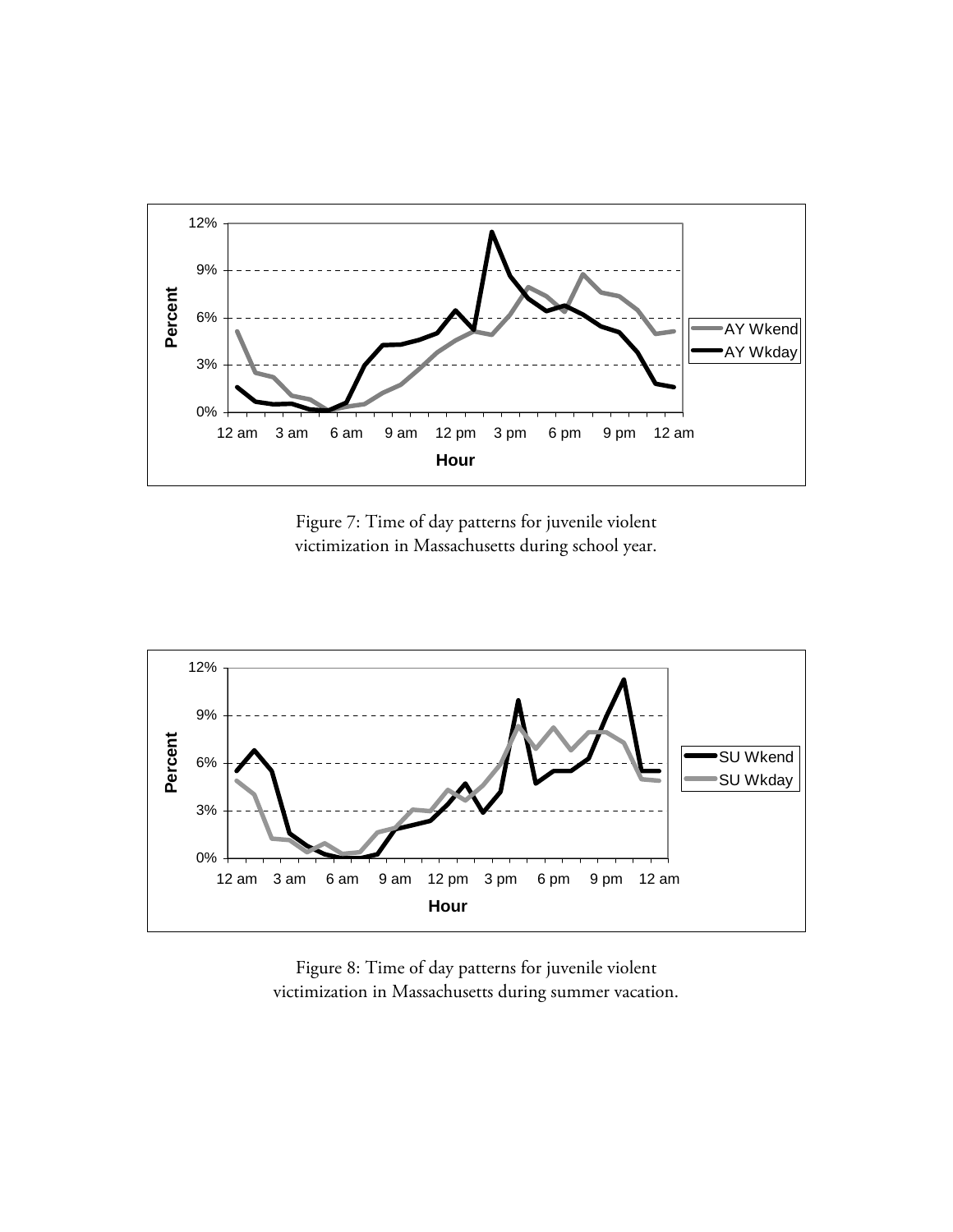Figure 7: Time of day patterns for juvenile violent victimization in Massachusetts during school year.

Figure 8: Time of day patterns for juvenile violent victimization in Massachusetts during summer vacation.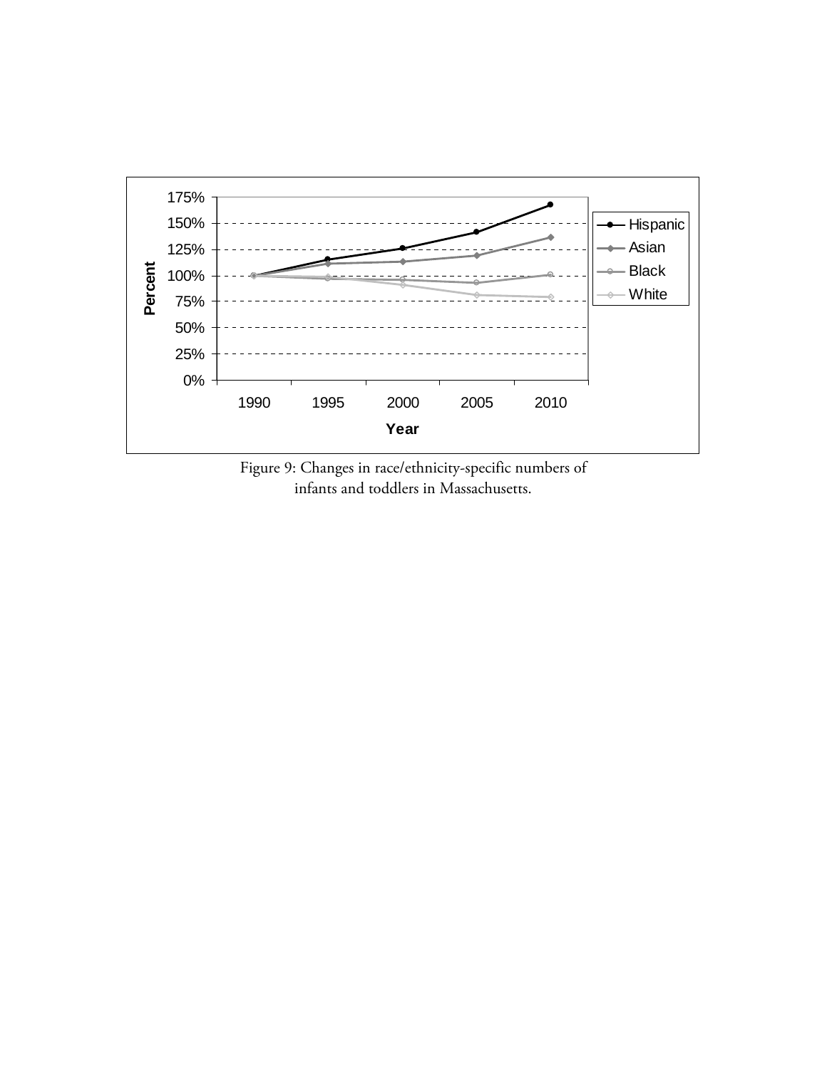Figure 9: Changes in race/ethnicity-specific numbers of infants and toddlers in Massachusetts.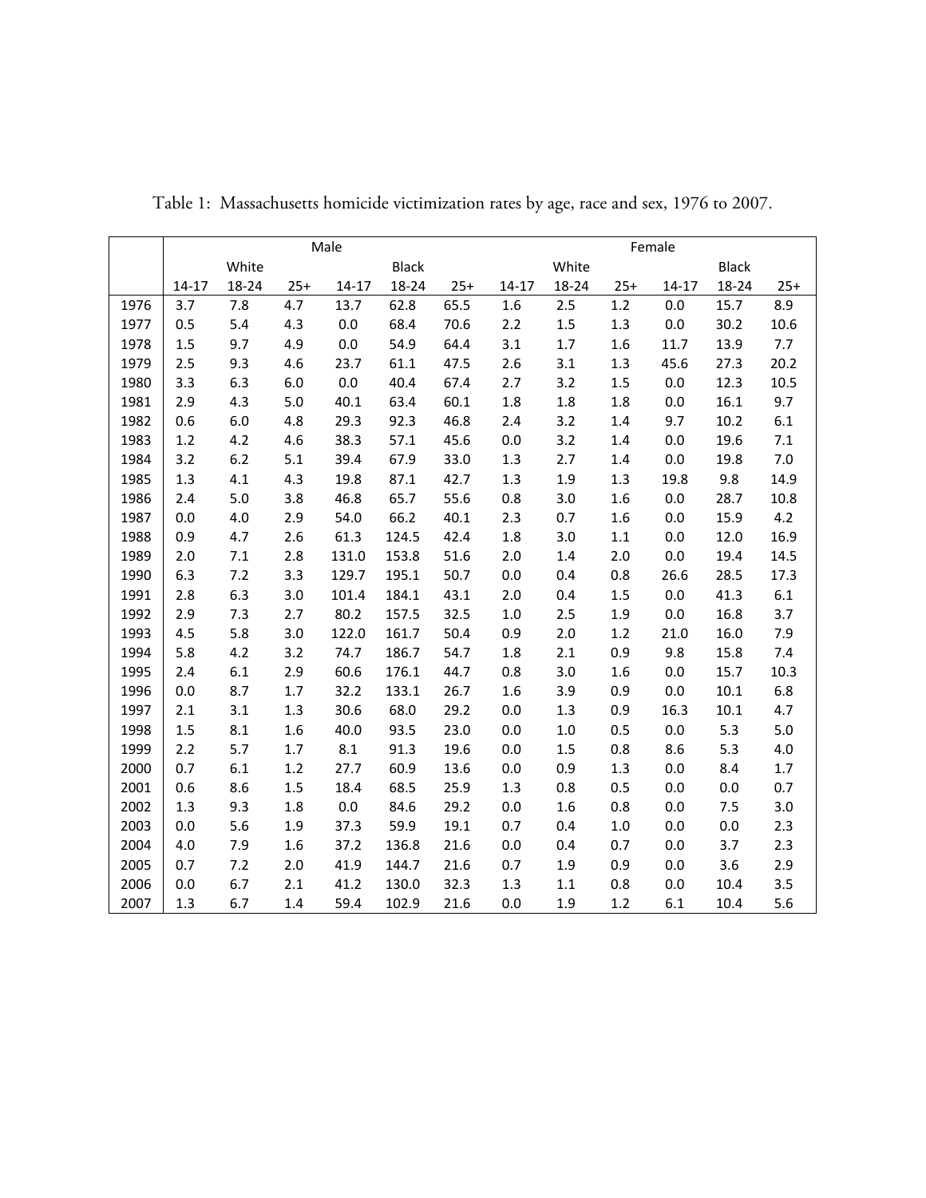Table 1: Massachusetts homicide victimization rates by age, race and sex, 1976 to 2007.

| | Male | | | | | | Female | | | | | |
|---|---|---|---|---|---|---|---|---|---|---|---|---|
| | White | | | Black | | | White | | | Black | | |
| | 14-17 | 18-24 | 25+ | 14-17 | 18-24 | 25+ | 14-17 | 18-24 | 25+ | 14-17 | 18-24 | 25+ |
| 1976 | 3.7 | 7.8 | 4.7 | 13.7 | 62.8 | 65.5 | 1.6 | 2.5 | 1.2 | 0.0 | 15.7 | 8.9 |
| 1977 | 0.5 | 5.4 | 4.3 | 0.0 | 68.4 | 70.6 | 2.2 | 1.5 | 1.3 | 0.0 | 30.2 | 10.6 |
| 1978 | 1.5 | 9.7 | 4.9 | 0.0 | 54.9 | 64.4 | 3.1 | 1.7 | 1.6 | 11.7 | 13.9 | 7.7 |
| 1979 | 2.5 | 9.3 | 4.6 | 23.7 | 61.1 | 47.5 | 2.6 | 3.1 | 1.3 | 45.6 | 27.3 | 20.2 |
| 1980 | 3.3 | 6.3 | 6.0 | 0.0 | 40.4 | 67.4 | 2.7 | 3.2 | 1.5 | 0.0 | 12.3 | 10.5 |
| 1981 | 2.9 | 4.3 | 5.0 | 40.1 | 63.4 | 60.1 | 1.8 | 1.8 | 1.8 | 0.0 | 16.1 | 9.7 |
| 1982 | 0.6 | 6.0 | 4.8 | 29.3 | 92.3 | 46.8 | 2.4 | 3.2 | 1.4 | 9.7 | 10.2 | 6.1 |
| 1983 | 1.2 | 4.2 | 4.6 | 38.3 | 57.1 | 45.6 | 0.0 | 3.2 | 1.4 | 0.0 | 19.6 | 7.1 |
| 1984 | 3.2 | 6.2 | 5.1 | 39.4 | 67.9 | 33.0 | 1.3 | 2.7 | 1.4 | 0.0 | 19.8 | 7.0 |
| 1985 | 1.3 | 4.1 | 4.3 | 19.8 | 87.1 | 42.7 | 1.3 | 1.9 | 1.3 | 19.8 | 9.8 | 14.9 |
| 1986 | 2.4 | 5.0 | 3.8 | 46.8 | 65.7 | 55.6 | 0.8 | 3.0 | 1.6 | 0.0 | 28.7 | 10.8 |
| 1987 | 0.0 | 4.0 | 2.9 | 54.0 | 66.2 | 40.1 | 2.3 | 0.7 | 1.6 | 0.0 | 15.9 | 4.2 |
| 1988 | 0.9 | 4.7 | 2.6 | 61.3 | 124.5 | 42.4 | 1.8 | 3.0 | 1.1 | 0.0 | 12.0 | 16.9 |
| 1989 | 2.0 | 7.1 | 2.8 | 131.0 | 153.8 | 51.6 | 2.0 | 1.4 | 2.0 | 0.0 | 19.4 | 14.5 |
| 1990 | 6.3 | 7.2 | 3.3 | 129.7 | 195.1 | 50.7 | 0.0 | 0.4 | 0.8 | 26.6 | 28.5 | 17.3 |
| 1991 | 2.8 | 6.3 | 3.0 | 101.4 | 184.1 | 43.1 | 2.0 | 0.4 | 1.5 | 0.0 | 41.3 | 6.1 |
| 1992 | 2.9 | 7.3 | 2.7 | 80.2 | 157.5 | 32.5 | 1.0 | 2.5 | 1.9 | 0.0 | 16.8 | 3.7 |
| 1993 | 4.5 | 5.8 | 3.0 | 122.0 | 161.7 | 50.4 | 0.9 | 2.0 | 1.2 | 21.0 | 16.0 | 7.9 |
| 1994 | 5.8 | 4.2 | 3.2 | 74.7 | 186.7 | 54.7 | 1.8 | 2.1 | 0.9 | 9.8 | 15.8 | 7.4 |
| 1995 | 2.4 | 6.1 | 2.9 | 60.6 | 176.1 | 44.7 | 0.8 | 3.0 | 1.6 | 0.0 | 15.7 | 10.3 |
| 1996 | 0.0 | 8.7 | 1.7 | 32.2 | 133.1 | 26.7 | 1.6 | 3.9 | 0.9 | 0.0 | 10.1 | 6.8 |
| 1997 | 2.1 | 3.1 | 1.3 | 30.6 | 68.0 | 29.2 | 0.0 | 1.3 | 0.9 | 16.3 | 10.1 | 4.7 |
| 1998 | 1.5 | 8.1 | 1.6 | 40.0 | 93.5 | 23.0 | 0.0 | 1.0 | 0.5 | 0.0 | 5.3 | 5.0 |
| 1999 | 2.2 | 5.7 | 1.7 | 8.1 | 91.3 | 19.6 | 0.0 | 1.5 | 0.8 | 8.6 | 5.3 | 4.0 |
| 2000 | 0.7 | 6.1 | 1.2 | 27.7 | 60.9 | 13.6 | 0.0 | 0.9 | 1.3 | 0.0 | 8.4 | 1.7 |
| 2001 | 0.6 | 8.6 | 1.5 | 18.4 | 68.5 | 25.9 | 1.3 | 0.8 | 0.5 | 0.0 | 0.0 | 0.7 |
| 2002 | 1.3 | 9.3 | 1.8 | 0.0 | 84.6 | 29.2 | 0.0 | 1.6 | 0.8 | 0.0 | 7.5 | 3.0 |
| 2003 | 0.0 | 5.6 | 1.9 | 37.3 | 59.9 | 19.1 | 0.7 | 0.4 | 1.0 | 0.0 | 0.0 | 2.3 |
| 2004 | 4.0 | 7.9 | 1.6 | 37.2 | 136.8 | 21.6 | 0.0 | 0.4 | 0.7 | 0.0 | 3.7 | 2.3 |
| 2005 | 0.7 | 7.2 | 2.0 | 41.9 | 144.7 | 21.6 | 0.7 | 1.9 | 0.9 | 0.0 | 3.6 | 2.9 |
| 2006 | 0.0 | 6.7 | 2.1 | 41.2 | 130.0 | 32.3 | 1.3 | 1.1 | 0.8 | 0.0 | 10.4 | 3.5 |
| 2007 | 1.3 | 6.7 | 1.4 | 59.4 | 102.9 | 21.6 | 0.0 | 1.9 | 1.2 | 6.1 | 10.4 | 5.6 |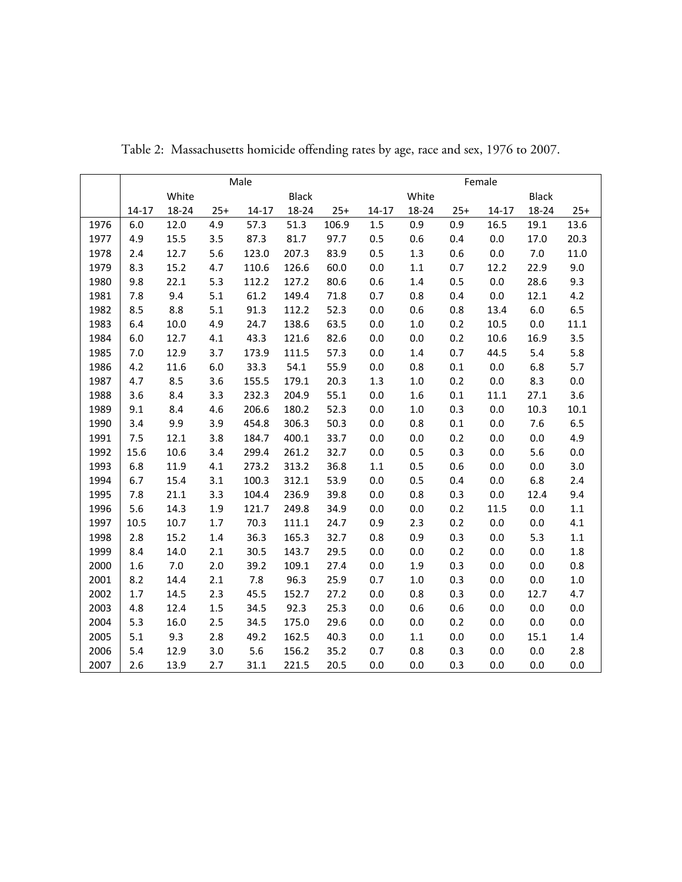Table 2: Massachusetts homicide offending rates by age, race and sex, 1976 to 2007.

| | Male | | | | | | Female | | | | | |
|---|---|---|---|---|---|---|---|---|---|---|---|---|
| | White | | | Black | | | White | | | Black | | |
| | 14-17 | 18-24 | 25+ | 14-17 | 18-24 | 25+ | 14-17 | 18-24 | 25+ | 14-17 | 18-24 | 25+ |
| 1976 | 6.0 | 12.0 | 4.9 | 57.3 | 51.3 | 106.9 | 1.5 | 0.9 | 0.9 | 16.5 | 19.1 | 13.6 |
| 1977 | 4.9 | 15.5 | 3.5 | 87.3 | 81.7 | 97.7 | 0.5 | 0.6 | 0.4 | 0.0 | 17.0 | 20.3 |
| 1978 | 2.4 | 12.7 | 5.6 | 123.0 | 207.3 | 83.9 | 0.5 | 1.3 | 0.6 | 0.0 | 7.0 | 11.0 |
| 1979 | 8.3 | 15.2 | 4.7 | 110.6 | 126.6 | 60.0 | 0.0 | 1.1 | 0.7 | 12.2 | 22.9 | 9.0 |
| 1980 | 9.8 | 22.1 | 5.3 | 112.2 | 127.2 | 80.6 | 0.6 | 1.4 | 0.5 | 0.0 | 28.6 | 9.3 |
| 1981 | 7.8 | 9.4 | 5.1 | 61.2 | 149.4 | 71.8 | 0.7 | 0.8 | 0.4 | 0.0 | 12.1 | 4.2 |
| 1982 | 8.5 | 8.8 | 5.1 | 91.3 | 112.2 | 52.3 | 0.0 | 0.6 | 0.8 | 13.4 | 6.0 | 6.5 |
| 1983 | 6.4 | 10.0 | 4.9 | 24.7 | 138.6 | 63.5 | 0.0 | 1.0 | 0.2 | 10.5 | 0.0 | 11.1 |
| 1984 | 6.0 | 12.7 | 4.1 | 43.3 | 121.6 | 82.6 | 0.0 | 0.0 | 0.2 | 10.6 | 16.9 | 3.5 |
| 1985 | 7.0 | 12.9 | 3.7 | 173.9 | 111.5 | 57.3 | 0.0 | 1.4 | 0.7 | 44.5 | 5.4 | 5.8 |
| 1986 | 4.2 | 11.6 | 6.0 | 33.3 | 54.1 | 55.9 | 0.0 | 0.8 | 0.1 | 0.0 | 6.8 | 5.7 |
| 1987 | 4.7 | 8.5 | 3.6 | 155.5 | 179.1 | 20.3 | 1.3 | 1.0 | 0.2 | 0.0 | 8.3 | 0.0 |
| 1988 | 3.6 | 8.4 | 3.3 | 232.3 | 204.9 | 55.1 | 0.0 | 1.6 | 0.1 | 11.1 | 27.1 | 3.6 |
| 1989 | 9.1 | 8.4 | 4.6 | 206.6 | 180.2 | 52.3 | 0.0 | 1.0 | 0.3 | 0.0 | 10.3 | 10.1 |
| 1990 | 3.4 | 9.9 | 3.9 | 454.8 | 306.3 | 50.3 | 0.0 | 0.8 | 0.1 | 0.0 | 7.6 | 6.5 |
| 1991 | 7.5 | 12.1 | 3.8 | 184.7 | 400.1 | 33.7 | 0.0 | 0.0 | 0.2 | 0.0 | 0.0 | 4.9 |
| 1992 | 15.6 | 10.6 | 3.4 | 299.4 | 261.2 | 32.7 | 0.0 | 0.5 | 0.3 | 0.0 | 5.6 | 0.0 |
| 1993 | 6.8 | 11.9 | 4.1 | 273.2 | 313.2 | 36.8 | 1.1 | 0.5 | 0.6 | 0.0 | 0.0 | 3.0 |
| 1994 | 6.7 | 15.4 | 3.1 | 100.3 | 312.1 | 53.9 | 0.0 | 0.5 | 0.4 | 0.0 | 6.8 | 2.4 |
| 1995 | 7.8 | 21.1 | 3.3 | 104.4 | 236.9 | 39.8 | 0.0 | 0.8 | 0.3 | 0.0 | 12.4 | 9.4 |
| 1996 | 5.6 | 14.3 | 1.9 | 121.7 | 249.8 | 34.9 | 0.0 | 0.0 | 0.2 | 11.5 | 0.0 | 1.1 |
| 1997 | 10.5 | 10.7 | 1.7 | 70.3 | 111.1 | 24.7 | 0.9 | 2.3 | 0.2 | 0.0 | 0.0 | 4.1 |
| 1998 | 2.8 | 15.2 | 1.4 | 36.3 | 165.3 | 32.7 | 0.8 | 0.9 | 0.3 | 0.0 | 5.3 | 1.1 |
| 1999 | 8.4 | 14.0 | 2.1 | 30.5 | 143.7 | 29.5 | 0.0 | 0.0 | 0.2 | 0.0 | 0.0 | 1.8 |
| 2000 | 1.6 | 7.0 | 2.0 | 39.2 | 109.1 | 27.4 | 0.0 | 1.9 | 0.3 | 0.0 | 0.0 | 0.8 |
| 2001 | 8.2 | 14.4 | 2.1 | 7.8 | 96.3 | 25.9 | 0.7 | 1.0 | 0.3 | 0.0 | 0.0 | 1.0 |
| 2002 | 1.7 | 14.5 | 2.3 | 45.5 | 152.7 | 27.2 | 0.0 | 0.8 | 0.3 | 0.0 | 12.7 | 4.7 |
| 2003 | 4.8 | 12.4 | 1.5 | 34.5 | 92.3 | 25.3 | 0.0 | 0.6 | 0.6 | 0.0 | 0.0 | 0.0 |
| 2004 | 5.3 | 16.0 | 2.5 | 34.5 | 175.0 | 29.6 | 0.0 | 0.0 | 0.2 | 0.0 | 0.0 | 0.0 |
| 2005 | 5.1 | 9.3 | 2.8 | 49.2 | 162.5 | 40.3 | 0.0 | 1.1 | 0.0 | 0.0 | 15.1 | 1.4 |
| 2006 | 5.4 | 12.9 | 3.0 | 5.6 | 156.2 | 35.2 | 0.7 | 0.8 | 0.3 | 0.0 | 0.0 | 2.8 |
| 2007 | 2.6 | 13.9 | 2.7 | 31.1 | 221.5 | 20.5 | 0.0 | 0.0 | 0.3 | 0.0 | 0.0 | 0.0 |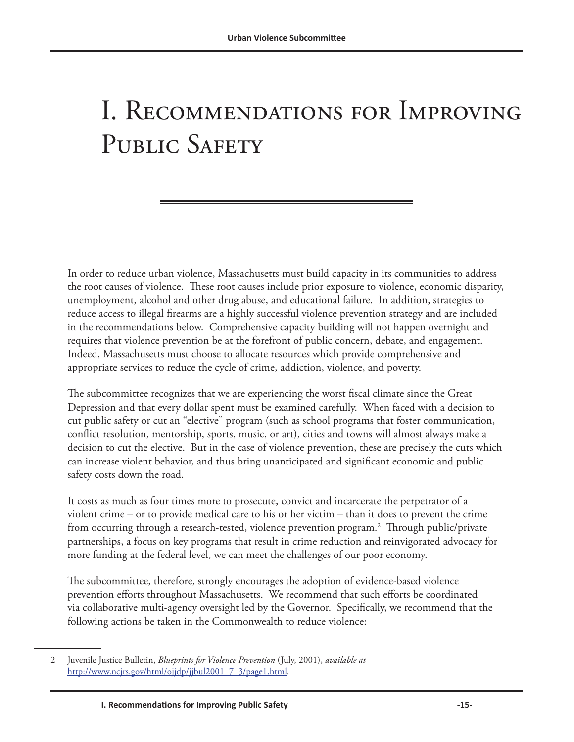# I. Recommendations for Improving Public Safety

In order to reduce urban violence, Massachusetts must build capacity in its communities to address the root causes of violence. These root causes include prior exposure to violence, economic disparity, unemployment, alcohol and other drug abuse, and educational failure. In addition, strategies to reduce access to illegal firearms are a highly successful violence prevention strategy and are included in the recommendations below. Comprehensive capacity building will not happen overnight and requires that violence prevention be at the forefront of public concern, debate, and engagement. Indeed, Massachusetts must choose to allocate resources which provide comprehensive and appropriate services to reduce the cycle of crime, addiction, violence, and poverty.

The subcommittee recognizes that we are experiencing the worst fiscal climate since the Great Depression and that every dollar spent must be examined carefully. When faced with a decision to cut public safety or cut an "elective" program (such as school programs that foster communication, conflict resolution, mentorship, sports, music, or art), cities and towns will almost always make a decision to cut the elective. But in the case of violence prevention, these are precisely the cuts which can increase violent behavior, and thus bring unanticipated and significant economic and public safety costs down the road.

It costs as much as four times more to prosecute, convict and incarcerate the perpetrator of a violent crime – or to provide medical care to his or her victim – than it does to prevent the crime from occurring through a research-tested, violence prevention program.[2] Through public/private partnerships, a focus on key programs that result in crime reduction and reinvigorated advocacy for more funding at the federal level, we can meet the challenges of our poor economy.

The subcommittee, therefore, strongly encourages the adoption of evidence-based violence prevention efforts throughout Massachusetts. We recommend that such efforts be coordinated via collaborative multi-agency oversight led by the Governor. Specifically, we recommend that the following actions be taken in the Commonwealth to reduce violence:

---

2 Juvenile Justice Bulletin, *Blueprints for Violence Prevention* (July, 2001), *available at* http://www.ncjrs.gov/html/ojjdp/jjbul2001_7_3/page1.html.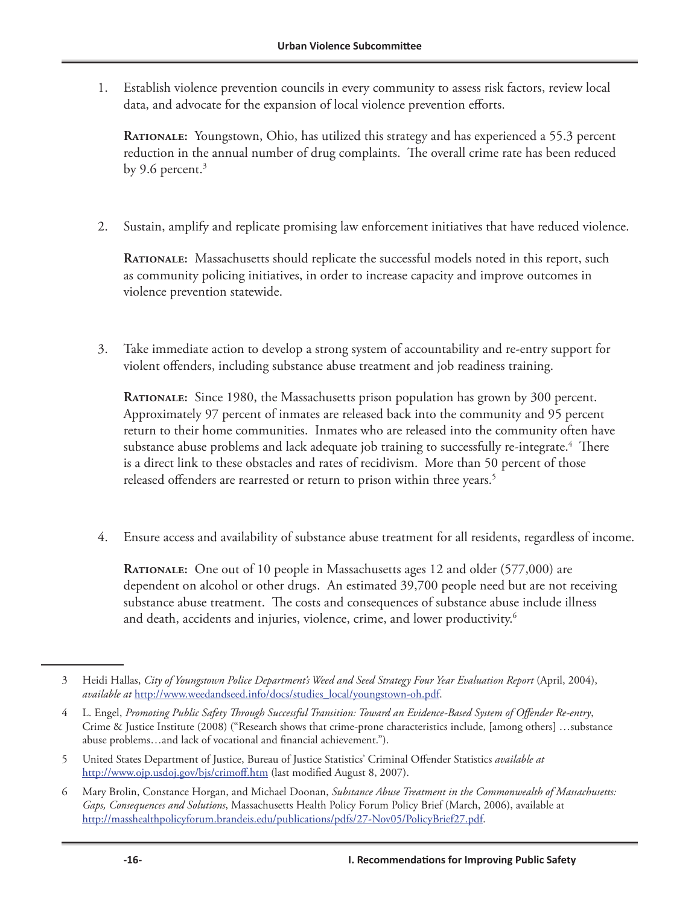1. Establish violence prevention councils in every community to assess risk factors, review local data, and advocate for the expansion of local violence prevention efforts.

   **Rationale:** Youngstown, Ohio, has utilized this strategy and has experienced a 55.3 percent reduction in the annual number of drug complaints. The overall crime rate has been reduced by 9.6 percent.[3]

2. Sustain, amplify and replicate promising law enforcement initiatives that have reduced violence.

   **Rationale:** Massachusetts should replicate the successful models noted in this report, such as community policing initiatives, in order to increase capacity and improve outcomes in violence prevention statewide.

3. Take immediate action to develop a strong system of accountability and re-entry support for violent offenders, including substance abuse treatment and job readiness training.

   **Rationale:** Since 1980, the Massachusetts prison population has grown by 300 percent. Approximately 97 percent of inmates are released back into the community and 95 percent return to their home communities. Inmates who are released into the community often have substance abuse problems and lack adequate job training to successfully re-integrate.[4] There is a direct link to these obstacles and rates of recidivism. More than 50 percent of those released offenders are rearrested or return to prison within three years.[5]

4. Ensure access and availability of substance abuse treatment for all residents, regardless of income.

   **Rationale:** One out of 10 people in Massachusetts ages 12 and older (577,000) are dependent on alcohol or other drugs. An estimated 39,700 people need but are not receiving substance abuse treatment. The costs and consequences of substance abuse include illness and death, accidents and injuries, violence, crime, and lower productivity.[6]

---

3 Heidi Hallas, *City of Youngstown Police Department's Weed and Seed Strategy Four Year Evaluation Report* (April, 2004), *available at* http://www.weedandseed.info/docs/studies_local/youngstown-oh.pdf.

4 L. Engel, *Promoting Public Safety Through Successful Transition: Toward an Evidence-Based System of Offender Re-entry*, Crime & Justice Institute (2008) ("Research shows that crime-prone characteristics include, [among others] …substance abuse problems…and lack of vocational and financial achievement.").

5 United States Department of Justice, Bureau of Justice Statistics' Criminal Offender Statistics *available at* http://www.ojp.usdoj.gov/bjs/crimoff.htm (last modified August 8, 2007).

6 Mary Brolin, Constance Horgan, and Michael Doonan, *Substance Abuse Treatment in the Commonwealth of Massachusetts: Gaps, Consequences and Solutions*, Massachusetts Health Policy Forum Policy Brief (March, 2006), available at http://masshealthpolicyforum.brandeis.edu/publications/pdfs/27-Nov05/PolicyBrief27.pdf.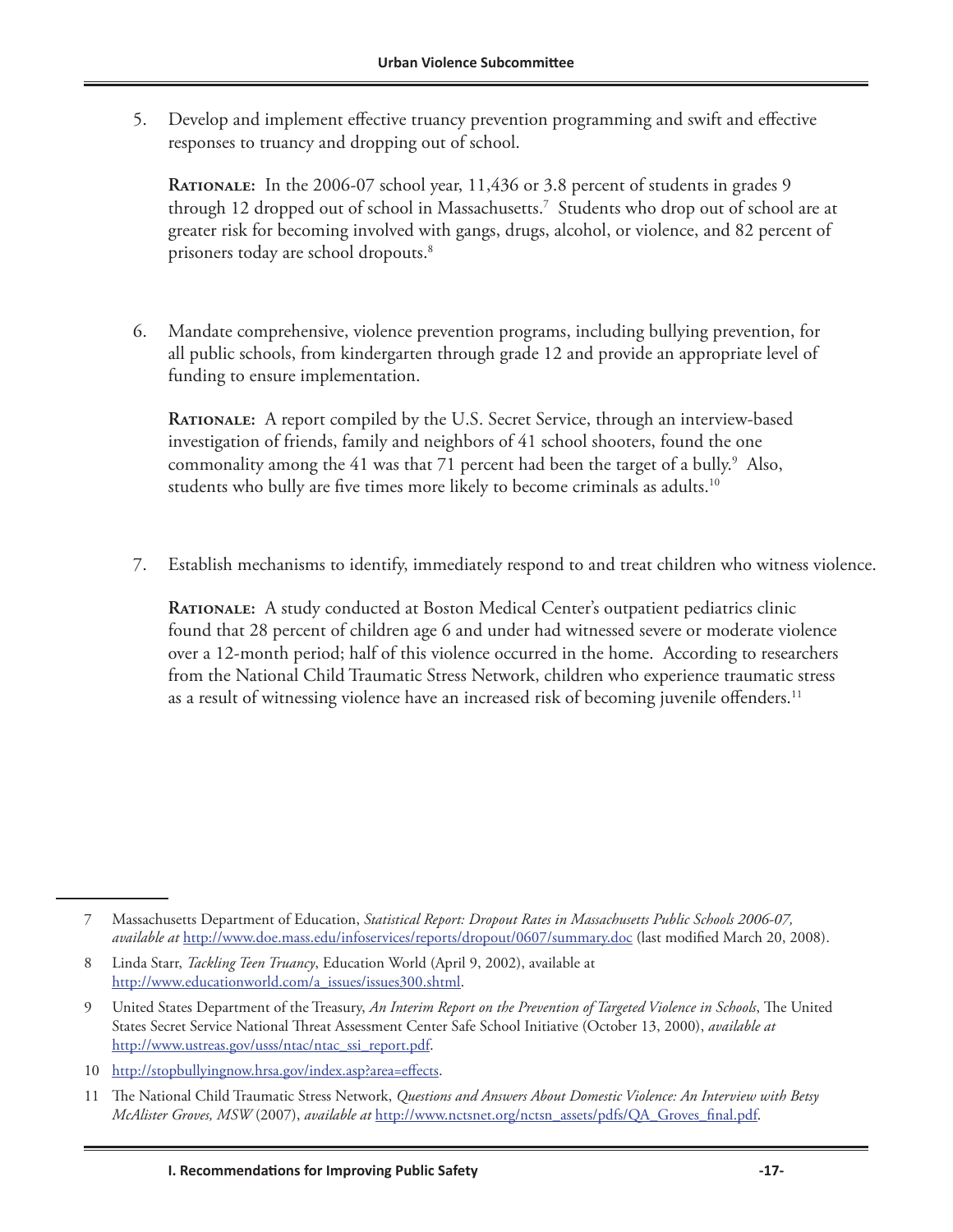5. Develop and implement effective truancy prevention programming and swift and effective responses to truancy and dropping out of school.

   **Rationale:** In the 2006-07 school year, 11,436 or 3.8 percent of students in grades 9 through 12 dropped out of school in Massachusetts.[7] Students who drop out of school are at greater risk for becoming involved with gangs, drugs, alcohol, or violence, and 82 percent of prisoners today are school dropouts.[8]

6. Mandate comprehensive, violence prevention programs, including bullying prevention, for all public schools, from kindergarten through grade 12 and provide an appropriate level of funding to ensure implementation.

   **Rationale:** A report compiled by the U.S. Secret Service, through an interview-based investigation of friends, family and neighbors of 41 school shooters, found the one commonality among the 41 was that 71 percent had been the target of a bully.[9] Also, students who bully are five times more likely to become criminals as adults.[10]

7. Establish mechanisms to identify, immediately respond to and treat children who witness violence.

   **Rationale:** A study conducted at Boston Medical Center's outpatient pediatrics clinic found that 28 percent of children age 6 and under had witnessed severe or moderate violence over a 12-month period; half of this violence occurred in the home. According to researchers from the National Child Traumatic Stress Network, children who experience traumatic stress as a result of witnessing violence have an increased risk of becoming juvenile offenders.[11]

---

7 Massachusetts Department of Education, *Statistical Report: Dropout Rates in Massachusetts Public Schools 2006-07, available at* http://www.doe.mass.edu/infoservices/reports/dropout/0607/summary.doc (last modified March 20, 2008).

8 Linda Starr, *Tackling Teen Truancy*, Education World (April 9, 2002), available at http://www.educationworld.com/a_issues/issues300.shtml.

9 United States Department of the Treasury, *An Interim Report on the Prevention of Targeted Violence in Schools*, The United States Secret Service National Threat Assessment Center Safe School Initiative (October 13, 2000), *available at* http://www.ustreas.gov/usss/ntac/ntac_ssi_report.pdf.

10 http://stopbullyingnow.hrsa.gov/index.asp?area=effects.

11 The National Child Traumatic Stress Network, *Questions and Answers About Domestic Violence: An Interview with Betsy McAlister Groves, MSW* (2007), *available at* http://www.nctsnet.org/nctsn_assets/pdfs/QA_Groves_final.pdf.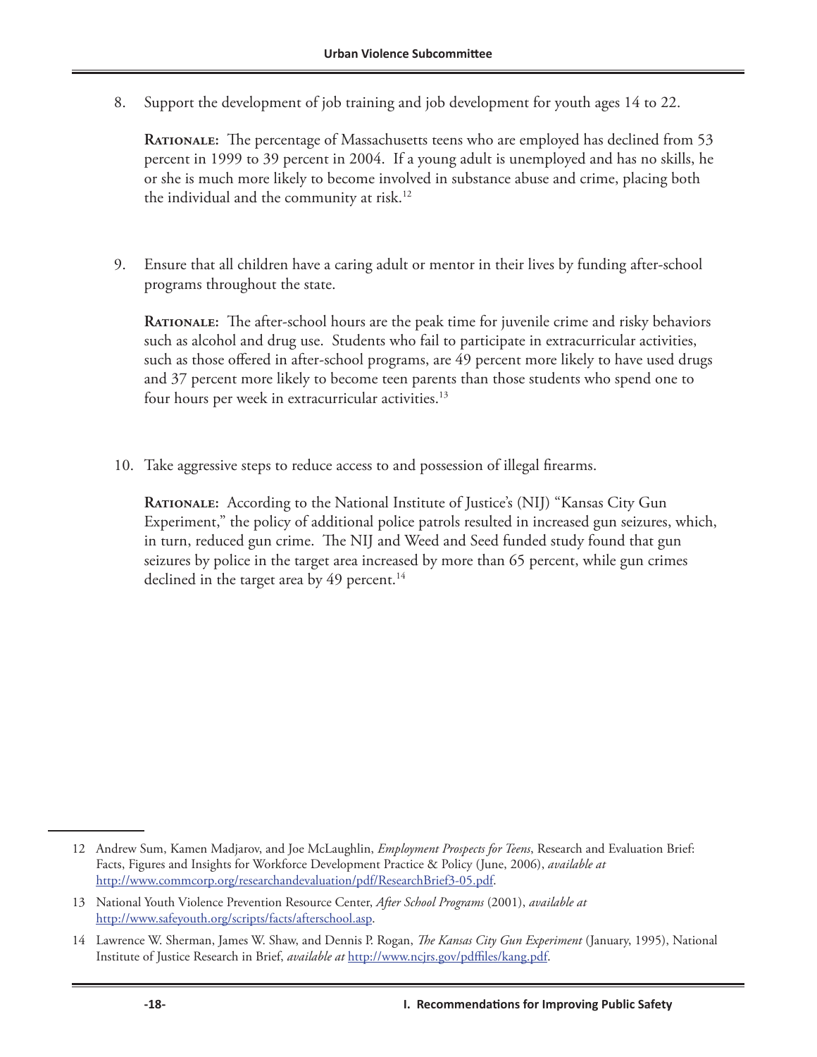8. Support the development of job training and job development for youth ages 14 to 22.

 **Rationale:** The percentage of Massachusetts teens who are employed has declined from 53 percent in 1999 to 39 percent in 2004. If a young adult is unemployed and has no skills, he or she is much more likely to become involved in substance abuse and crime, placing both the individual and the community at risk.[12]

9. Ensure that all children have a caring adult or mentor in their lives by funding after-school programs throughout the state.

 **Rationale:** The after-school hours are the peak time for juvenile crime and risky behaviors such as alcohol and drug use. Students who fail to participate in extracurricular activities, such as those offered in after-school programs, are 49 percent more likely to have used drugs and 37 percent more likely to become teen parents than those students who spend one to four hours per week in extracurricular activities.[13]

10. Take aggressive steps to reduce access to and possession of illegal firearms.

 **Rationale:** According to the National Institute of Justice's (NIJ) "Kansas City Gun Experiment," the policy of additional police patrols resulted in increased gun seizures, which, in turn, reduced gun crime. The NIJ and Weed and Seed funded study found that gun seizures by police in the target area increased by more than 65 percent, while gun crimes declined in the target area by 49 percent.[14]

---

12 Andrew Sum, Kamen Madjarov, and Joe McLaughlin, *Employment Prospects for Teens*, Research and Evaluation Brief: Facts, Figures and Insights for Workforce Development Practice & Policy (June, 2006), *available at* http://www.commcorp.org/researchandevaluation/pdf/ResearchBrief3-05.pdf.

13 National Youth Violence Prevention Resource Center, *After School Programs* (2001), *available at* http://www.safeyouth.org/scripts/facts/afterschool.asp.

14 Lawrence W. Sherman, James W. Shaw, and Dennis P. Rogan, *The Kansas City Gun Experiment* (January, 1995), National Institute of Justice Research in Brief, *available at* http://www.ncjrs.gov/pdffiles/kang.pdf.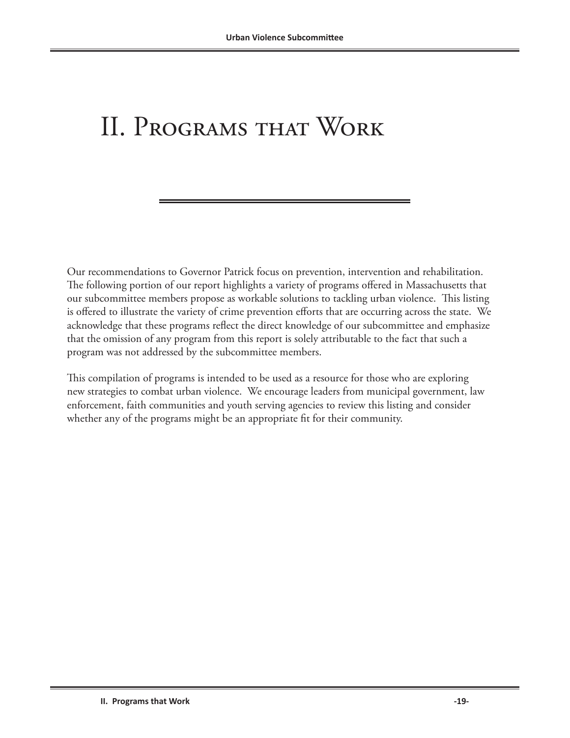# II. Programs that Work

Our recommendations to Governor Patrick focus on prevention, intervention and rehabilitation. The following portion of our report highlights a variety of programs offered in Massachusetts that our subcommittee members propose as workable solutions to tackling urban violence. This listing is offered to illustrate the variety of crime prevention efforts that are occurring across the state. We acknowledge that these programs reflect the direct knowledge of our subcommittee and emphasize that the omission of any program from this report is solely attributable to the fact that such a program was not addressed by the subcommittee members.

This compilation of programs is intended to be used as a resource for those who are exploring new strategies to combat urban violence. We encourage leaders from municipal government, law enforcement, faith communities and youth serving agencies to review this listing and consider whether any of the programs might be an appropriate fit for their community.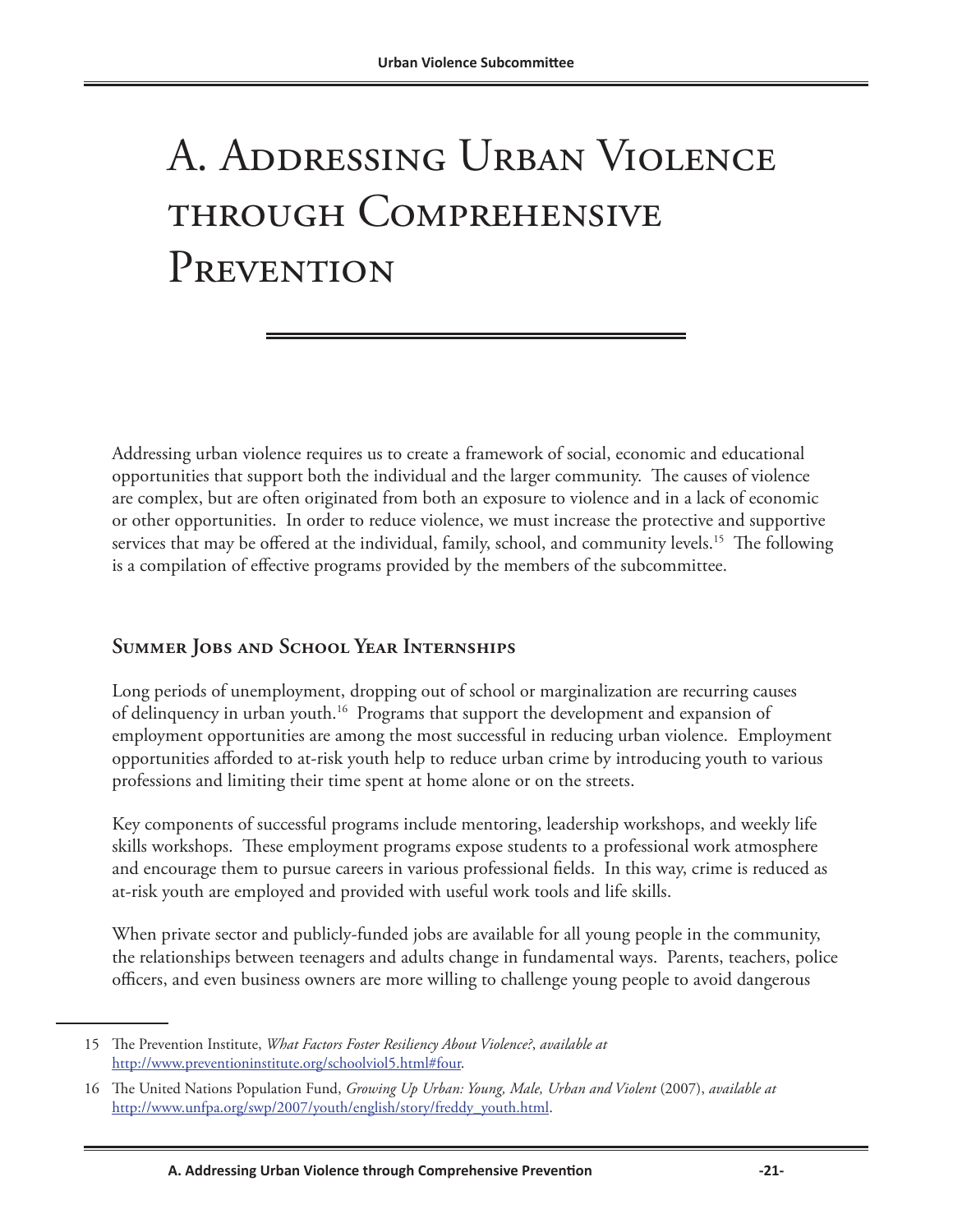# A. Addressing Urban Violence through Comprehensive Prevention

Addressing urban violence requires us to create a framework of social, economic and educational opportunities that support both the individual and the larger community. The causes of violence are complex, but are often originated from both an exposure to violence and in a lack of economic or other opportunities. In order to reduce violence, we must increase the protective and supportive services that may be offered at the individual, family, school, and community levels.[15] The following is a compilation of effective programs provided by the members of the subcommittee.

## Summer Jobs and School Year Internships

Long periods of unemployment, dropping out of school or marginalization are recurring causes of delinquency in urban youth.[16] Programs that support the development and expansion of employment opportunities are among the most successful in reducing urban violence. Employment opportunities afforded to at-risk youth help to reduce urban crime by introducing youth to various professions and limiting their time spent at home alone or on the streets.

Key components of successful programs include mentoring, leadership workshops, and weekly life skills workshops. These employment programs expose students to a professional work atmosphere and encourage them to pursue careers in various professional fields. In this way, crime is reduced as at-risk youth are employed and provided with useful work tools and life skills.

When private sector and publicly-funded jobs are available for all young people in the community, the relationships between teenagers and adults change in fundamental ways. Parents, teachers, police officers, and even business owners are more willing to challenge young people to avoid dangerous

---

15 The Prevention Institute, *What Factors Foster Resiliency About Violence?*, *available at* http://www.preventioninstitute.org/schoolviol5.html#four.

16 The United Nations Population Fund, *Growing Up Urban: Young, Male, Urban and Violent* (2007), *available at* http://www.unfpa.org/swp/2007/youth/english/story/freddy_youth.html.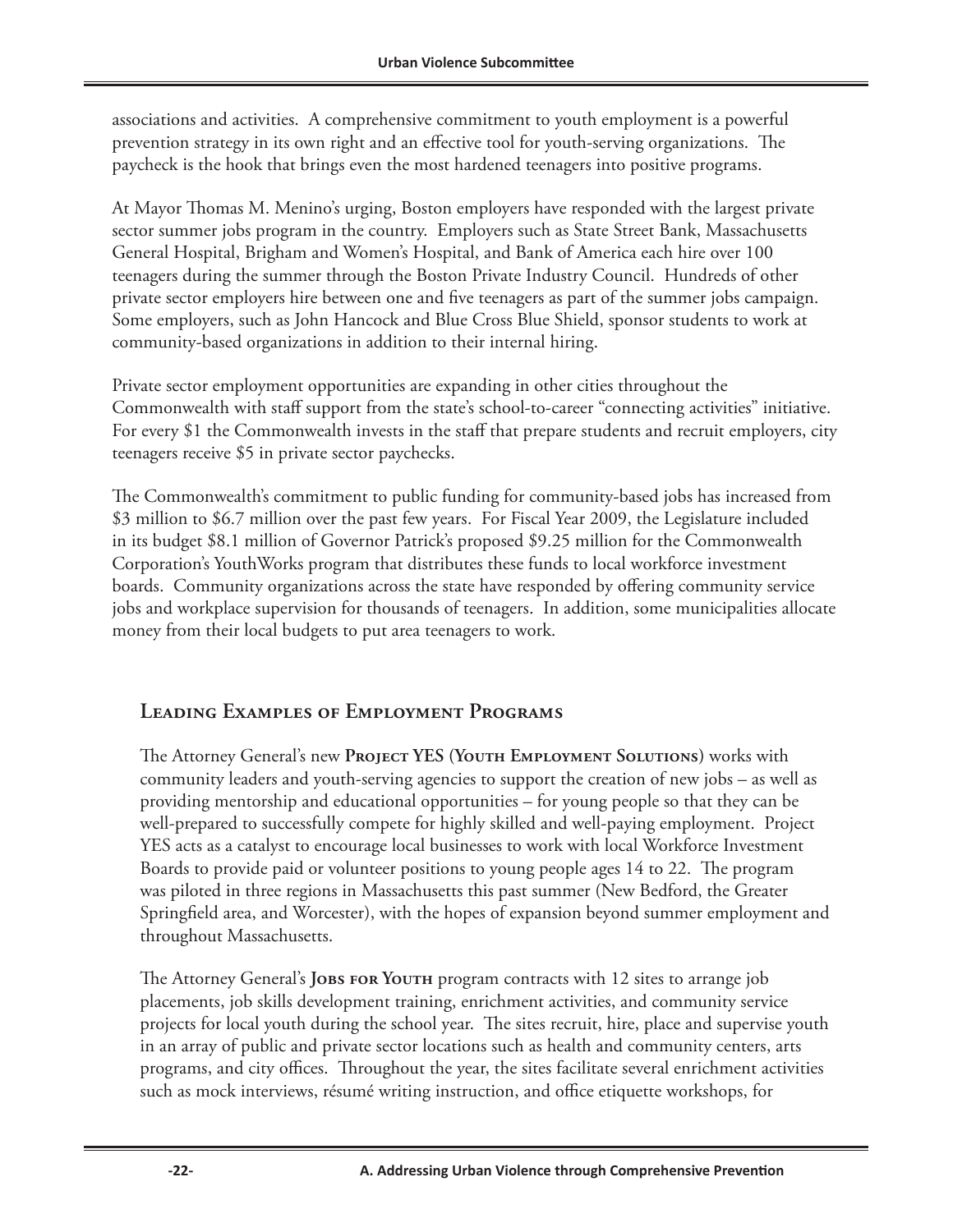associations and activities. A comprehensive commitment to youth employment is a powerful prevention strategy in its own right and an effective tool for youth-serving organizations. The paycheck is the hook that brings even the most hardened teenagers into positive programs.

At Mayor Thomas M. Menino's urging, Boston employers have responded with the largest private sector summer jobs program in the country. Employers such as State Street Bank, Massachusetts General Hospital, Brigham and Women's Hospital, and Bank of America each hire over 100 teenagers during the summer through the Boston Private Industry Council. Hundreds of other private sector employers hire between one and five teenagers as part of the summer jobs campaign. Some employers, such as John Hancock and Blue Cross Blue Shield, sponsor students to work at community-based organizations in addition to their internal hiring.

Private sector employment opportunities are expanding in other cities throughout the Commonwealth with staff support from the state's school-to-career "connecting activities" initiative. For every $1 the Commonwealth invests in the staff that prepare students and recruit employers, city teenagers receive $5 in private sector paychecks.

The Commonwealth's commitment to public funding for community-based jobs has increased from $3 million to $6.7 million over the past few years. For Fiscal Year 2009, the Legislature included in its budget $8.1 million of Governor Patrick's proposed $9.25 million for the Commonwealth Corporation's YouthWorks program that distributes these funds to local workforce investment boards. Community organizations across the state have responded by offering community service jobs and workplace supervision for thousands of teenagers. In addition, some municipalities allocate money from their local budgets to put area teenagers to work.

## Leading Examples of Employment Programs

The Attorney General's new **Project YES (Youth Employment Solutions)** works with community leaders and youth-serving agencies to support the creation of new jobs – as well as providing mentorship and educational opportunities – for young people so that they can be well-prepared to successfully compete for highly skilled and well-paying employment. Project YES acts as a catalyst to encourage local businesses to work with local Workforce Investment Boards to provide paid or volunteer positions to young people ages 14 to 22. The program was piloted in three regions in Massachusetts this past summer (New Bedford, the Greater Springfield area, and Worcester), with the hopes of expansion beyond summer employment and throughout Massachusetts.

The Attorney General's **Jobs for Youth** program contracts with 12 sites to arrange job placements, job skills development training, enrichment activities, and community service projects for local youth during the school year. The sites recruit, hire, place and supervise youth in an array of public and private sector locations such as health and community centers, arts programs, and city offices. Throughout the year, the sites facilitate several enrichment activities such as mock interviews, résumé writing instruction, and office etiquette workshops, for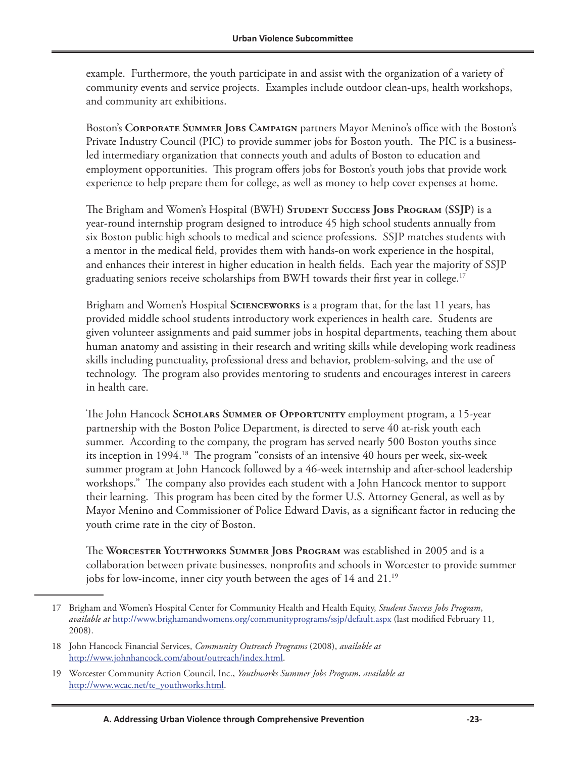example. Furthermore, the youth participate in and assist with the organization of a variety of community events and service projects. Examples include outdoor clean-ups, health workshops, and community art exhibitions.

Boston's **Corporate Summer Jobs Campaign** partners Mayor Menino's office with the Boston's Private Industry Council (PIC) to provide summer jobs for Boston youth. The PIC is a business-led intermediary organization that connects youth and adults of Boston to education and employment opportunities. This program offers jobs for Boston's youth jobs that provide work experience to help prepare them for college, as well as money to help cover expenses at home.

The Brigham and Women's Hospital (BWH) **Student Success Jobs Program (SSJP)** is a year-round internship program designed to introduce 45 high school students annually from six Boston public high schools to medical and science professions. SSJP matches students with a mentor in the medical field, provides them with hands-on work experience in the hospital, and enhances their interest in higher education in health fields. Each year the majority of SSJP graduating seniors receive scholarships from BWH towards their first year in college.[17]

Brigham and Women's Hospital **Scienceworks** is a program that, for the last 11 years, has provided middle school students introductory work experiences in health care. Students are given volunteer assignments and paid summer jobs in hospital departments, teaching them about human anatomy and assisting in their research and writing skills while developing work readiness skills including punctuality, professional dress and behavior, problem-solving, and the use of technology. The program also provides mentoring to students and encourages interest in careers in health care.

The John Hancock **Scholars Summer of Opportunity** employment program, a 15-year partnership with the Boston Police Department, is directed to serve 40 at-risk youth each summer. According to the company, the program has served nearly 500 Boston youths since its inception in 1994.[18] The program "consists of an intensive 40 hours per week, six-week summer program at John Hancock followed by a 46-week internship and after-school leadership workshops." The company also provides each student with a John Hancock mentor to support their learning. This program has been cited by the former U.S. Attorney General, as well as by Mayor Menino and Commissioner of Police Edward Davis, as a significant factor in reducing the youth crime rate in the city of Boston.

The **Worcester Youthworks Summer Jobs Program** was established in 2005 and is a collaboration between private businesses, nonprofits and schools in Worcester to provide summer jobs for low-income, inner city youth between the ages of 14 and 21.[19]

---

17 Brigham and Women's Hospital Center for Community Health and Health Equity, *Student Success Jobs Program*, *available at* http://www.brighamandwomens.org/communityprograms/ssjp/default.aspx (last modified February 11, 2008).

18 John Hancock Financial Services, *Community Outreach Programs* (2008), *available at* http://www.johnhancock.com/about/outreach/index.html.

19 Worcester Community Action Council, Inc., *Youthworks Summer Jobs Program*, *available at* http://www.wcac.net/te_youthworks.html.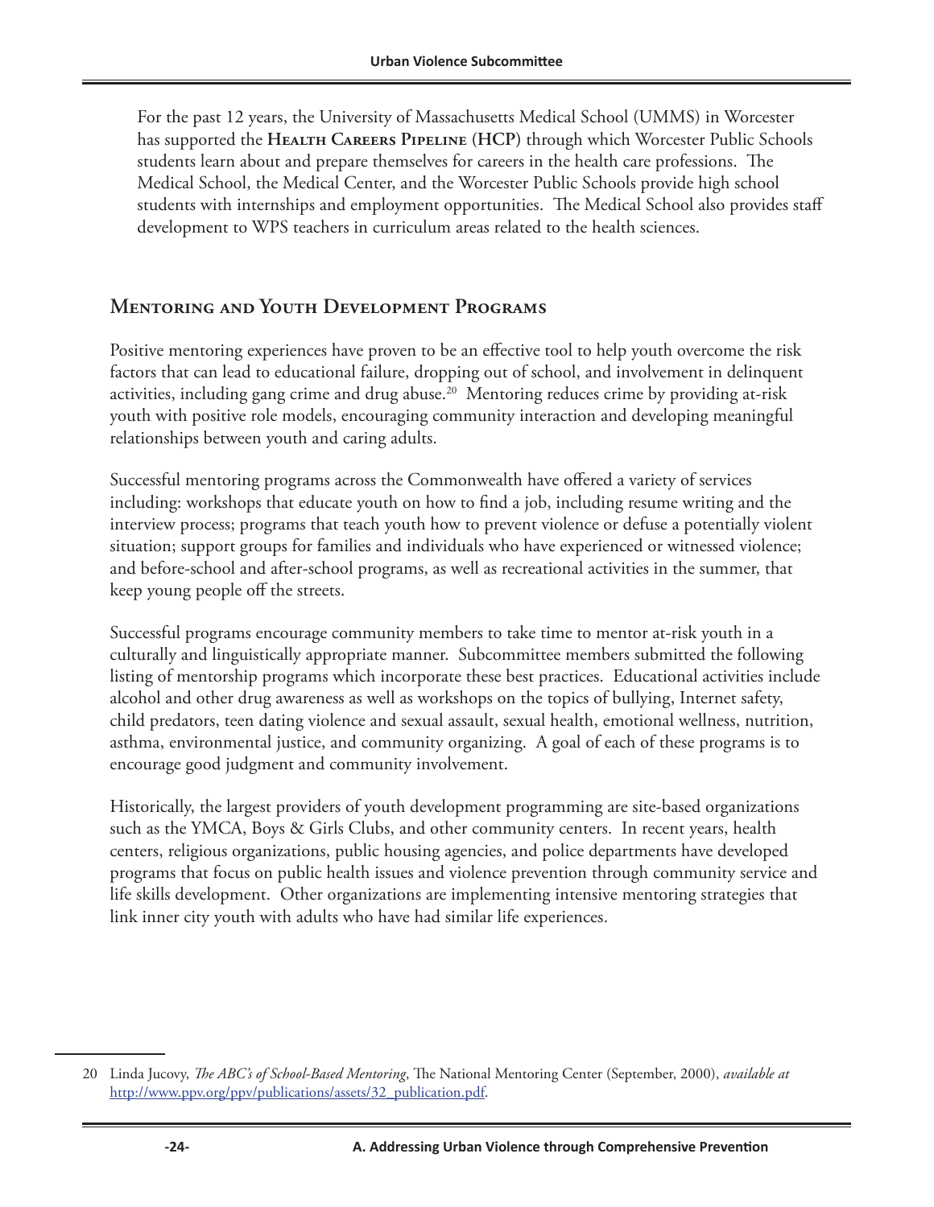For the past 12 years, the University of Massachusetts Medical School (UMMS) in Worcester has supported the **Health Careers Pipeline (HCP)** through which Worcester Public Schools students learn about and prepare themselves for careers in the health care professions. The Medical School, the Medical Center, and the Worcester Public Schools provide high school students with internships and employment opportunities. The Medical School also provides staff development to WPS teachers in curriculum areas related to the health sciences.

## Mentoring and Youth Development Programs

Positive mentoring experiences have proven to be an effective tool to help youth overcome the risk factors that can lead to educational failure, dropping out of school, and involvement in delinquent activities, including gang crime and drug abuse.[20] Mentoring reduces crime by providing at-risk youth with positive role models, encouraging community interaction and developing meaningful relationships between youth and caring adults.

Successful mentoring programs across the Commonwealth have offered a variety of services including: workshops that educate youth on how to find a job, including resume writing and the interview process; programs that teach youth how to prevent violence or defuse a potentially violent situation; support groups for families and individuals who have experienced or witnessed violence; and before-school and after-school programs, as well as recreational activities in the summer, that keep young people off the streets.

Successful programs encourage community members to take time to mentor at-risk youth in a culturally and linguistically appropriate manner. Subcommittee members submitted the following listing of mentorship programs which incorporate these best practices. Educational activities include alcohol and other drug awareness as well as workshops on the topics of bullying, Internet safety, child predators, teen dating violence and sexual assault, sexual health, emotional wellness, nutrition, asthma, environmental justice, and community organizing. A goal of each of these programs is to encourage good judgment and community involvement.

Historically, the largest providers of youth development programming are site-based organizations such as the YMCA, Boys & Girls Clubs, and other community centers. In recent years, health centers, religious organizations, public housing agencies, and police departments have developed programs that focus on public health issues and violence prevention through community service and life skills development. Other organizations are implementing intensive mentoring strategies that link inner city youth with adults who have had similar life experiences.

---

20 Linda Jucovy, *The ABC's of School-Based Mentoring*, The National Mentoring Center (September, 2000), *available at* http://www.ppv.org/ppv/publications/assets/32_publication.pdf.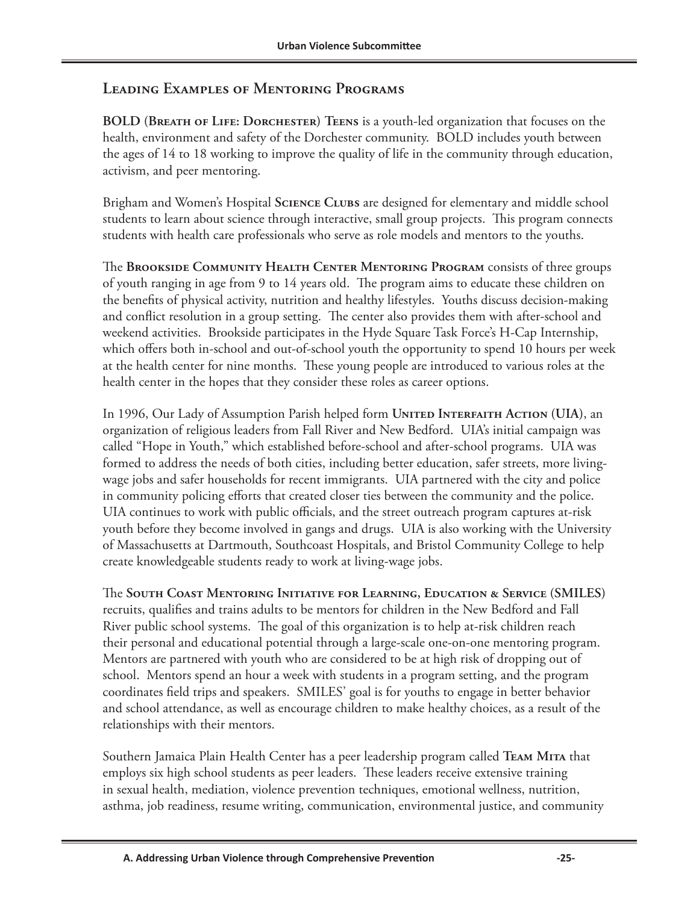## Leading Examples of Mentoring Programs

**BOLD (Breath of Life: Dorchester) Teens** is a youth-led organization that focuses on the health, environment and safety of the Dorchester community. BOLD includes youth between the ages of 14 to 18 working to improve the quality of life in the community through education, activism, and peer mentoring.

Brigham and Women's Hospital **Science Clubs** are designed for elementary and middle school students to learn about science through interactive, small group projects. This program connects students with health care professionals who serve as role models and mentors to the youths.

The **Brookside Community Health Center Mentoring Program** consists of three groups of youth ranging in age from 9 to 14 years old. The program aims to educate these children on the benefits of physical activity, nutrition and healthy lifestyles. Youths discuss decision-making and conflict resolution in a group setting. The center also provides them with after-school and weekend activities. Brookside participates in the Hyde Square Task Force's H-Cap Internship, which offers both in-school and out-of-school youth the opportunity to spend 10 hours per week at the health center for nine months. These young people are introduced to various roles at the health center in the hopes that they consider these roles as career options.

In 1996, Our Lady of Assumption Parish helped form **United Interfaith Action (UIA)**, an organization of religious leaders from Fall River and New Bedford. UIA's initial campaign was called "Hope in Youth," which established before-school and after-school programs. UIA was formed to address the needs of both cities, including better education, safer streets, more living-wage jobs and safer households for recent immigrants. UIA partnered with the city and police in community policing efforts that created closer ties between the community and the police. UIA continues to work with public officials, and the street outreach program captures at-risk youth before they become involved in gangs and drugs. UIA is also working with the University of Massachusetts at Dartmouth, Southcoast Hospitals, and Bristol Community College to help create knowledgeable students ready to work at living-wage jobs.

The **South Coast Mentoring Initiative for Learning, Education & Service (SMILES)** recruits, qualifies and trains adults to be mentors for children in the New Bedford and Fall River public school systems. The goal of this organization is to help at-risk children reach their personal and educational potential through a large-scale one-on-one mentoring program. Mentors are partnered with youth who are considered to be at high risk of dropping out of school. Mentors spend an hour a week with students in a program setting, and the program coordinates field trips and speakers. SMILES' goal is for youths to engage in better behavior and school attendance, as well as encourage children to make healthy choices, as a result of the relationships with their mentors.

Southern Jamaica Plain Health Center has a peer leadership program called **Team Mita** that employs six high school students as peer leaders. These leaders receive extensive training in sexual health, mediation, violence prevention techniques, emotional wellness, nutrition, asthma, job readiness, resume writing, communication, environmental justice, and community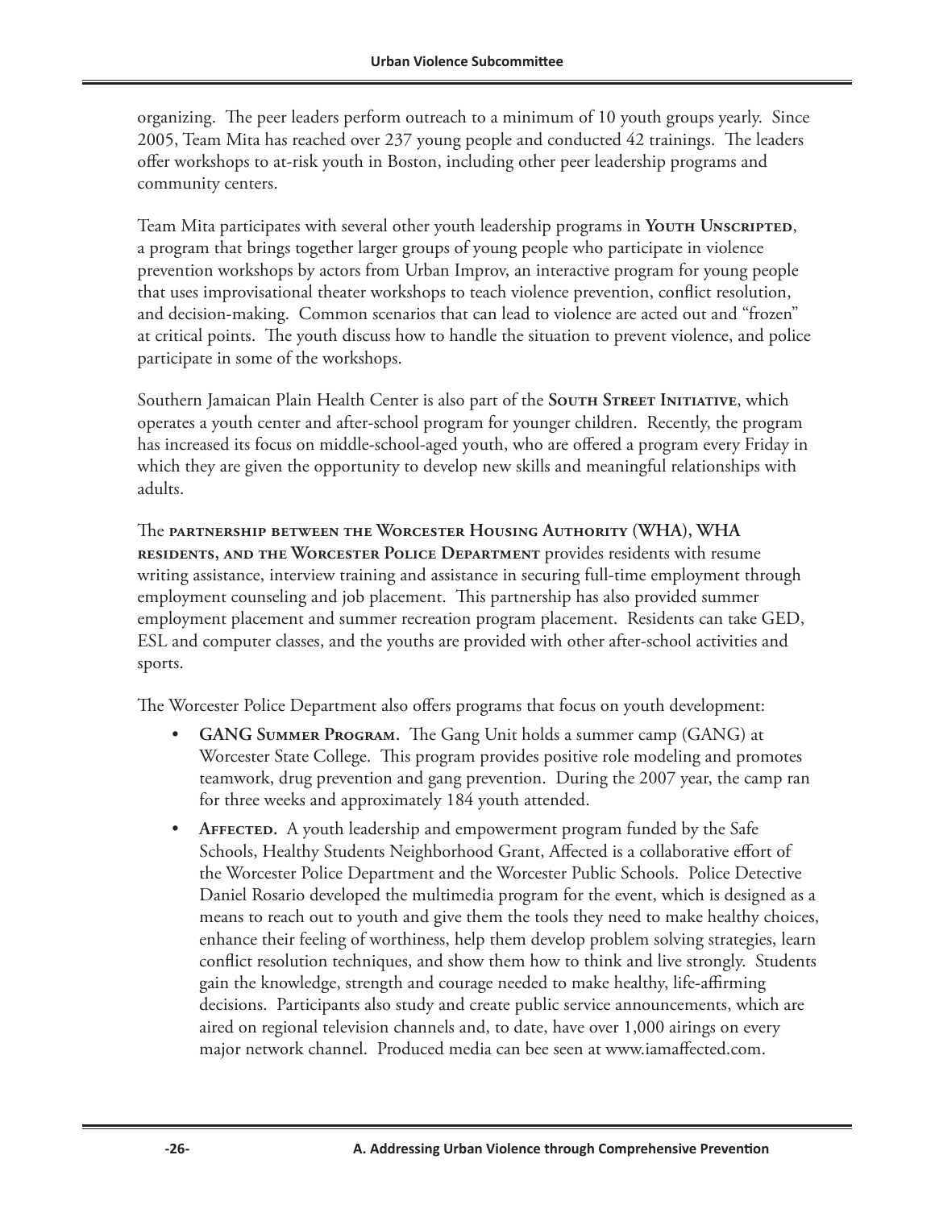organizing. The peer leaders perform outreach to a minimum of 10 youth groups yearly. Since 2005, Team Mita has reached over 237 young people and conducted 42 trainings. The leaders offer workshops to at-risk youth in Boston, including other peer leadership programs and community centers.

Team Mita participates with several other youth leadership programs in **Youth Unscripted**, a program that brings together larger groups of young people who participate in violence prevention workshops by actors from Urban Improv, an interactive program for young people that uses improvisational theater workshops to teach violence prevention, conflict resolution, and decision-making. Common scenarios that can lead to violence are acted out and "frozen" at critical points. The youth discuss how to handle the situation to prevent violence, and police participate in some of the workshops.

Southern Jamaican Plain Health Center is also part of the **South Street Initiative**, which operates a youth center and after-school program for younger children. Recently, the program has increased its focus on middle-school-aged youth, who are offered a program every Friday in which they are given the opportunity to develop new skills and meaningful relationships with adults.

The **partnership between the Worcester Housing Authority (WHA), WHA residents, and the Worcester Police Department** provides residents with resume writing assistance, interview training and assistance in securing full-time employment through employment counseling and job placement. This partnership has also provided summer employment placement and summer recreation program placement. Residents can take GED, ESL and computer classes, and the youths are provided with other after-school activities and sports.

The Worcester Police Department also offers programs that focus on youth development:

- **GANG Summer Program.** The Gang Unit holds a summer camp (GANG) at Worcester State College. This program provides positive role modeling and promotes teamwork, drug prevention and gang prevention. During the 2007 year, the camp ran for three weeks and approximately 184 youth attended.
- **Affected.** A youth leadership and empowerment program funded by the Safe Schools, Healthy Students Neighborhood Grant, Affected is a collaborative effort of the Worcester Police Department and the Worcester Public Schools. Police Detective Daniel Rosario developed the multimedia program for the event, which is designed as a means to reach out to youth and give them the tools they need to make healthy choices, enhance their feeling of worthiness, help them develop problem solving strategies, learn conflict resolution techniques, and show them how to think and live strongly. Students gain the knowledge, strength and courage needed to make healthy, life-affirming decisions. Participants also study and create public service announcements, which are aired on regional television channels and, to date, have over 1,000 airings on every major network channel. Produced media can bee seen at www.iamaffected.com.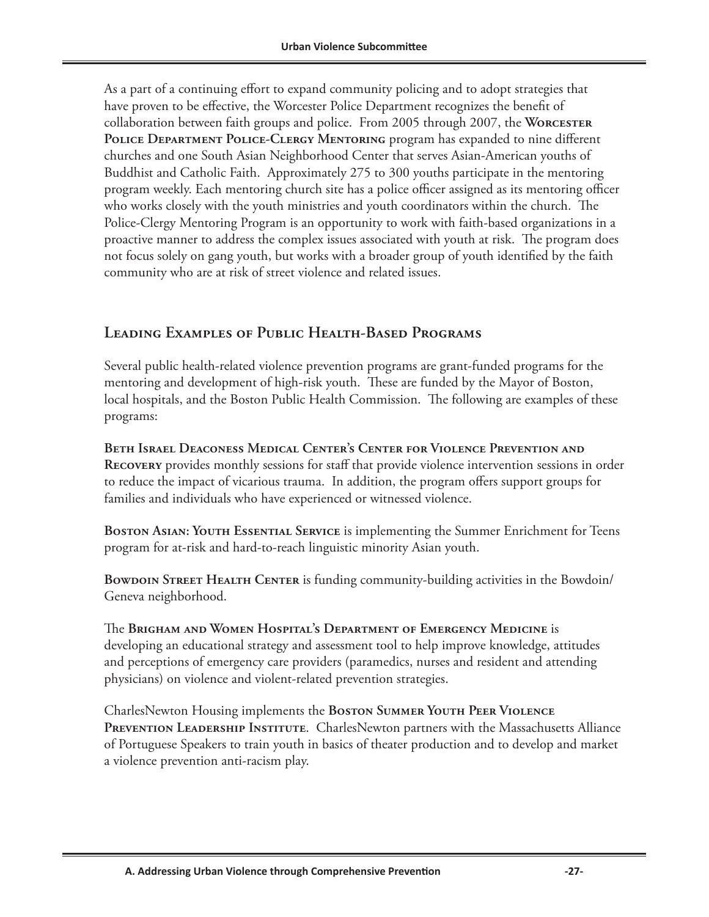As a part of a continuing effort to expand community policing and to adopt strategies that have proven to be effective, the Worcester Police Department recognizes the benefit of collaboration between faith groups and police. From 2005 through 2007, the **Worcester Police Department Police-Clergy Mentoring** program has expanded to nine different churches and one South Asian Neighborhood Center that serves Asian-American youths of Buddhist and Catholic Faith. Approximately 275 to 300 youths participate in the mentoring program weekly. Each mentoring church site has a police officer assigned as its mentoring officer who works closely with the youth ministries and youth coordinators within the church. The Police-Clergy Mentoring Program is an opportunity to work with faith-based organizations in a proactive manner to address the complex issues associated with youth at risk. The program does not focus solely on gang youth, but works with a broader group of youth identified by the faith community who are at risk of street violence and related issues.

## Leading Examples of Public Health-Based Programs

Several public health-related violence prevention programs are grant-funded programs for the mentoring and development of high-risk youth. These are funded by the Mayor of Boston, local hospitals, and the Boston Public Health Commission. The following are examples of these programs:

**Beth Israel Deaconess Medical Center's Center for Violence Prevention and Recovery** provides monthly sessions for staff that provide violence intervention sessions in order to reduce the impact of vicarious trauma. In addition, the program offers support groups for families and individuals who have experienced or witnessed violence.

**Boston Asian: Youth Essential Service** is implementing the Summer Enrichment for Teens program for at-risk and hard-to-reach linguistic minority Asian youth.

**Bowdoin Street Health Center** is funding community-building activities in the Bowdoin/ Geneva neighborhood.

The **Brigham and Women Hospital's Department of Emergency Medicine** is developing an educational strategy and assessment tool to help improve knowledge, attitudes and perceptions of emergency care providers (paramedics, nurses and resident and attending physicians) on violence and violent-related prevention strategies.

CharlesNewton Housing implements the **Boston Summer Youth Peer Violence Prevention Leadership Institute**. CharlesNewton partners with the Massachusetts Alliance of Portuguese Speakers to train youth in basics of theater production and to develop and market a violence prevention anti-racism play.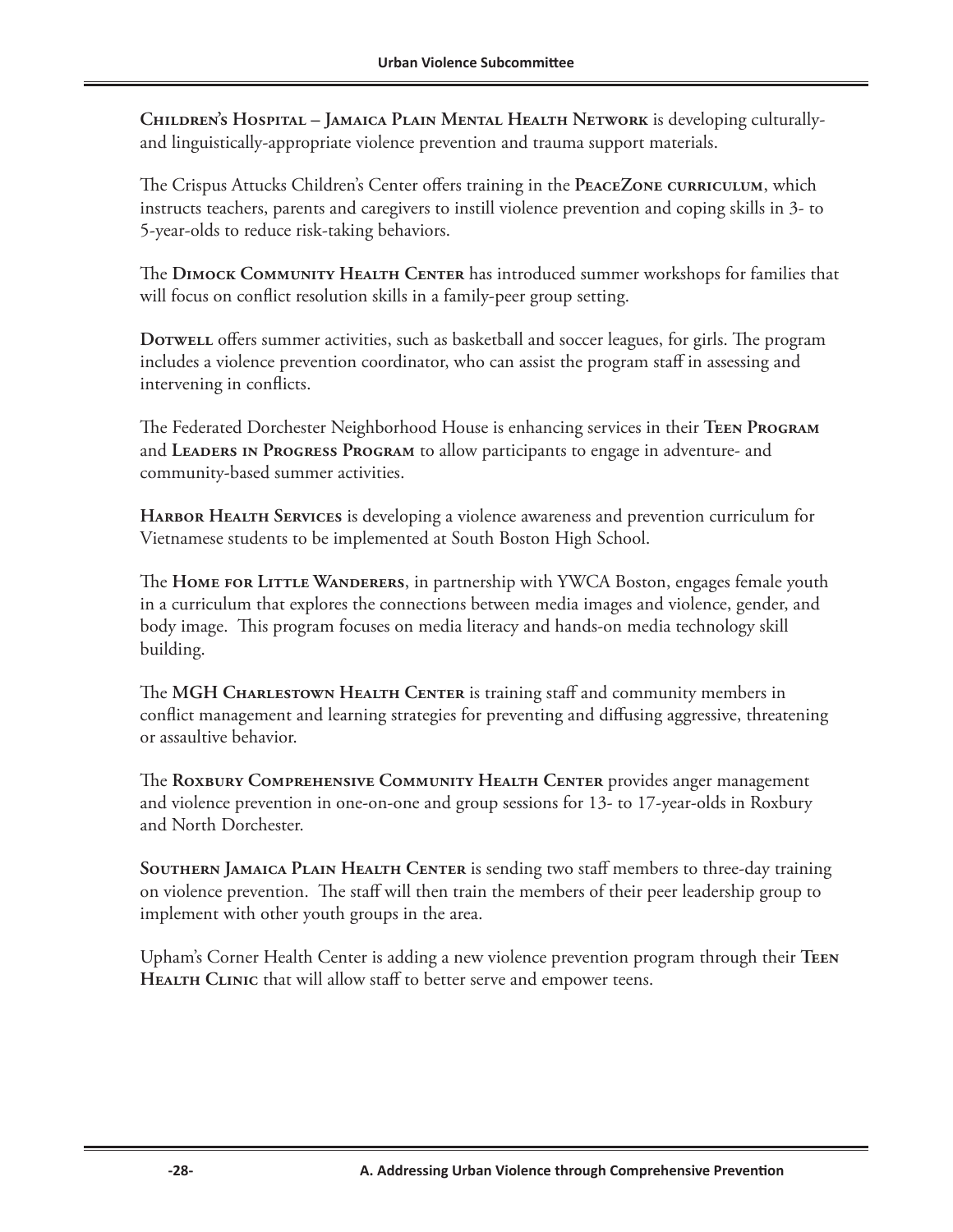**Children's Hospital – Jamaica Plain Mental Health Network** is developing culturally- and linguistically-appropriate violence prevention and trauma support materials.

The Crispus Attucks Children's Center offers training in the **PeaceZone curriculum**, which instructs teachers, parents and caregivers to instill violence prevention and coping skills in 3- to 5-year-olds to reduce risk-taking behaviors.

The **Dimock Community Health Center** has introduced summer workshops for families that will focus on conflict resolution skills in a family-peer group setting.

**Dotwell** offers summer activities, such as basketball and soccer leagues, for girls. The program includes a violence prevention coordinator, who can assist the program staff in assessing and intervening in conflicts.

The Federated Dorchester Neighborhood House is enhancing services in their **Teen Program** and **Leaders in Progress Program** to allow participants to engage in adventure- and community-based summer activities.

**Harbor Health Services** is developing a violence awareness and prevention curriculum for Vietnamese students to be implemented at South Boston High School.

The **Home for Little Wanderers**, in partnership with YWCA Boston, engages female youth in a curriculum that explores the connections between media images and violence, gender, and body image. This program focuses on media literacy and hands-on media technology skill building.

The **MGH Charlestown Health Center** is training staff and community members in conflict management and learning strategies for preventing and diffusing aggressive, threatening or assaultive behavior.

The **Roxbury Comprehensive Community Health Center** provides anger management and violence prevention in one-on-one and group sessions for 13- to 17-year-olds in Roxbury and North Dorchester.

**Southern Jamaica Plain Health Center** is sending two staff members to three-day training on violence prevention. The staff will then train the members of their peer leadership group to implement with other youth groups in the area.

Upham's Corner Health Center is adding a new violence prevention program through their **Teen Health Clinic** that will allow staff to better serve and empower teens.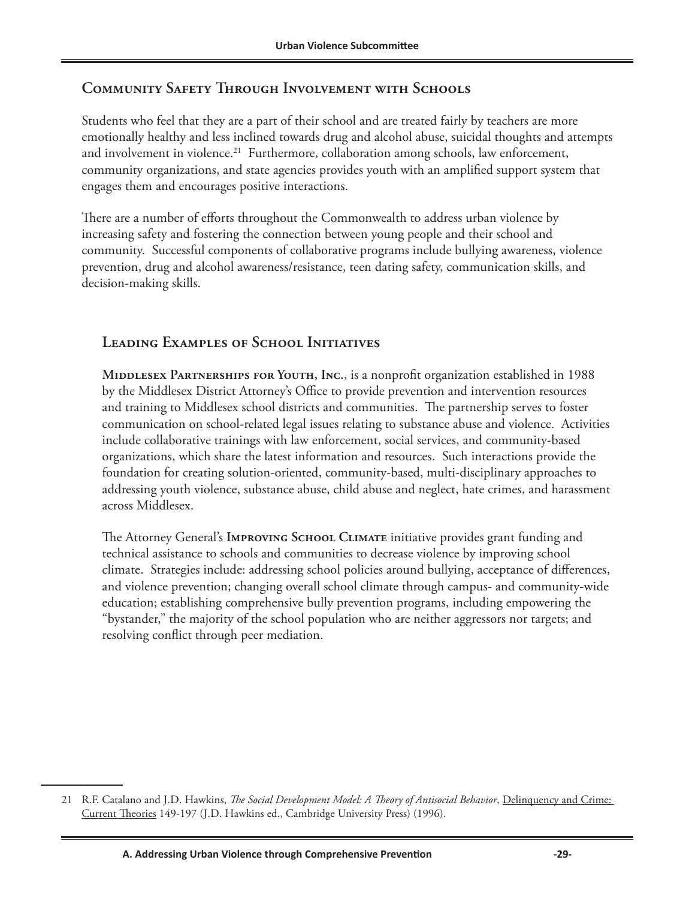## Community Safety Through Involvement with Schools

Students who feel that they are a part of their school and are treated fairly by teachers are more emotionally healthy and less inclined towards drug and alcohol abuse, suicidal thoughts and attempts and involvement in violence.[21] Furthermore, collaboration among schools, law enforcement, community organizations, and state agencies provides youth with an amplified support system that engages them and encourages positive interactions.

There are a number of efforts throughout the Commonwealth to address urban violence by increasing safety and fostering the connection between young people and their school and community. Successful components of collaborative programs include bullying awareness, violence prevention, drug and alcohol awareness/resistance, teen dating safety, communication skills, and decision-making skills.

### Leading Examples of School Initiatives

**Middlesex Partnerships for Youth, Inc.**, is a nonprofit organization established in 1988 by the Middlesex District Attorney's Office to provide prevention and intervention resources and training to Middlesex school districts and communities. The partnership serves to foster communication on school-related legal issues relating to substance abuse and violence. Activities include collaborative trainings with law enforcement, social services, and community-based organizations, which share the latest information and resources. Such interactions provide the foundation for creating solution-oriented, community-based, multi-disciplinary approaches to addressing youth violence, substance abuse, child abuse and neglect, hate crimes, and harassment across Middlesex.

The Attorney General's **Improving School Climate** initiative provides grant funding and technical assistance to schools and communities to decrease violence by improving school climate. Strategies include: addressing school policies around bullying, acceptance of differences, and violence prevention; changing overall school climate through campus- and community-wide education; establishing comprehensive bully prevention programs, including empowering the "bystander," the majority of the school population who are neither aggressors nor targets; and resolving conflict through peer mediation.

---

21 R.F. Catalano and J.D. Hawkins, *The Social Development Model: A Theory of Antisocial Behavior*, Delinquency and Crime: Current Theories 149-197 (J.D. Hawkins ed., Cambridge University Press) (1996).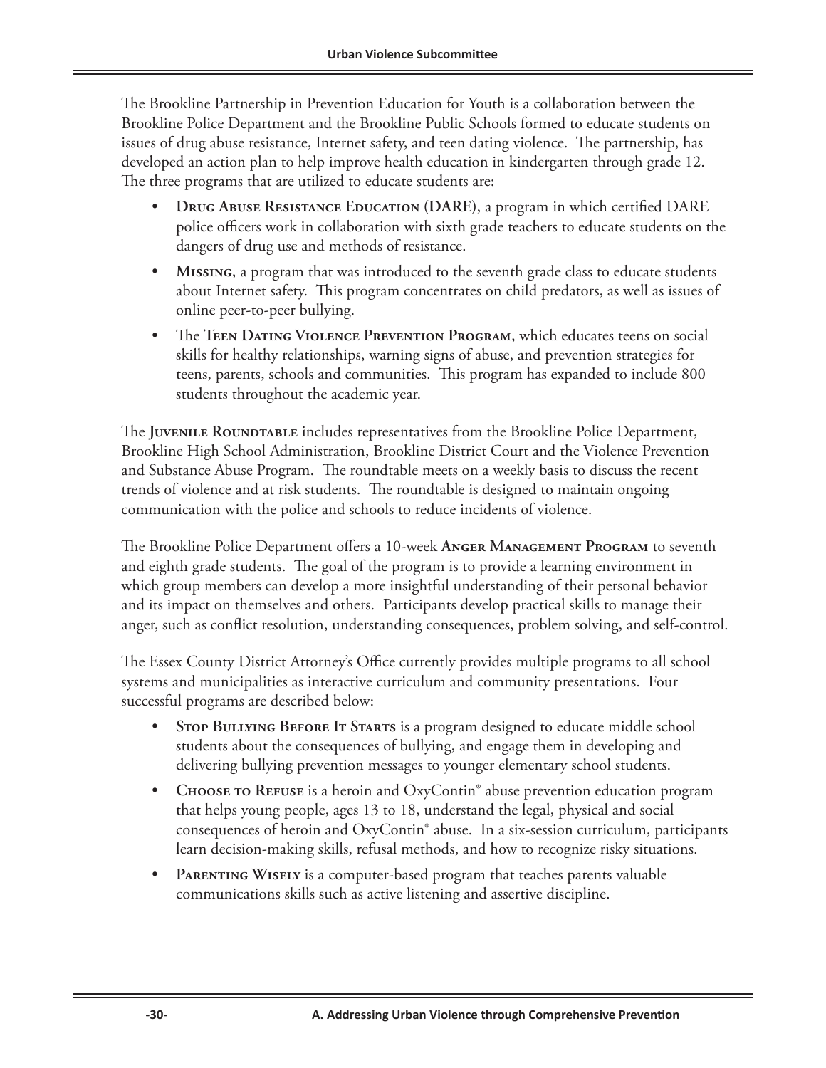The Brookline Partnership in Prevention Education for Youth is a collaboration between the Brookline Police Department and the Brookline Public Schools formed to educate students on issues of drug abuse resistance, Internet safety, and teen dating violence. The partnership, has developed an action plan to help improve health education in kindergarten through grade 12. The three programs that are utilized to educate students are:

- **Drug Abuse Resistance Education (DARE)**, a program in which certified DARE police officers work in collaboration with sixth grade teachers to educate students on the dangers of drug use and methods of resistance.
- **Missing**, a program that was introduced to the seventh grade class to educate students about Internet safety. This program concentrates on child predators, as well as issues of online peer-to-peer bullying.
- The **Teen Dating Violence Prevention Program**, which educates teens on social skills for healthy relationships, warning signs of abuse, and prevention strategies for teens, parents, schools and communities. This program has expanded to include 800 students throughout the academic year.

The **Juvenile Roundtable** includes representatives from the Brookline Police Department, Brookline High School Administration, Brookline District Court and the Violence Prevention and Substance Abuse Program. The roundtable meets on a weekly basis to discuss the recent trends of violence and at risk students. The roundtable is designed to maintain ongoing communication with the police and schools to reduce incidents of violence.

The Brookline Police Department offers a 10-week **Anger Management Program** to seventh and eighth grade students. The goal of the program is to provide a learning environment in which group members can develop a more insightful understanding of their personal behavior and its impact on themselves and others. Participants develop practical skills to manage their anger, such as conflict resolution, understanding consequences, problem solving, and self-control.

The Essex County District Attorney's Office currently provides multiple programs to all school systems and municipalities as interactive curriculum and community presentations. Four successful programs are described below:

- **Stop Bullying Before It Starts** is a program designed to educate middle school students about the consequences of bullying, and engage them in developing and delivering bullying prevention messages to younger elementary school students.
- **Choose to Refuse** is a heroin and OxyContin® abuse prevention education program that helps young people, ages 13 to 18, understand the legal, physical and social consequences of heroin and OxyContin® abuse. In a six-session curriculum, participants learn decision-making skills, refusal methods, and how to recognize risky situations.
- **Parenting Wisely** is a computer-based program that teaches parents valuable communications skills such as active listening and assertive discipline.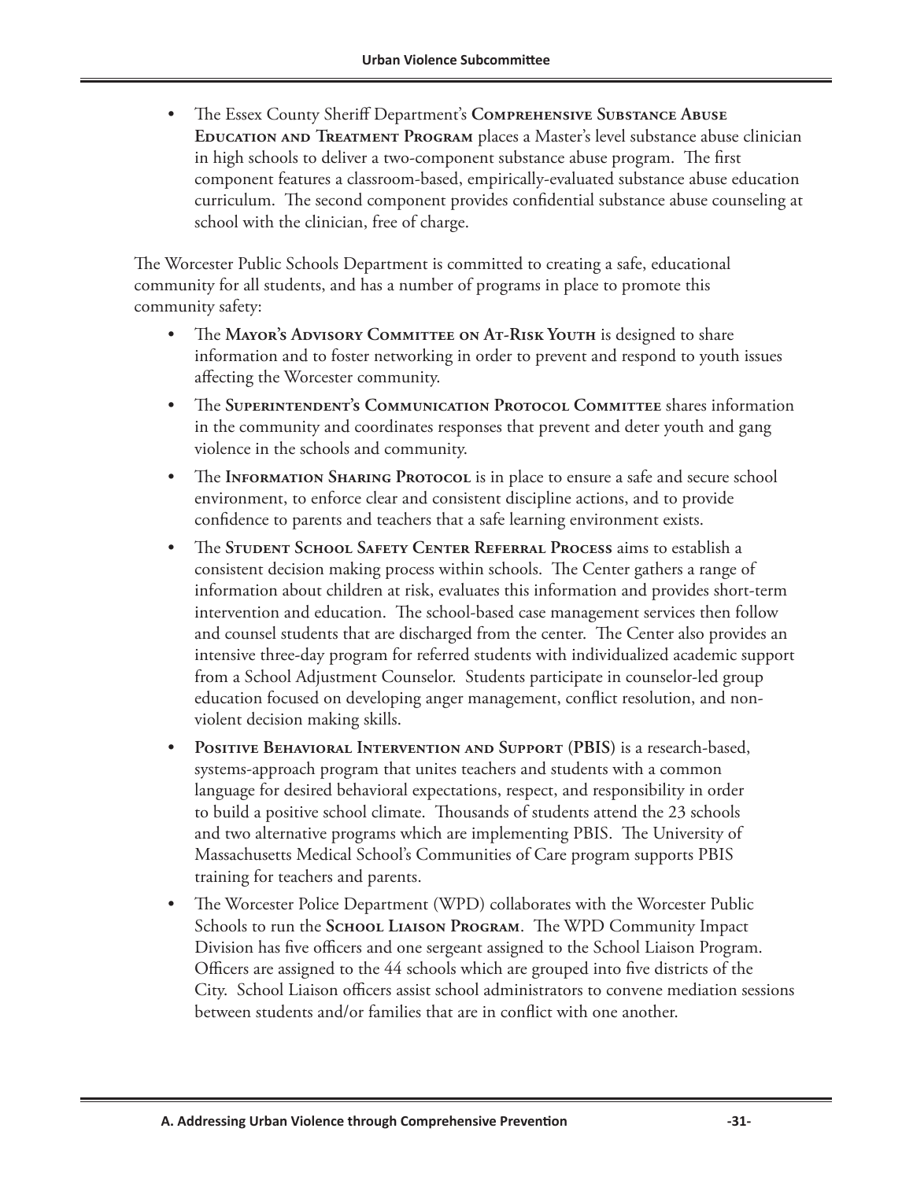- The Essex County Sheriff Department's **Comprehensive Substance Abuse Education and Treatment Program** places a Master's level substance abuse clinician in high schools to deliver a two-component substance abuse program. The first component features a classroom-based, empirically-evaluated substance abuse education curriculum. The second component provides confidential substance abuse counseling at school with the clinician, free of charge.

The Worcester Public Schools Department is committed to creating a safe, educational community for all students, and has a number of programs in place to promote this community safety:

- The **Mayor's Advisory Committee on At-Risk Youth** is designed to share information and to foster networking in order to prevent and respond to youth issues affecting the Worcester community.
- The **Superintendent's Communication Protocol Committee** shares information in the community and coordinates responses that prevent and deter youth and gang violence in the schools and community.
- The **Information Sharing Protocol** is in place to ensure a safe and secure school environment, to enforce clear and consistent discipline actions, and to provide confidence to parents and teachers that a safe learning environment exists.
- The **Student School Safety Center Referral Process** aims to establish a consistent decision making process within schools. The Center gathers a range of information about children at risk, evaluates this information and provides short-term intervention and education. The school-based case management services then follow and counsel students that are discharged from the center. The Center also provides an intensive three-day program for referred students with individualized academic support from a School Adjustment Counselor. Students participate in counselor-led group education focused on developing anger management, conflict resolution, and non-violent decision making skills.
- **Positive Behavioral Intervention and Support (PBIS)** is a research-based, systems-approach program that unites teachers and students with a common language for desired behavioral expectations, respect, and responsibility in order to build a positive school climate. Thousands of students attend the 23 schools and two alternative programs which are implementing PBIS. The University of Massachusetts Medical School's Communities of Care program supports PBIS training for teachers and parents.
- The Worcester Police Department (WPD) collaborates with the Worcester Public Schools to run the **School Liaison Program**. The WPD Community Impact Division has five officers and one sergeant assigned to the School Liaison Program. Officers are assigned to the 44 schools which are grouped into five districts of the City. School Liaison officers assist school administrators to convene mediation sessions between students and/or families that are in conflict with one another.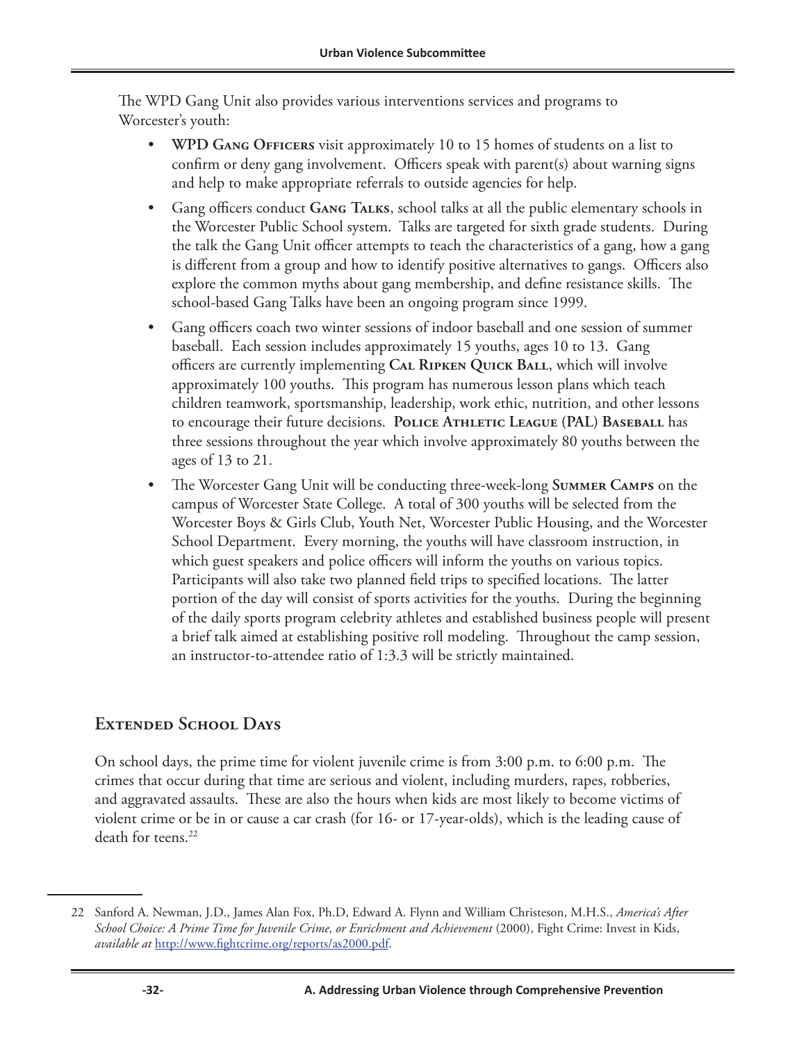The WPD Gang Unit also provides various interventions services and programs to Worcester's youth:

- **WPD Gang Officers** visit approximately 10 to 15 homes of students on a list to confirm or deny gang involvement. Officers speak with parent(s) about warning signs and help to make appropriate referrals to outside agencies for help.
- Gang officers conduct **Gang Talks**, school talks at all the public elementary schools in the Worcester Public School system. Talks are targeted for sixth grade students. During the talk the Gang Unit officer attempts to teach the characteristics of a gang, how a gang is different from a group and how to identify positive alternatives to gangs. Officers also explore the common myths about gang membership, and define resistance skills. The school-based Gang Talks have been an ongoing program since 1999.
- Gang officers coach two winter sessions of indoor baseball and one session of summer baseball. Each session includes approximately 15 youths, ages 10 to 13. Gang officers are currently implementing **Cal Ripken Quick Ball**, which will involve approximately 100 youths. This program has numerous lesson plans which teach children teamwork, sportsmanship, leadership, work ethic, nutrition, and other lessons to encourage their future decisions. **Police Athletic League (PAL) Baseball** has three sessions throughout the year which involve approximately 80 youths between the ages of 13 to 21.
- The Worcester Gang Unit will be conducting three-week-long **Summer Camps** on the campus of Worcester State College. A total of 300 youths will be selected from the Worcester Boys & Girls Club, Youth Net, Worcester Public Housing, and the Worcester School Department. Every morning, the youths will have classroom instruction, in which guest speakers and police officers will inform the youths on various topics. Participants will also take two planned field trips to specified locations. The latter portion of the day will consist of sports activities for the youths. During the beginning of the daily sports program celebrity athletes and established business people will present a brief talk aimed at establishing positive roll modeling. Throughout the camp session, an instructor-to-attendee ratio of 1:3.3 will be strictly maintained.

## Extended School Days

On school days, the prime time for violent juvenile crime is from 3:00 p.m. to 6:00 p.m. The crimes that occur during that time are serious and violent, including murders, rapes, robberies, and aggravated assaults. These are also the hours when kids are most likely to become victims of violent crime or be in or cause a car crash (for 16- or 17-year-olds), which is the leading cause of death for teens.[22]

---

22 Sanford A. Newman, J.D., James Alan Fox, Ph.D, Edward A. Flynn and William Christeson, M.H.S., *America's After School Choice: A Prime Time for Juvenile Crime, or Enrichment and Achievement* (2000), Fight Crime: Invest in Kids, *available at* http://www.fightcrime.org/reports/as2000.pdf.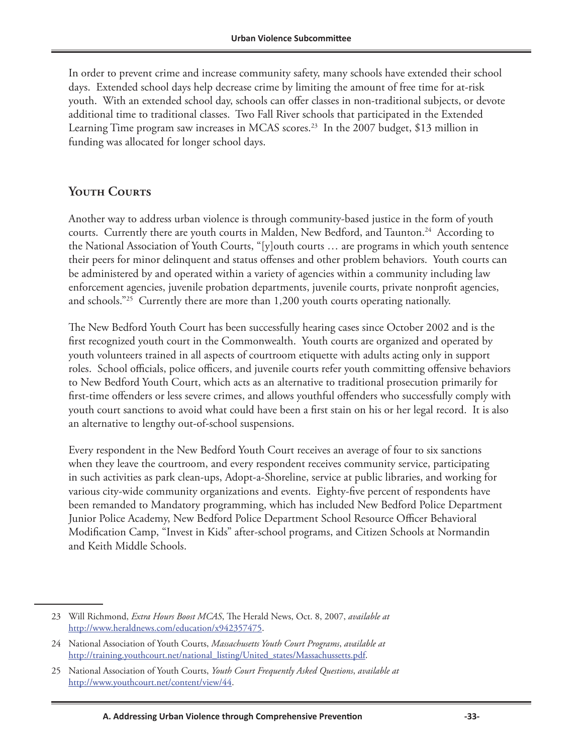In order to prevent crime and increase community safety, many schools have extended their school days. Extended school days help decrease crime by limiting the amount of free time for at-risk youth. With an extended school day, schools can offer classes in non-traditional subjects, or devote additional time to traditional classes. Two Fall River schools that participated in the Extended Learning Time program saw increases in MCAS scores.[23] In the 2007 budget, $13 million in funding was allocated for longer school days.

## Youth Courts

Another way to address urban violence is through community-based justice in the form of youth courts. Currently there are youth courts in Malden, New Bedford, and Taunton.[24] According to the National Association of Youth Courts, "[y]outh courts … are programs in which youth sentence their peers for minor delinquent and status offenses and other problem behaviors. Youth courts can be administered by and operated within a variety of agencies within a community including law enforcement agencies, juvenile probation departments, juvenile courts, private nonprofit agencies, and schools."[25] Currently there are more than 1,200 youth courts operating nationally.

The New Bedford Youth Court has been successfully hearing cases since October 2002 and is the first recognized youth court in the Commonwealth. Youth courts are organized and operated by youth volunteers trained in all aspects of courtroom etiquette with adults acting only in support roles. School officials, police officers, and juvenile courts refer youth committing offensive behaviors to New Bedford Youth Court, which acts as an alternative to traditional prosecution primarily for first-time offenders or less severe crimes, and allows youthful offenders who successfully comply with youth court sanctions to avoid what could have been a first stain on his or her legal record. It is also an alternative to lengthy out-of-school suspensions.

Every respondent in the New Bedford Youth Court receives an average of four to six sanctions when they leave the courtroom, and every respondent receives community service, participating in such activities as park clean-ups, Adopt-a-Shoreline, service at public libraries, and working for various city-wide community organizations and events. Eighty-five percent of respondents have been remanded to Mandatory programming, which has included New Bedford Police Department Junior Police Academy, New Bedford Police Department School Resource Officer Behavioral Modification Camp, "Invest in Kids" after-school programs, and Citizen Schools at Normandin and Keith Middle Schools.

---

23 Will Richmond, *Extra Hours Boost MCAS*, The Herald News, Oct. 8, 2007, *available at* http://www.heraldnews.com/education/x942357475.

24 National Association of Youth Courts, *Massachusetts Youth Court Programs*, *available at* http://training.youthcourt.net/national_listing/United_states/Massachussetts.pdf.

25 National Association of Youth Courts, *Youth Court Frequently Asked Questions*, *available at* http://www.youthcourt.net/content/view/44.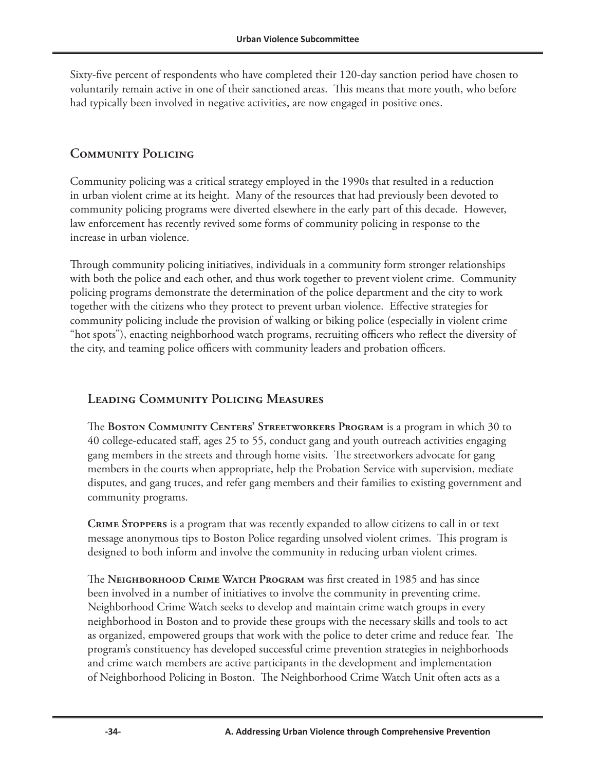Sixty-five percent of respondents who have completed their 120-day sanction period have chosen to voluntarily remain active in one of their sanctioned areas. This means that more youth, who before had typically been involved in negative activities, are now engaged in positive ones.

## Community Policing

Community policing was a critical strategy employed in the 1990s that resulted in a reduction in urban violent crime at its height. Many of the resources that had previously been devoted to community policing programs were diverted elsewhere in the early part of this decade. However, law enforcement has recently revived some forms of community policing in response to the increase in urban violence.

Through community policing initiatives, individuals in a community form stronger relationships with both the police and each other, and thus work together to prevent violent crime. Community policing programs demonstrate the determination of the police department and the city to work together with the citizens who they protect to prevent urban violence. Effective strategies for community policing include the provision of walking or biking police (especially in violent crime "hot spots"), enacting neighborhood watch programs, recruiting officers who reflect the diversity of the city, and teaming police officers with community leaders and probation officers.

### Leading Community Policing Measures

The **Boston Community Centers' Streetworkers Program** is a program in which 30 to 40 college-educated staff, ages 25 to 55, conduct gang and youth outreach activities engaging gang members in the streets and through home visits. The streetworkers advocate for gang members in the courts when appropriate, help the Probation Service with supervision, mediate disputes, and gang truces, and refer gang members and their families to existing government and community programs.

**Crime Stoppers** is a program that was recently expanded to allow citizens to call in or text message anonymous tips to Boston Police regarding unsolved violent crimes. This program is designed to both inform and involve the community in reducing urban violent crimes.

The **Neighborhood Crime Watch Program** was first created in 1985 and has since been involved in a number of initiatives to involve the community in preventing crime. Neighborhood Crime Watch seeks to develop and maintain crime watch groups in every neighborhood in Boston and to provide these groups with the necessary skills and tools to act as organized, empowered groups that work with the police to deter crime and reduce fear. The program's constituency has developed successful crime prevention strategies in neighborhoods and crime watch members are active participants in the development and implementation of Neighborhood Policing in Boston. The Neighborhood Crime Watch Unit often acts as a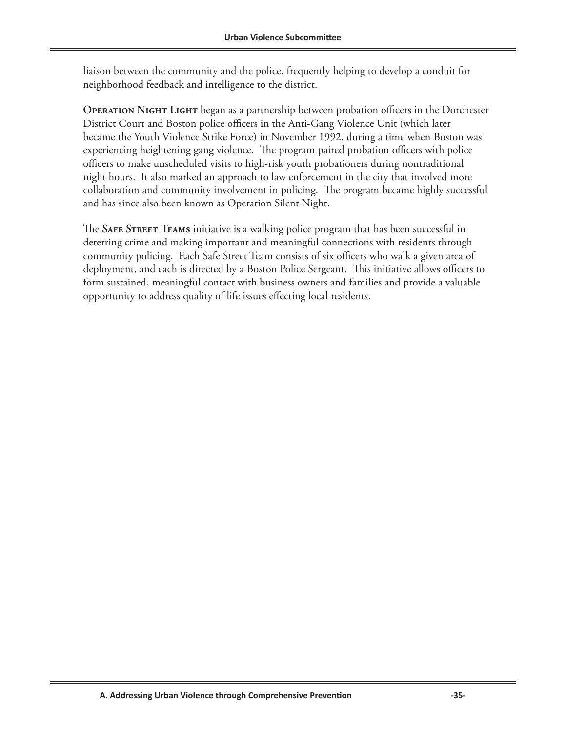liaison between the community and the police, frequently helping to develop a conduit for neighborhood feedback and intelligence to the district.

**Operation Night Light** began as a partnership between probation officers in the Dorchester District Court and Boston police officers in the Anti-Gang Violence Unit (which later became the Youth Violence Strike Force) in November 1992, during a time when Boston was experiencing heightening gang violence. The program paired probation officers with police officers to make unscheduled visits to high-risk youth probationers during nontraditional night hours. It also marked an approach to law enforcement in the city that involved more collaboration and community involvement in policing. The program became highly successful and has since also been known as Operation Silent Night.

The **Safe Street Teams** initiative is a walking police program that has been successful in deterring crime and making important and meaningful connections with residents through community policing. Each Safe Street Team consists of six officers who walk a given area of deployment, and each is directed by a Boston Police Sergeant. This initiative allows officers to form sustained, meaningful contact with business owners and families and provide a valuable opportunity to address quality of life issues effecting local residents.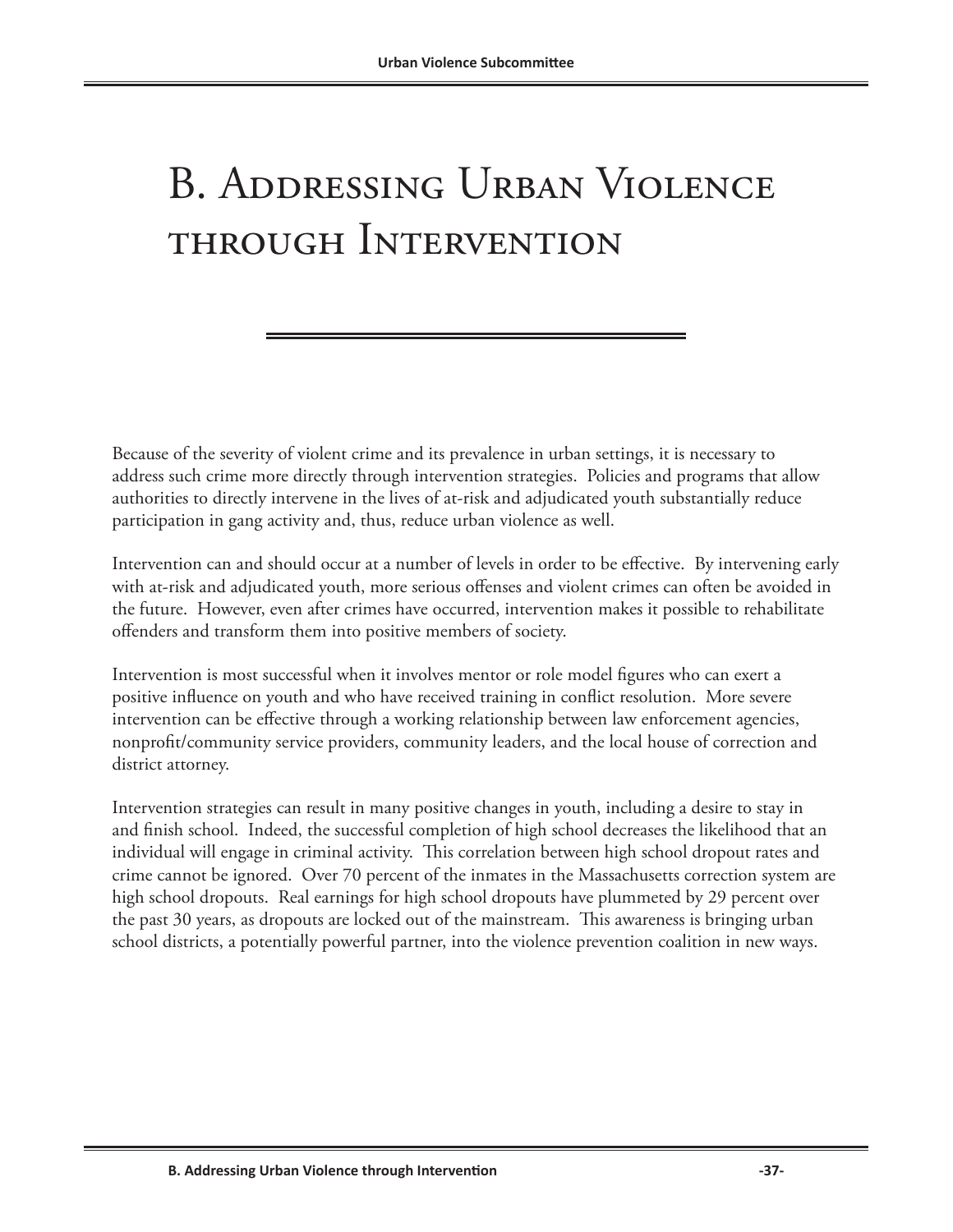# B. Addressing Urban Violence through Intervention

Because of the severity of violent crime and its prevalence in urban settings, it is necessary to address such crime more directly through intervention strategies. Policies and programs that allow authorities to directly intervene in the lives of at-risk and adjudicated youth substantially reduce participation in gang activity and, thus, reduce urban violence as well.

Intervention can and should occur at a number of levels in order to be effective. By intervening early with at-risk and adjudicated youth, more serious offenses and violent crimes can often be avoided in the future. However, even after crimes have occurred, intervention makes it possible to rehabilitate offenders and transform them into positive members of society.

Intervention is most successful when it involves mentor or role model figures who can exert a positive influence on youth and who have received training in conflict resolution. More severe intervention can be effective through a working relationship between law enforcement agencies, nonprofit/community service providers, community leaders, and the local house of correction and district attorney.

Intervention strategies can result in many positive changes in youth, including a desire to stay in and finish school. Indeed, the successful completion of high school decreases the likelihood that an individual will engage in criminal activity. This correlation between high school dropout rates and crime cannot be ignored. Over 70 percent of the inmates in the Massachusetts correction system are high school dropouts. Real earnings for high school dropouts have plummeted by 29 percent over the past 30 years, as dropouts are locked out of the mainstream. This awareness is bringing urban school districts, a potentially powerful partner, into the violence prevention coalition in new ways.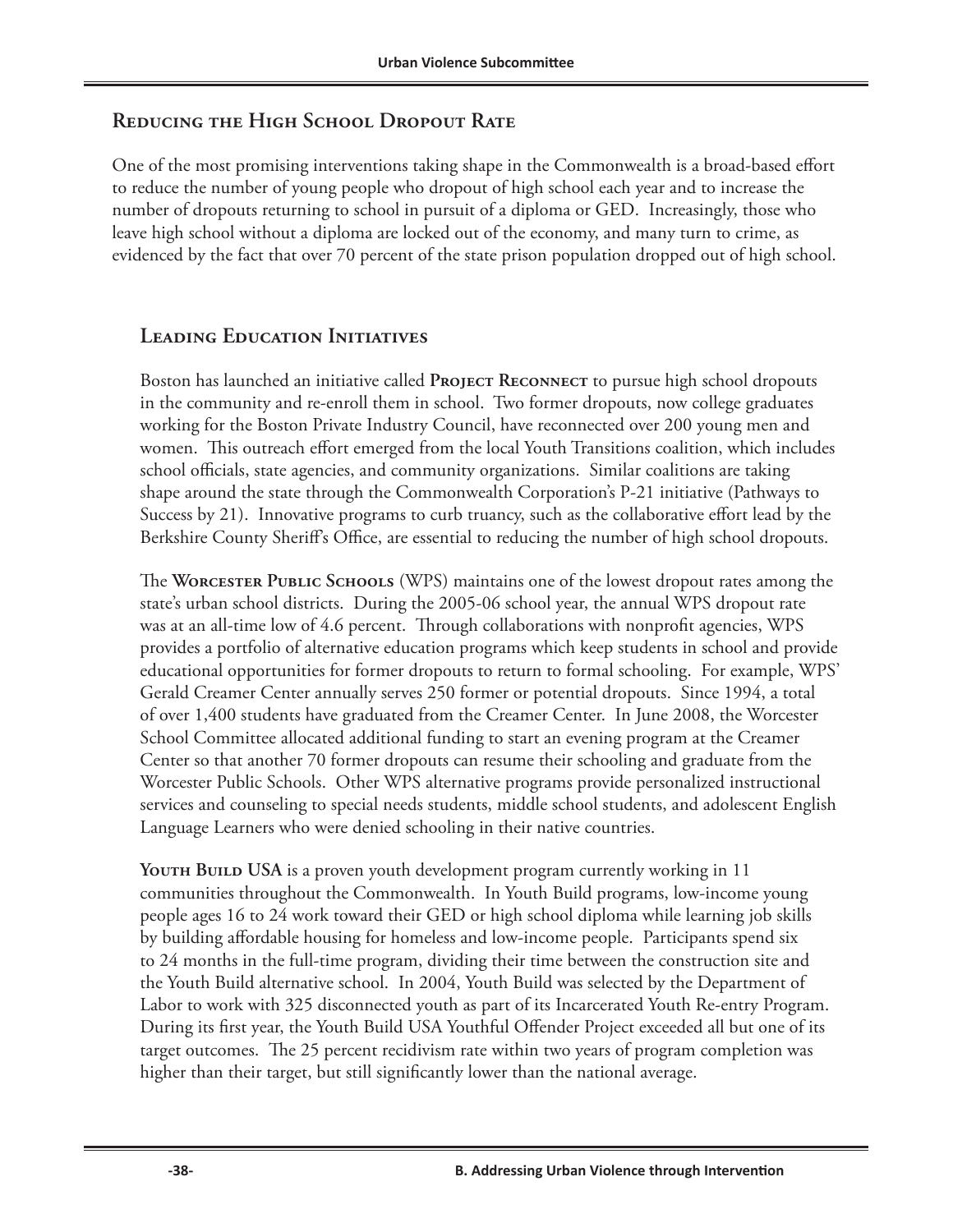## Reducing the High School Dropout Rate

One of the most promising interventions taking shape in the Commonwealth is a broad-based effort to reduce the number of young people who dropout of high school each year and to increase the number of dropouts returning to school in pursuit of a diploma or GED. Increasingly, those who leave high school without a diploma are locked out of the economy, and many turn to crime, as evidenced by the fact that over 70 percent of the state prison population dropped out of high school.

### Leading Education Initiatives

Boston has launched an initiative called **Project Reconnect** to pursue high school dropouts in the community and re-enroll them in school. Two former dropouts, now college graduates working for the Boston Private Industry Council, have reconnected over 200 young men and women. This outreach effort emerged from the local Youth Transitions coalition, which includes school officials, state agencies, and community organizations. Similar coalitions are taking shape around the state through the Commonwealth Corporation's P-21 initiative (Pathways to Success by 21). Innovative programs to curb truancy, such as the collaborative effort lead by the Berkshire County Sheriff's Office, are essential to reducing the number of high school dropouts.

The **Worcester Public Schools** (WPS) maintains one of the lowest dropout rates among the state's urban school districts. During the 2005-06 school year, the annual WPS dropout rate was at an all-time low of 4.6 percent. Through collaborations with nonprofit agencies, WPS provides a portfolio of alternative education programs which keep students in school and provide educational opportunities for former dropouts to return to formal schooling. For example, WPS' Gerald Creamer Center annually serves 250 former or potential dropouts. Since 1994, a total of over 1,400 students have graduated from the Creamer Center. In June 2008, the Worcester School Committee allocated additional funding to start an evening program at the Creamer Center so that another 70 former dropouts can resume their schooling and graduate from the Worcester Public Schools. Other WPS alternative programs provide personalized instructional services and counseling to special needs students, middle school students, and adolescent English Language Learners who were denied schooling in their native countries.

**Youth Build USA** is a proven youth development program currently working in 11 communities throughout the Commonwealth. In Youth Build programs, low-income young people ages 16 to 24 work toward their GED or high school diploma while learning job skills by building affordable housing for homeless and low-income people. Participants spend six to 24 months in the full-time program, dividing their time between the construction site and the Youth Build alternative school. In 2004, Youth Build was selected by the Department of Labor to work with 325 disconnected youth as part of its Incarcerated Youth Re-entry Program. During its first year, the Youth Build USA Youthful Offender Project exceeded all but one of its target outcomes. The 25 percent recidivism rate within two years of program completion was higher than their target, but still significantly lower than the national average.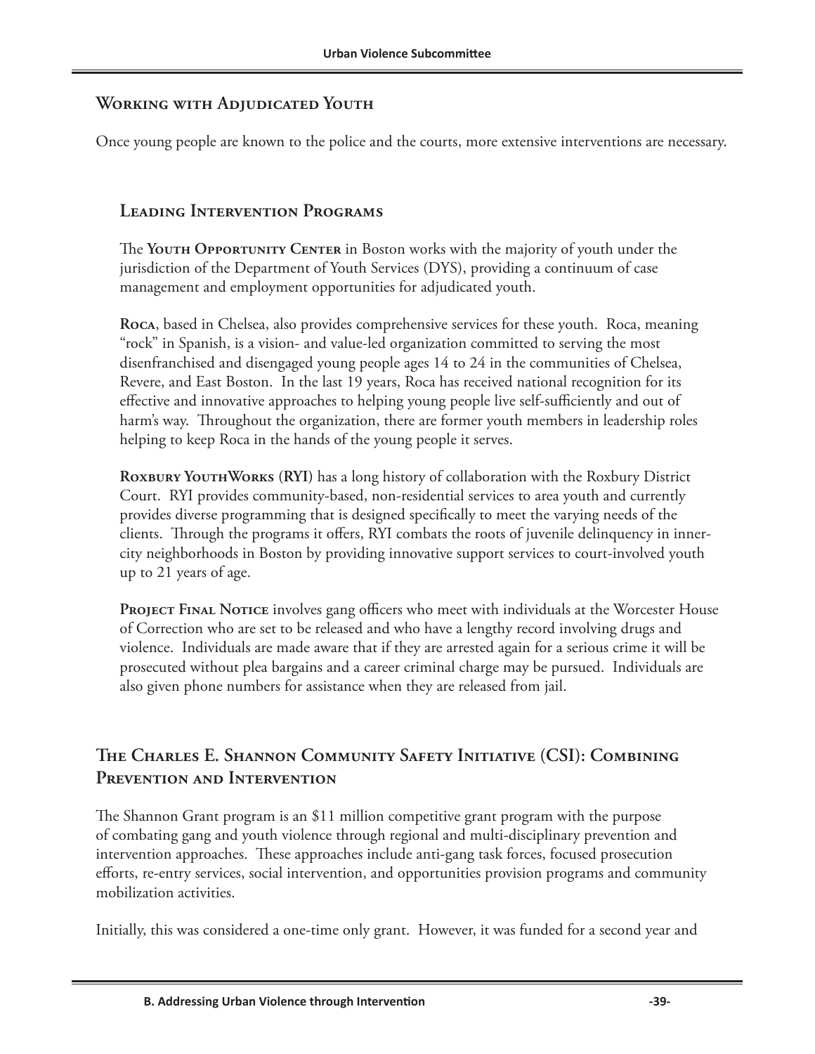## Working with Adjudicated Youth

Once young people are known to the police and the courts, more extensive interventions are necessary.

### Leading Intervention Programs

The **Youth Opportunity Center** in Boston works with the majority of youth under the jurisdiction of the Department of Youth Services (DYS), providing a continuum of case management and employment opportunities for adjudicated youth.

**Roca**, based in Chelsea, also provides comprehensive services for these youth. Roca, meaning "rock" in Spanish, is a vision- and value-led organization committed to serving the most disenfranchised and disengaged young people ages 14 to 24 in the communities of Chelsea, Revere, and East Boston. In the last 19 years, Roca has received national recognition for its effective and innovative approaches to helping young people live self-sufficiently and out of harm's way. Throughout the organization, there are former youth members in leadership roles helping to keep Roca in the hands of the young people it serves.

**Roxbury YouthWorks (RYI)** has a long history of collaboration with the Roxbury District Court. RYI provides community-based, non-residential services to area youth and currently provides diverse programming that is designed specifically to meet the varying needs of the clients. Through the programs it offers, RYI combats the roots of juvenile delinquency in inner-city neighborhoods in Boston by providing innovative support services to court-involved youth up to 21 years of age.

**Project Final Notice** involves gang officers who meet with individuals at the Worcester House of Correction who are set to be released and who have a lengthy record involving drugs and violence. Individuals are made aware that if they are arrested again for a serious crime it will be prosecuted without plea bargains and a career criminal charge may be pursued. Individuals are also given phone numbers for assistance when they are released from jail.

## The Charles E. Shannon Community Safety Initiative (CSI): Combining Prevention and Intervention

The Shannon Grant program is an $11 million competitive grant program with the purpose of combating gang and youth violence through regional and multi-disciplinary prevention and intervention approaches. These approaches include anti-gang task forces, focused prosecution efforts, re-entry services, social intervention, and opportunities provision programs and community mobilization activities.

Initially, this was considered a one-time only grant. However, it was funded for a second year and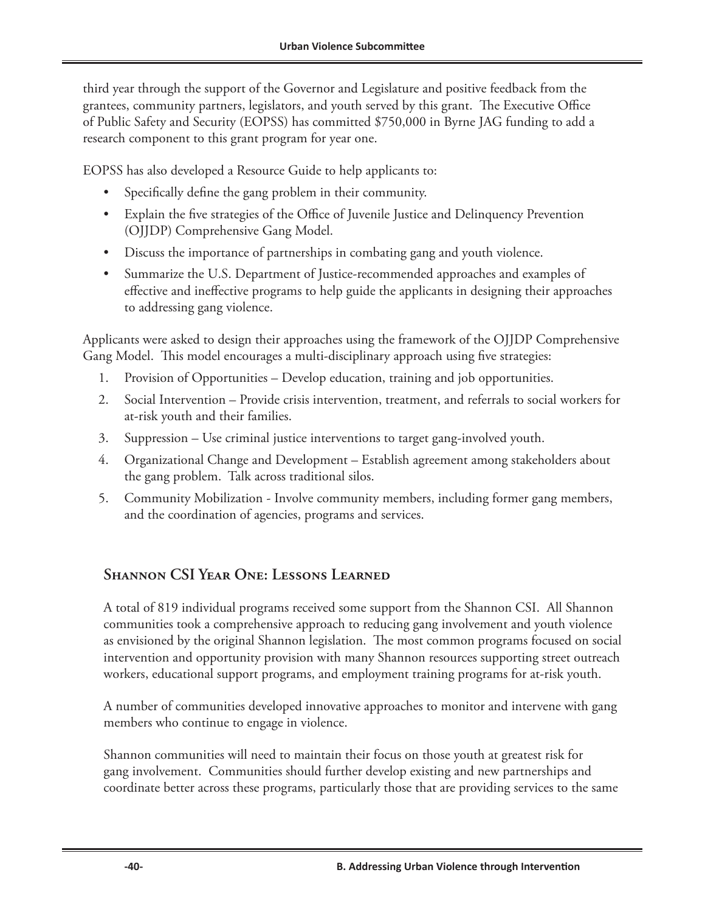third year through the support of the Governor and Legislature and positive feedback from the grantees, community partners, legislators, and youth served by this grant. The Executive Office of Public Safety and Security (EOPSS) has committed $750,000 in Byrne JAG funding to add a research component to this grant program for year one.

EOPSS has also developed a Resource Guide to help applicants to:

- Specifically define the gang problem in their community.
- Explain the five strategies of the Office of Juvenile Justice and Delinquency Prevention (OJJDP) Comprehensive Gang Model.
- Discuss the importance of partnerships in combating gang and youth violence.
- Summarize the U.S. Department of Justice-recommended approaches and examples of effective and ineffective programs to help guide the applicants in designing their approaches to addressing gang violence.

Applicants were asked to design their approaches using the framework of the OJJDP Comprehensive Gang Model. This model encourages a multi-disciplinary approach using five strategies:

1. Provision of Opportunities – Develop education, training and job opportunities.
2. Social Intervention – Provide crisis intervention, treatment, and referrals to social workers for at-risk youth and their families.
3. Suppression – Use criminal justice interventions to target gang-involved youth.
4. Organizational Change and Development – Establish agreement among stakeholders about the gang problem. Talk across traditional silos.
5. Community Mobilization - Involve community members, including former gang members, and the coordination of agencies, programs and services.

### Shannon CSI Year One: Lessons Learned

A total of 819 individual programs received some support from the Shannon CSI. All Shannon communities took a comprehensive approach to reducing gang involvement and youth violence as envisioned by the original Shannon legislation. The most common programs focused on social intervention and opportunity provision with many Shannon resources supporting street outreach workers, educational support programs, and employment training programs for at-risk youth.

A number of communities developed innovative approaches to monitor and intervene with gang members who continue to engage in violence.

Shannon communities will need to maintain their focus on those youth at greatest risk for gang involvement. Communities should further develop existing and new partnerships and coordinate better across these programs, particularly those that are providing services to the same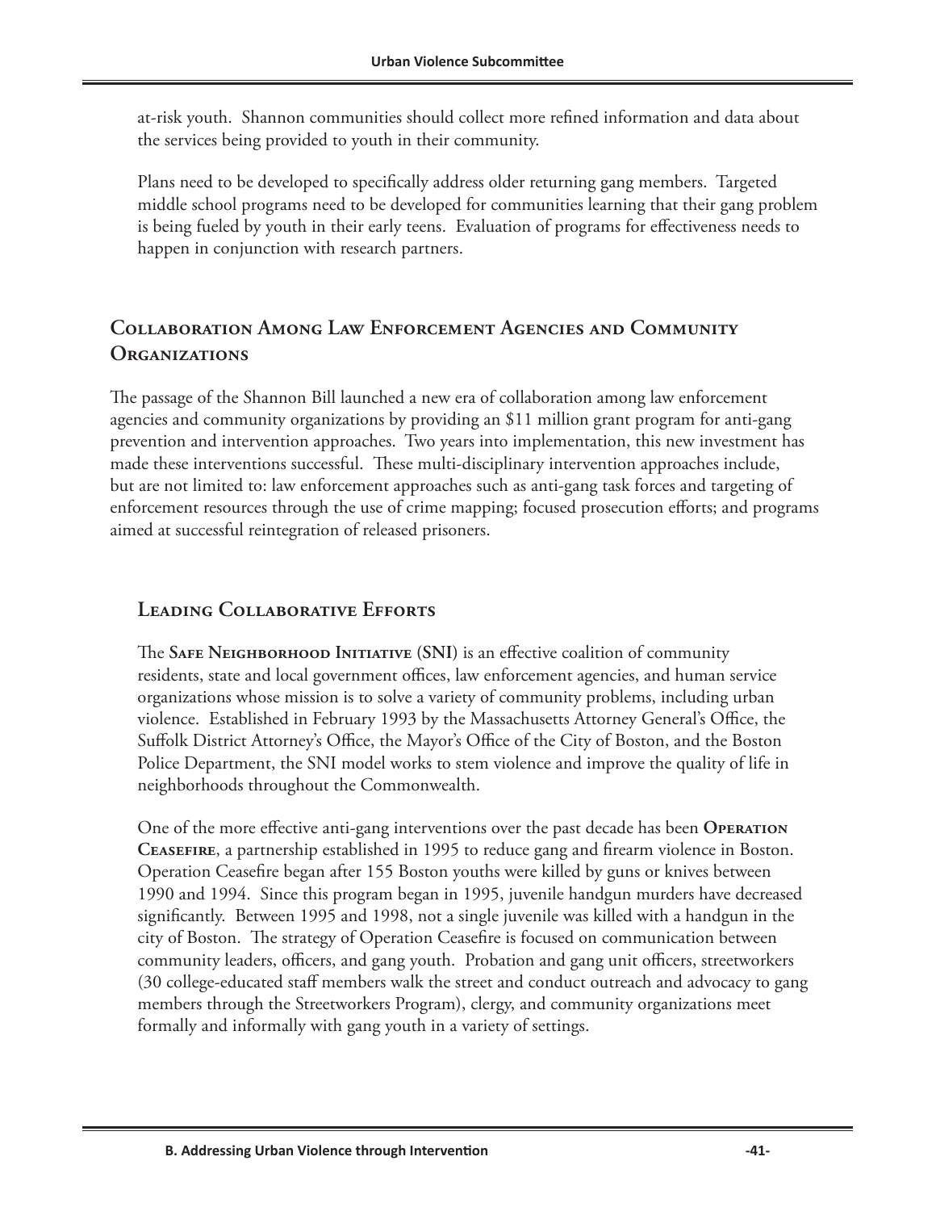at-risk youth. Shannon communities should collect more refined information and data about the services being provided to youth in their community.

Plans need to be developed to specifically address older returning gang members. Targeted middle school programs need to be developed for communities learning that their gang problem is being fueled by youth in their early teens. Evaluation of programs for effectiveness needs to happen in conjunction with research partners.

## Collaboration Among Law Enforcement Agencies and Community Organizations

The passage of the Shannon Bill launched a new era of collaboration among law enforcement agencies and community organizations by providing an $11 million grant program for anti-gang prevention and intervention approaches. Two years into implementation, this new investment has made these interventions successful. These multi-disciplinary intervention approaches include, but are not limited to: law enforcement approaches such as anti-gang task forces and targeting of enforcement resources through the use of crime mapping; focused prosecution efforts; and programs aimed at successful reintegration of released prisoners.

### Leading Collaborative Efforts

The **Safe Neighborhood Initiative (SNI)** is an effective coalition of community residents, state and local government offices, law enforcement agencies, and human service organizations whose mission is to solve a variety of community problems, including urban violence. Established in February 1993 by the Massachusetts Attorney General's Office, the Suffolk District Attorney's Office, the Mayor's Office of the City of Boston, and the Boston Police Department, the SNI model works to stem violence and improve the quality of life in neighborhoods throughout the Commonwealth.

One of the more effective anti-gang interventions over the past decade has been **Operation Ceasefire**, a partnership established in 1995 to reduce gang and firearm violence in Boston. Operation Ceasefire began after 155 Boston youths were killed by guns or knives between 1990 and 1994. Since this program began in 1995, juvenile handgun murders have decreased significantly. Between 1995 and 1998, not a single juvenile was killed with a handgun in the city of Boston. The strategy of Operation Ceasefire is focused on communication between community leaders, officers, and gang youth. Probation and gang unit officers, streetworkers (30 college-educated staff members walk the street and conduct outreach and advocacy to gang members through the Streetworkers Program), clergy, and community organizations meet formally and informally with gang youth in a variety of settings.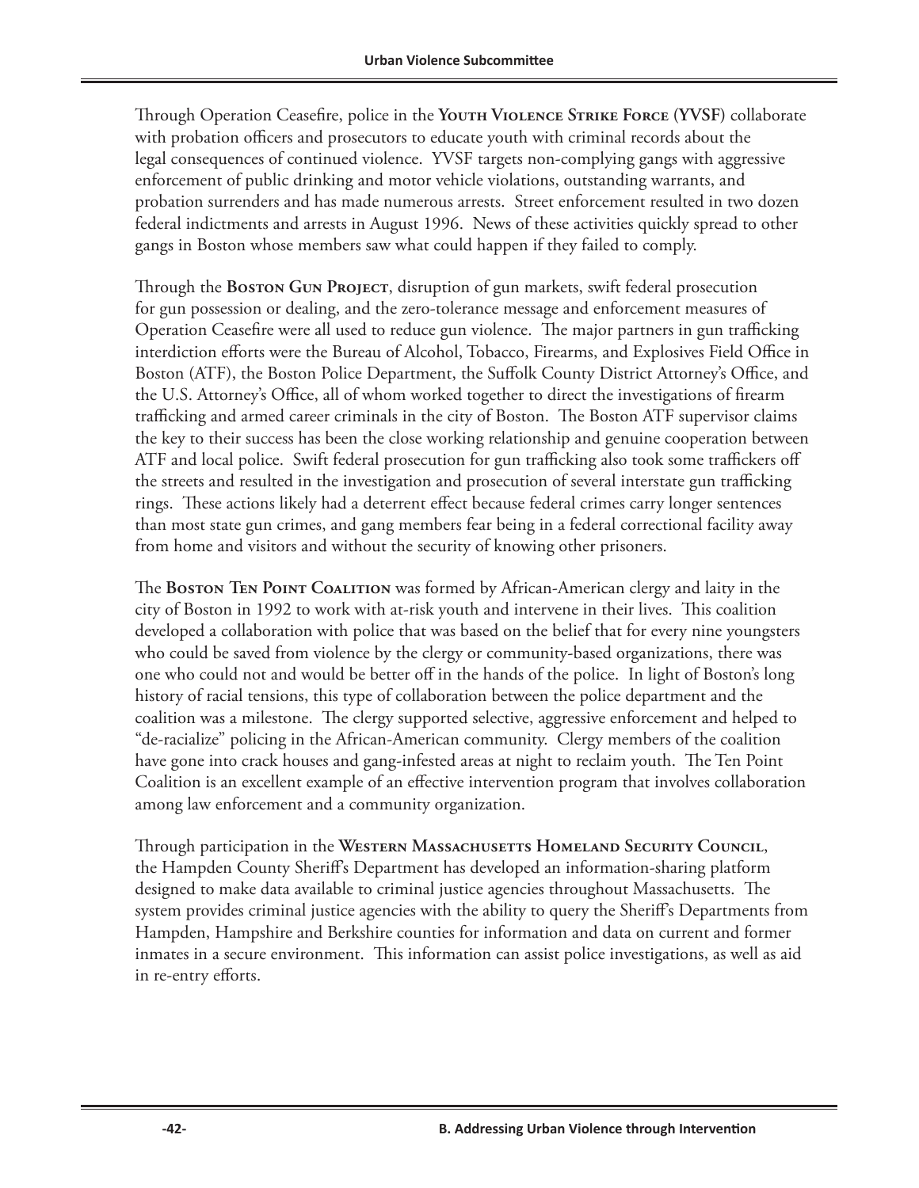Through Operation Ceasefire, police in the **Youth Violence Strike Force (YVSF)** collaborate with probation officers and prosecutors to educate youth with criminal records about the legal consequences of continued violence. YVSF targets non-complying gangs with aggressive enforcement of public drinking and motor vehicle violations, outstanding warrants, and probation surrenders and has made numerous arrests. Street enforcement resulted in two dozen federal indictments and arrests in August 1996. News of these activities quickly spread to other gangs in Boston whose members saw what could happen if they failed to comply.

Through the **Boston Gun Project**, disruption of gun markets, swift federal prosecution for gun possession or dealing, and the zero-tolerance message and enforcement measures of Operation Ceasefire were all used to reduce gun violence. The major partners in gun trafficking interdiction efforts were the Bureau of Alcohol, Tobacco, Firearms, and Explosives Field Office in Boston (ATF), the Boston Police Department, the Suffolk County District Attorney's Office, and the U.S. Attorney's Office, all of whom worked together to direct the investigations of firearm trafficking and armed career criminals in the city of Boston. The Boston ATF supervisor claims the key to their success has been the close working relationship and genuine cooperation between ATF and local police. Swift federal prosecution for gun trafficking also took some traffickers off the streets and resulted in the investigation and prosecution of several interstate gun trafficking rings. These actions likely had a deterrent effect because federal crimes carry longer sentences than most state gun crimes, and gang members fear being in a federal correctional facility away from home and visitors and without the security of knowing other prisoners.

The **Boston Ten Point Coalition** was formed by African-American clergy and laity in the city of Boston in 1992 to work with at-risk youth and intervene in their lives. This coalition developed a collaboration with police that was based on the belief that for every nine youngsters who could be saved from violence by the clergy or community-based organizations, there was one who could not and would be better off in the hands of the police. In light of Boston's long history of racial tensions, this type of collaboration between the police department and the coalition was a milestone. The clergy supported selective, aggressive enforcement and helped to "de-racialize" policing in the African-American community. Clergy members of the coalition have gone into crack houses and gang-infested areas at night to reclaim youth. The Ten Point Coalition is an excellent example of an effective intervention program that involves collaboration among law enforcement and a community organization.

Through participation in the **Western Massachusetts Homeland Security Council**, the Hampden County Sheriff's Department has developed an information-sharing platform designed to make data available to criminal justice agencies throughout Massachusetts. The system provides criminal justice agencies with the ability to query the Sheriff's Departments from Hampden, Hampshire and Berkshire counties for information and data on current and former inmates in a secure environment. This information can assist police investigations, as well as aid in re-entry efforts.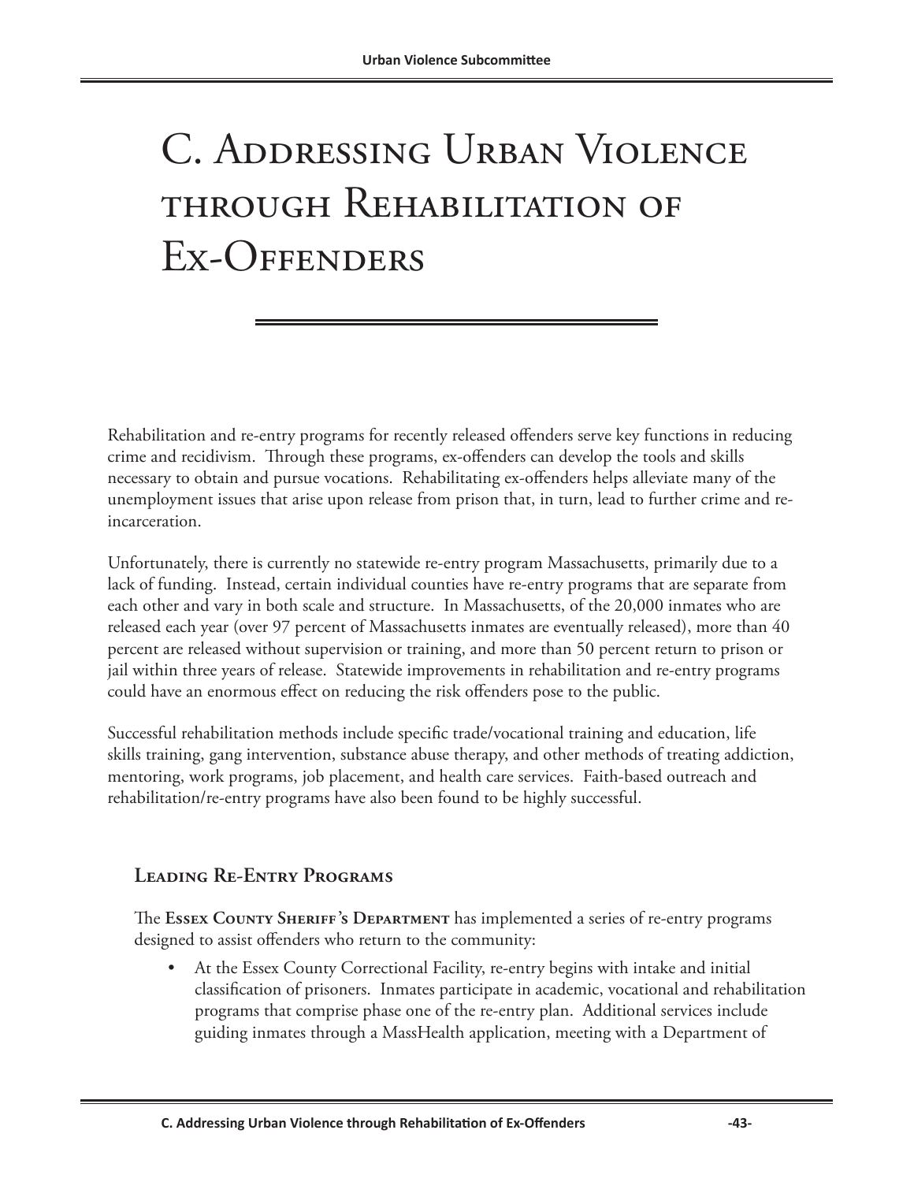# C. Addressing Urban Violence through Rehabilitation of Ex-Offenders

Rehabilitation and re-entry programs for recently released offenders serve key functions in reducing crime and recidivism. Through these programs, ex-offenders can develop the tools and skills necessary to obtain and pursue vocations. Rehabilitating ex-offenders helps alleviate many of the unemployment issues that arise upon release from prison that, in turn, lead to further crime and re-incarceration.

Unfortunately, there is currently no statewide re-entry program Massachusetts, primarily due to a lack of funding. Instead, certain individual counties have re-entry programs that are separate from each other and vary in both scale and structure. In Massachusetts, of the 20,000 inmates who are released each year (over 97 percent of Massachusetts inmates are eventually released), more than 40 percent are released without supervision or training, and more than 50 percent return to prison or jail within three years of release. Statewide improvements in rehabilitation and re-entry programs could have an enormous effect on reducing the risk offenders pose to the public.

Successful rehabilitation methods include specific trade/vocational training and education, life skills training, gang intervention, substance abuse therapy, and other methods of treating addiction, mentoring, work programs, job placement, and health care services. Faith-based outreach and rehabilitation/re-entry programs have also been found to be highly successful.

## Leading Re-Entry Programs

The **Essex County Sheriff's Department** has implemented a series of re-entry programs designed to assist offenders who return to the community:

- At the Essex County Correctional Facility, re-entry begins with intake and initial classification of prisoners. Inmates participate in academic, vocational and rehabilitation programs that comprise phase one of the re-entry plan. Additional services include guiding inmates through a MassHealth application, meeting with a Department of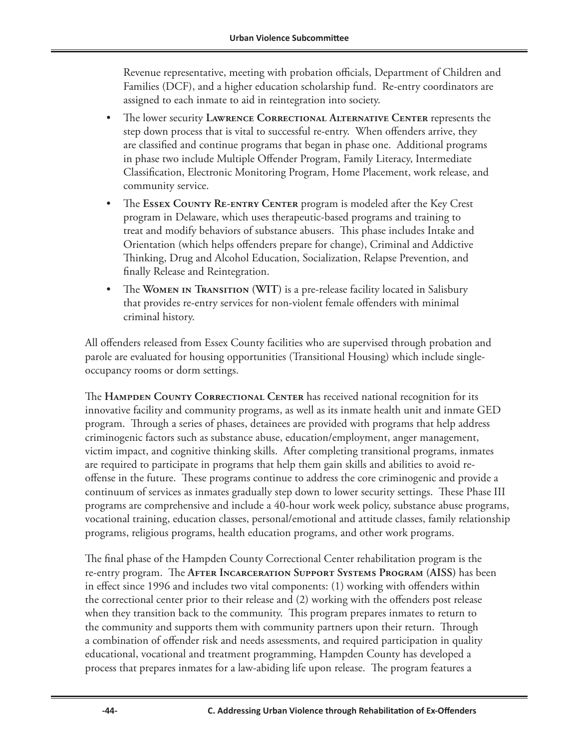Revenue representative, meeting with probation officials, Department of Children and Families (DCF), and a higher education scholarship fund. Re-entry coordinators are assigned to each inmate to aid in reintegration into society.

- The lower security **Lawrence Correctional Alternative Center** represents the step down process that is vital to successful re-entry. When offenders arrive, they are classified and continue programs that began in phase one. Additional programs in phase two include Multiple Offender Program, Family Literacy, Intermediate Classification, Electronic Monitoring Program, Home Placement, work release, and community service.
- The **Essex County Re-entry Center** program is modeled after the Key Crest program in Delaware, which uses therapeutic-based programs and training to treat and modify behaviors of substance abusers. This phase includes Intake and Orientation (which helps offenders prepare for change), Criminal and Addictive Thinking, Drug and Alcohol Education, Socialization, Relapse Prevention, and finally Release and Reintegration.
- The **Women in Transition (WIT)** is a pre-release facility located in Salisbury that provides re-entry services for non-violent female offenders with minimal criminal history.

All offenders released from Essex County facilities who are supervised through probation and parole are evaluated for housing opportunities (Transitional Housing) which include single-occupancy rooms or dorm settings.

The **Hampden County Correctional Center** has received national recognition for its innovative facility and community programs, as well as its inmate health unit and inmate GED program. Through a series of phases, detainees are provided with programs that help address criminogenic factors such as substance abuse, education/employment, anger management, victim impact, and cognitive thinking skills. After completing transitional programs, inmates are required to participate in programs that help them gain skills and abilities to avoid re-offense in the future. These programs continue to address the core criminogenic and provide a continuum of services as inmates gradually step down to lower security settings. These Phase III programs are comprehensive and include a 40-hour work week policy, substance abuse programs, vocational training, education classes, personal/emotional and attitude classes, family relationship programs, religious programs, health education programs, and other work programs.

The final phase of the Hampden County Correctional Center rehabilitation program is the re-entry program. The **After Incarceration Support Systems Program (AISS)** has been in effect since 1996 and includes two vital components: (1) working with offenders within the correctional center prior to their release and (2) working with the offenders post release when they transition back to the community. This program prepares inmates to return to the community and supports them with community partners upon their return. Through a combination of offender risk and needs assessments, and required participation in quality educational, vocational and treatment programming, Hampden County has developed a process that prepares inmates for a law-abiding life upon release. The program features a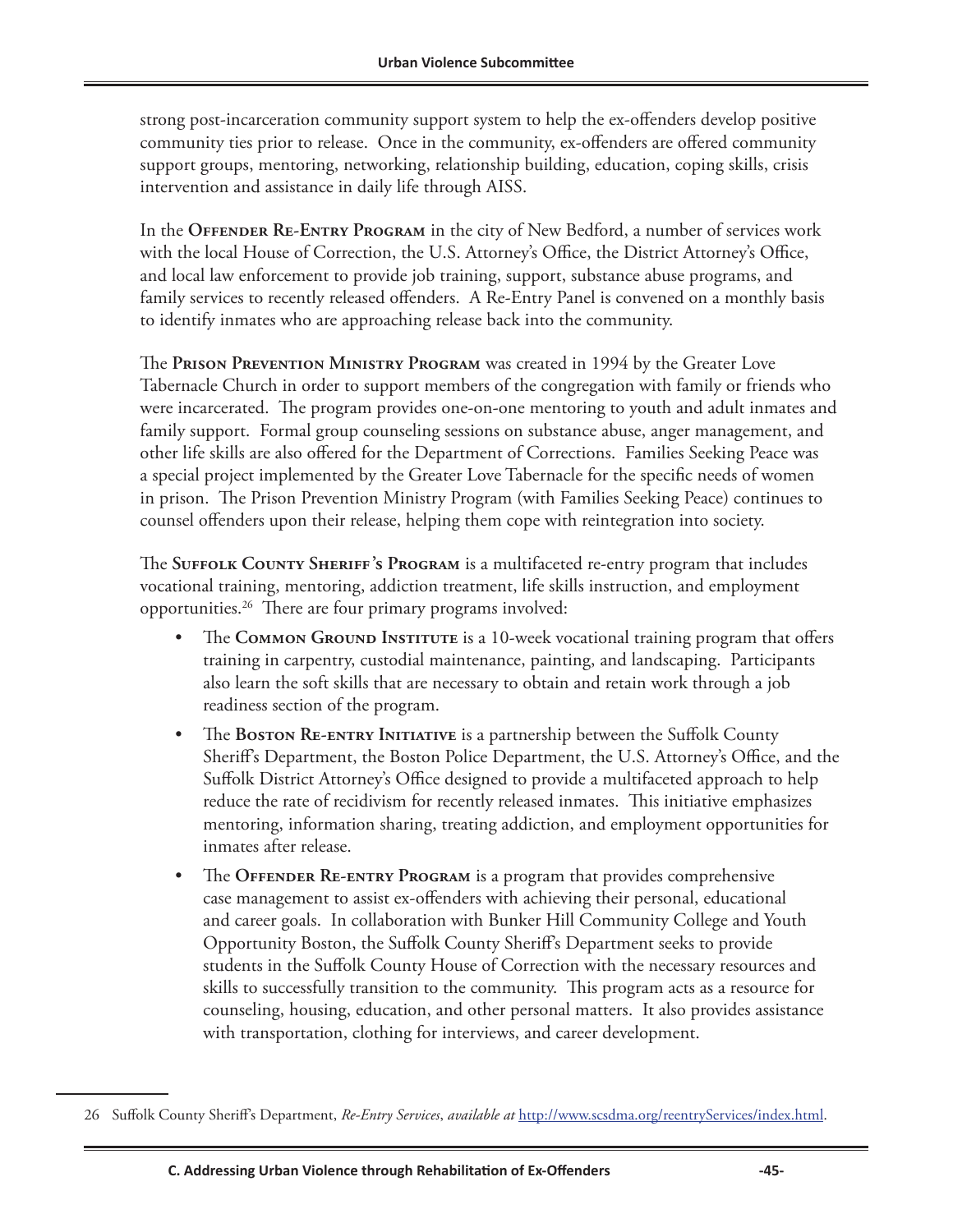strong post-incarceration community support system to help the ex-offenders develop positive community ties prior to release. Once in the community, ex-offenders are offered community support groups, mentoring, networking, relationship building, education, coping skills, crisis intervention and assistance in daily life through AISS.

In the **Offender Re-Entry Program** in the city of New Bedford, a number of services work with the local House of Correction, the U.S. Attorney's Office, the District Attorney's Office, and local law enforcement to provide job training, support, substance abuse programs, and family services to recently released offenders. A Re-Entry Panel is convened on a monthly basis to identify inmates who are approaching release back into the community.

The **Prison Prevention Ministry Program** was created in 1994 by the Greater Love Tabernacle Church in order to support members of the congregation with family or friends who were incarcerated. The program provides one-on-one mentoring to youth and adult inmates and family support. Formal group counseling sessions on substance abuse, anger management, and other life skills are also offered for the Department of Corrections. Families Seeking Peace was a special project implemented by the Greater Love Tabernacle for the specific needs of women in prison. The Prison Prevention Ministry Program (with Families Seeking Peace) continues to counsel offenders upon their release, helping them cope with reintegration into society.

The **Suffolk County Sheriff's Program** is a multifaceted re-entry program that includes vocational training, mentoring, addiction treatment, life skills instruction, and employment opportunities.[26] There are four primary programs involved:

- The **Common Ground Institute** is a 10-week vocational training program that offers training in carpentry, custodial maintenance, painting, and landscaping. Participants also learn the soft skills that are necessary to obtain and retain work through a job readiness section of the program.
- The **Boston Re-entry Initiative** is a partnership between the Suffolk County Sheriff's Department, the Boston Police Department, the U.S. Attorney's Office, and the Suffolk District Attorney's Office designed to provide a multifaceted approach to help reduce the rate of recidivism for recently released inmates. This initiative emphasizes mentoring, information sharing, treating addiction, and employment opportunities for inmates after release.
- The **Offender Re-entry Program** is a program that provides comprehensive case management to assist ex-offenders with achieving their personal, educational and career goals. In collaboration with Bunker Hill Community College and Youth Opportunity Boston, the Suffolk County Sheriff's Department seeks to provide students in the Suffolk County House of Correction with the necessary resources and skills to successfully transition to the community. This program acts as a resource for counseling, housing, education, and other personal matters. It also provides assistance with transportation, clothing for interviews, and career development.

---

26 Suffolk County Sheriff's Department, *Re-Entry Services*, *available at* http://www.scsdma.org/reentryServices/index.html.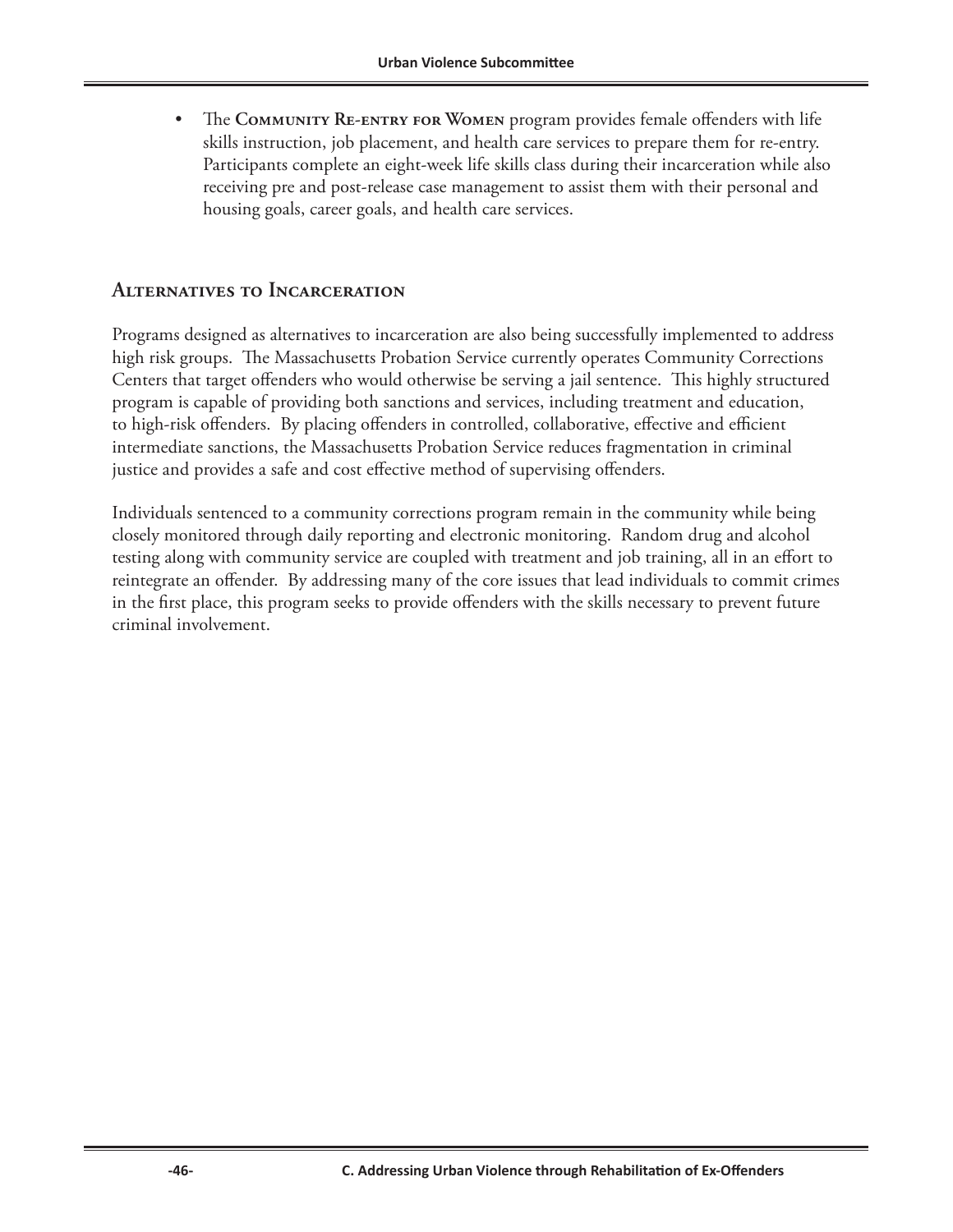- The **Community Re-entry for Women** program provides female offenders with life skills instruction, job placement, and health care services to prepare them for re-entry. Participants complete an eight-week life skills class during their incarceration while also receiving pre and post-release case management to assist them with their personal and housing goals, career goals, and health care services.

## Alternatives to Incarceration

Programs designed as alternatives to incarceration are also being successfully implemented to address high risk groups. The Massachusetts Probation Service currently operates Community Corrections Centers that target offenders who would otherwise be serving a jail sentence. This highly structured program is capable of providing both sanctions and services, including treatment and education, to high-risk offenders. By placing offenders in controlled, collaborative, effective and efficient intermediate sanctions, the Massachusetts Probation Service reduces fragmentation in criminal justice and provides a safe and cost effective method of supervising offenders.

Individuals sentenced to a community corrections program remain in the community while being closely monitored through daily reporting and electronic monitoring. Random drug and alcohol testing along with community service are coupled with treatment and job training, all in an effort to reintegrate an offender. By addressing many of the core issues that lead individuals to commit crimes in the first place, this program seeks to provide offenders with the skills necessary to prevent future criminal involvement.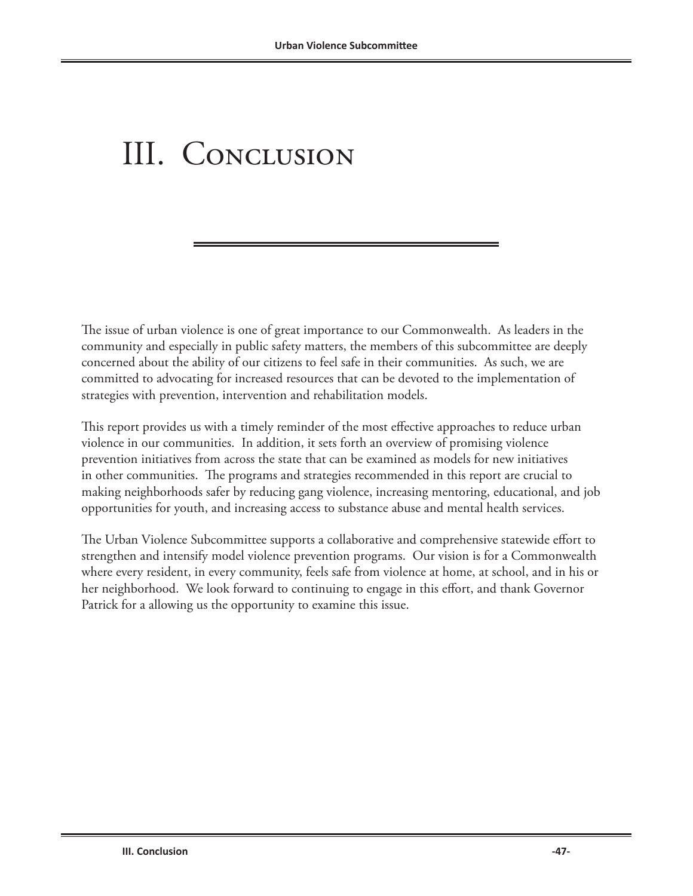# III. Conclusion

The issue of urban violence is one of great importance to our Commonwealth. As leaders in the community and especially in public safety matters, the members of this subcommittee are deeply concerned about the ability of our citizens to feel safe in their communities. As such, we are committed to advocating for increased resources that can be devoted to the implementation of strategies with prevention, intervention and rehabilitation models.

This report provides us with a timely reminder of the most effective approaches to reduce urban violence in our communities. In addition, it sets forth an overview of promising violence prevention initiatives from across the state that can be examined as models for new initiatives in other communities. The programs and strategies recommended in this report are crucial to making neighborhoods safer by reducing gang violence, increasing mentoring, educational, and job opportunities for youth, and increasing access to substance abuse and mental health services.

The Urban Violence Subcommittee supports a collaborative and comprehensive statewide effort to strengthen and intensify model violence prevention programs. Our vision is for a Commonwealth where every resident, in every community, feels safe from violence at home, at school, and in his or her neighborhood. We look forward to continuing to engage in this effort, and thank Governor Patrick for a allowing us the opportunity to examine this issue.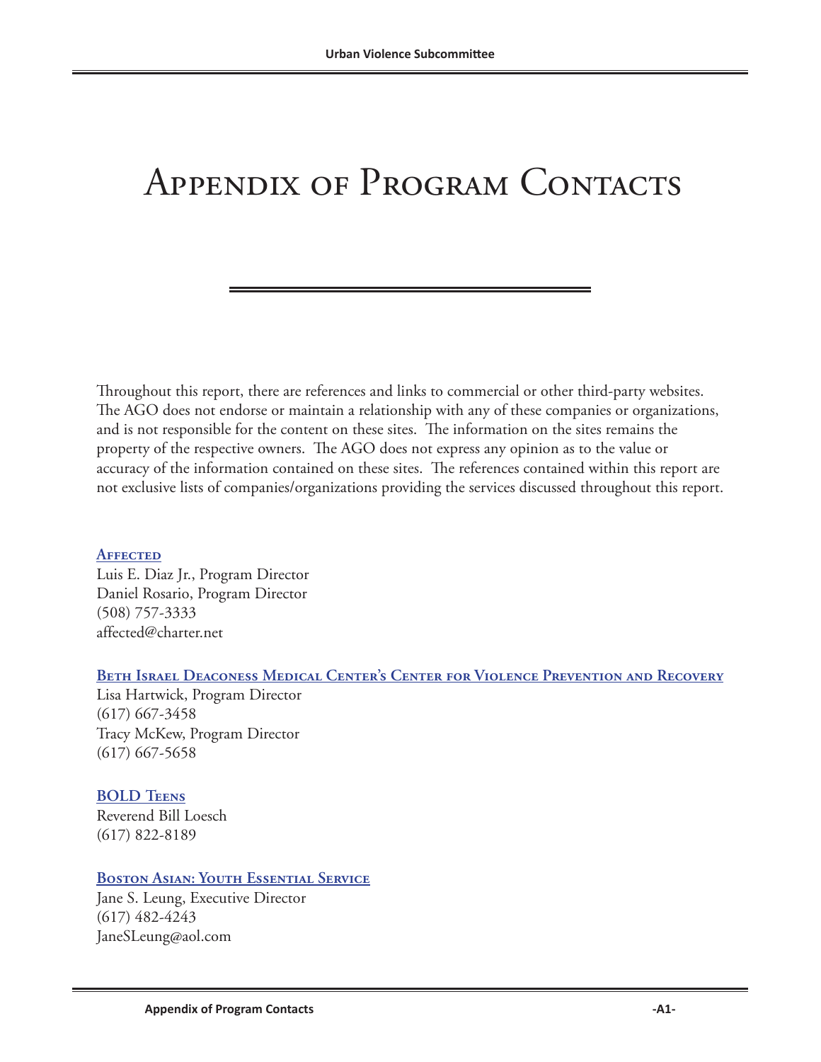# Appendix of Program Contacts

Throughout this report, there are references and links to commercial or other third-party websites. The AGO does not endorse or maintain a relationship with any of these companies or organizations, and is not responsible for the content on these sites. The information on the sites remains the property of the respective owners. The AGO does not express any opinion as to the value or accuracy of the information contained on these sites. The references contained within this report are not exclusive lists of companies/organizations providing the services discussed throughout this report.

**Affected**
Luis E. Diaz Jr., Program Director
Daniel Rosario, Program Director
(508) 757-3333
affected@charter.net

**Beth Israel Deaconess Medical Center's Center for Violence Prevention and Recovery**
Lisa Hartwick, Program Director
(617) 667-3458
Tracy McKew, Program Director
(617) 667-5658

**BOLD Teens**
Reverend Bill Loesch
(617) 822-8189

**Boston Asian: Youth Essential Service**
Jane S. Leung, Executive Director
(617) 482-4243
JaneSLeung@aol.com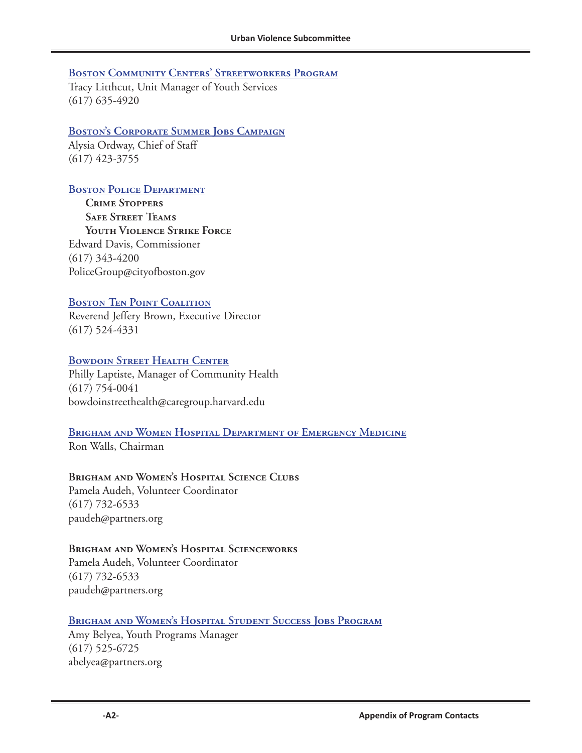### Boston Community Centers' Streetworkers Program

Tracy Litthcut, Unit Manager of Youth Services
(617) 635-4920

### Boston's Corporate Summer Jobs Campaign

Alysia Ordway, Chief of Staff
(617) 423-3755

### Boston Police Department

**Crime Stoppers**
**Safe Street Teams**
**Youth Violence Strike Force**

Edward Davis, Commissioner
(617) 343-4200
PoliceGroup@cityofboston.gov

### Boston Ten Point Coalition

Reverend Jeffery Brown, Executive Director
(617) 524-4331

### Bowdoin Street Health Center

Philly Laptiste, Manager of Community Health
(617) 754-0041
bowdoinstreethealth@caregroup.harvard.edu

### Brigham and Women Hospital Department of Emergency Medicine

Ron Walls, Chairman

### Brigham and Women's Hospital Science Clubs

Pamela Audeh, Volunteer Coordinator
(617) 732-6533
paudeh@partners.org

### Brigham and Women's Hospital Scienceworks

Pamela Audeh, Volunteer Coordinator
(617) 732-6533
paudeh@partners.org

### Brigham and Women's Hospital Student Success Jobs Program

Amy Belyea, Youth Programs Manager
(617) 525-6725
abelyea@partners.org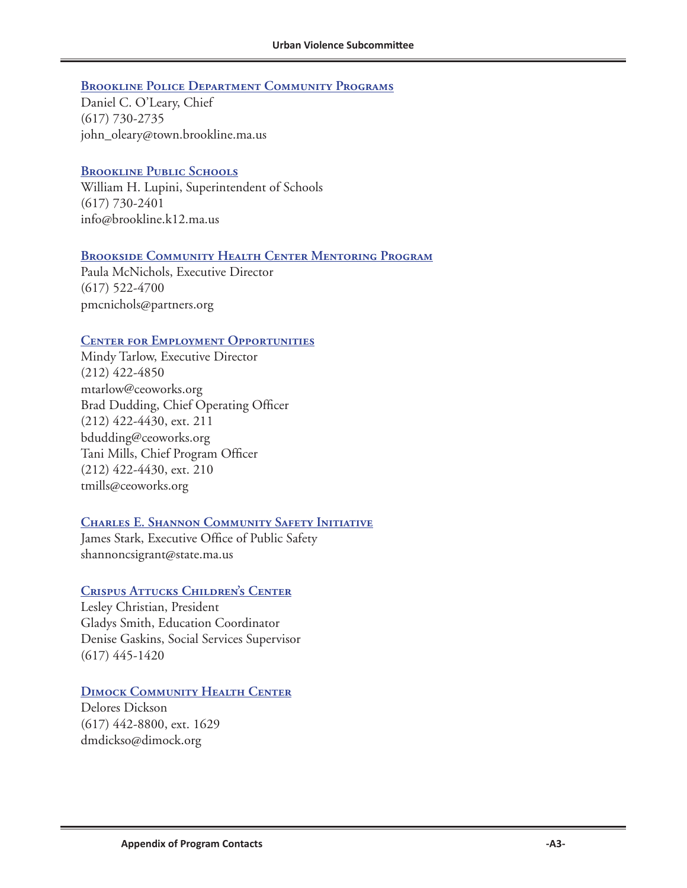### Brookline Police Department Community Programs

Daniel C. O'Leary, Chief
(617) 730-2735
john_oleary@town.brookline.ma.us

### Brookline Public Schools

William H. Lupini, Superintendent of Schools
(617) 730-2401
info@brookline.k12.ma.us

### Brookside Community Health Center Mentoring Program

Paula McNichols, Executive Director
(617) 522-4700
pmcnichols@partners.org

### Center for Employment Opportunities

Mindy Tarlow, Executive Director
(212) 422-4850
mtarlow@ceoworks.org
Brad Dudding, Chief Operating Officer
(212) 422-4430, ext. 211
bdudding@ceoworks.org
Tani Mills, Chief Program Officer
(212) 422-4430, ext. 210
tmills@ceoworks.org

### Charles E. Shannon Community Safety Initiative

James Stark, Executive Office of Public Safety
shannoncsigrant@state.ma.us

### Crispus Attucks Children's Center

Lesley Christian, President
Gladys Smith, Education Coordinator
Denise Gaskins, Social Services Supervisor
(617) 445-1420

### Dimock Community Health Center

Delores Dickson
(617) 442-8800, ext. 1629
dmdickso@dimock.org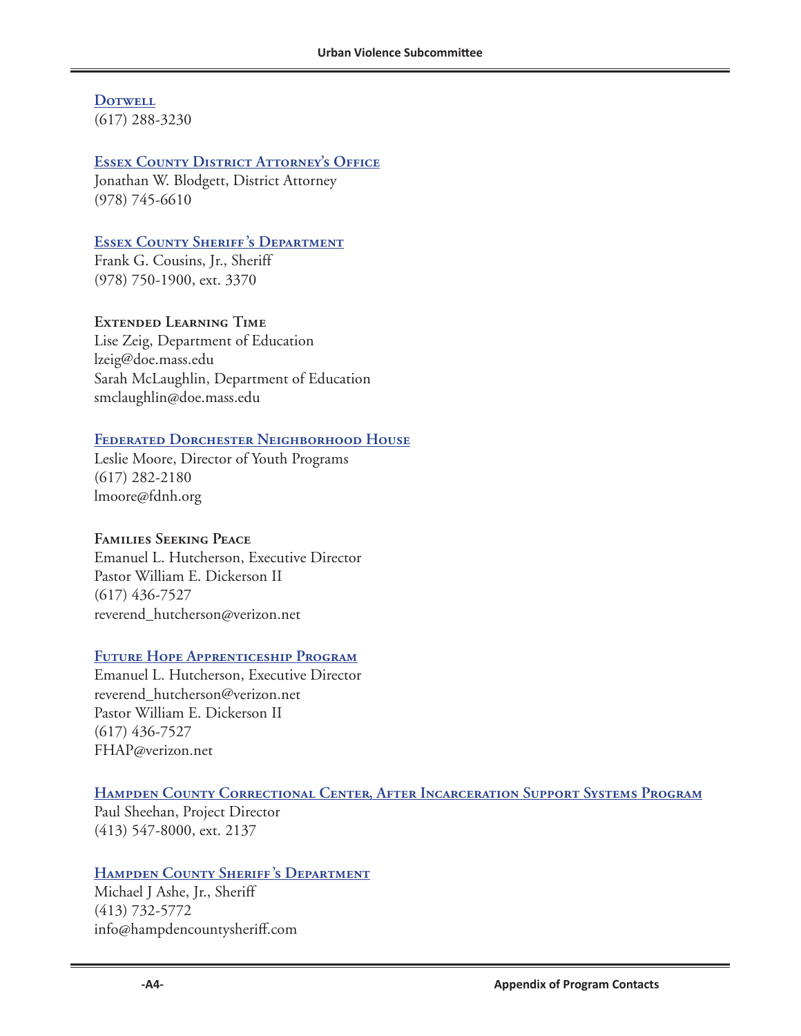**Dotwell**
(617) 288-3230

**Essex County District Attorney's Office**
Jonathan W. Blodgett, District Attorney
(978) 745-6610

**Essex County Sheriff's Department**
Frank G. Cousins, Jr., Sheriff
(978) 750-1900, ext. 3370

**Extended Learning Time**
Lise Zeig, Department of Education
lzeig@doe.mass.edu
Sarah McLaughlin, Department of Education
smclaughlin@doe.mass.edu

**Federated Dorchester Neighborhood House**
Leslie Moore, Director of Youth Programs
(617) 282-2180
lmoore@fdnh.org

**Families Seeking Peace**
Emanuel L. Hutcherson, Executive Director
Pastor William E. Dickerson II
(617) 436-7527
reverend_hutcherson@verizon.net

**Future Hope Apprenticeship Program**
Emanuel L. Hutcherson, Executive Director
reverend_hutcherson@verizon.net
Pastor William E. Dickerson II
(617) 436-7527
FHAP@verizon.net

**Hampden County Correctional Center, After Incarceration Support Systems Program**
Paul Sheehan, Project Director
(413) 547-8000, ext. 2137

**Hampden County Sheriff's Department**
Michael J Ashe, Jr., Sheriff
(413) 732-5772
info@hampdencountysheriff.com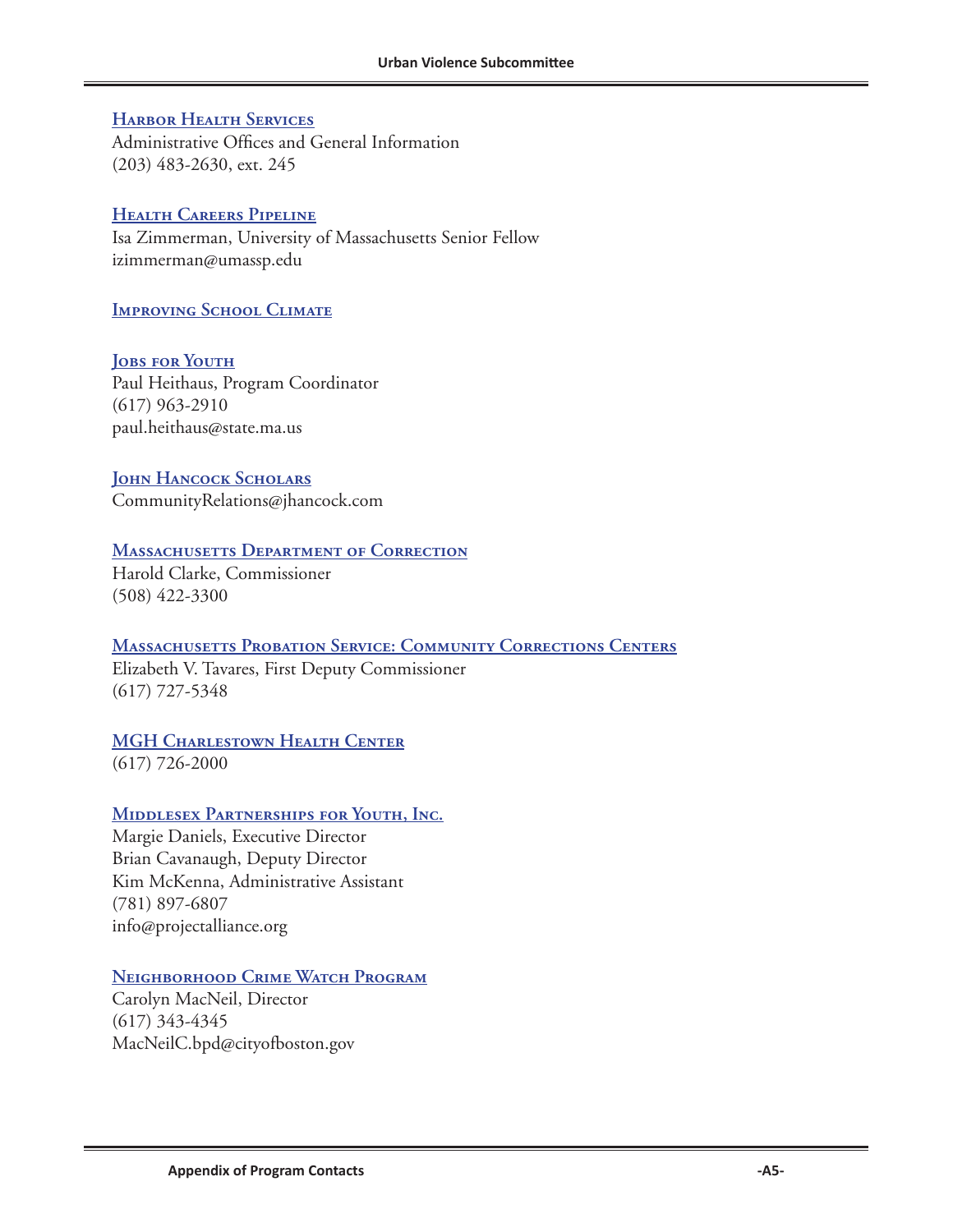### Harbor Health Services

Administrative Offices and General Information
(203) 483-2630, ext. 245

### Health Careers Pipeline

Isa Zimmerman, University of Massachusetts Senior Fellow
izimmerman@umassp.edu

### Improving School Climate

### Jobs for Youth

Paul Heithaus, Program Coordinator
(617) 963-2910
paul.heithaus@state.ma.us

### John Hancock Scholars

CommunityRelations@jhancock.com

### Massachusetts Department of Correction

Harold Clarke, Commissioner
(508) 422-3300

### Massachusetts Probation Service: Community Corrections Centers

Elizabeth V. Tavares, First Deputy Commissioner
(617) 727-5348

### MGH Charlestown Health Center

(617) 726-2000

### Middlesex Partnerships for Youth, Inc.

Margie Daniels, Executive Director
Brian Cavanaugh, Deputy Director
Kim McKenna, Administrative Assistant
(781) 897-6807
info@projectalliance.org

### Neighborhood Crime Watch Program

Carolyn MacNeil, Director
(617) 343-4345
MacNeilC.bpd@cityofboston.gov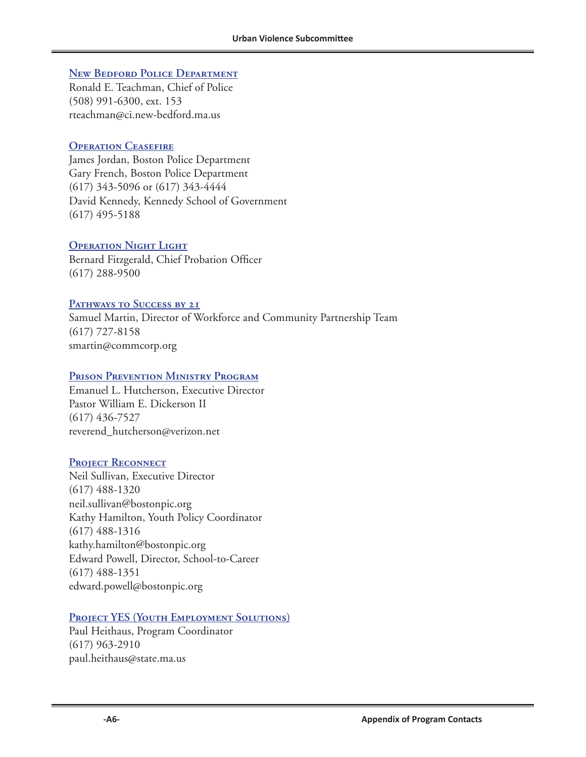### New Bedford Police Department

Ronald E. Teachman, Chief of Police
(508) 991-6300, ext. 153
rteachman@ci.new-bedford.ma.us

### Operation Ceasefire

James Jordan, Boston Police Department
Gary French, Boston Police Department
(617) 343-5096 or (617) 343-4444
David Kennedy, Kennedy School of Government
(617) 495-5188

### Operation Night Light

Bernard Fitzgerald, Chief Probation Officer
(617) 288-9500

### Pathways to Success by 21

Samuel Martin, Director of Workforce and Community Partnership Team
(617) 727-8158
smartin@commcorp.org

### Prison Prevention Ministry Program

Emanuel L. Hutcherson, Executive Director
Pastor William E. Dickerson II
(617) 436-7527
reverend_hutcherson@verizon.net

### Project Reconnect

Neil Sullivan, Executive Director
(617) 488-1320
neil.sullivan@bostonpic.org
Kathy Hamilton, Youth Policy Coordinator
(617) 488-1316
kathy.hamilton@bostonpic.org
Edward Powell, Director, School-to-Career
(617) 488-1351
edward.powell@bostonpic.org

### Project YES (Youth Employment Solutions)

Paul Heithaus, Program Coordinator
(617) 963-2910
paul.heithaus@state.ma.us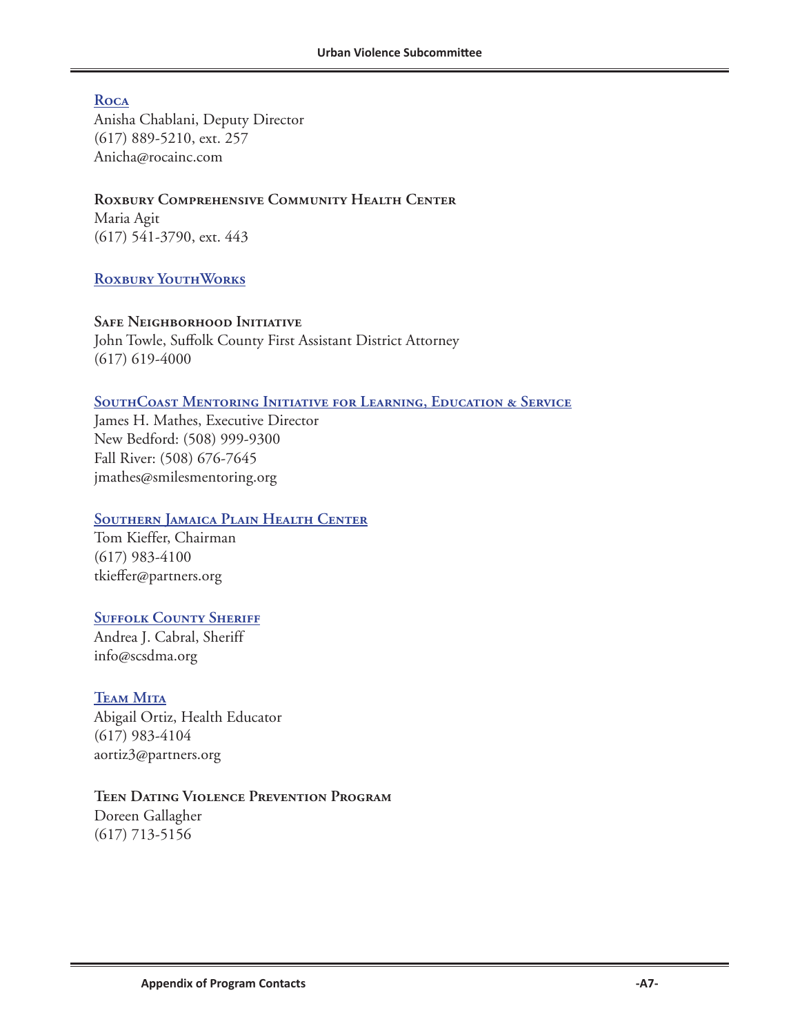**Roca**
Anisha Chablani, Deputy Director
(617) 889-5210, ext. 257
Anicha@rocainc.com

**Roxbury Comprehensive Community Health Center**
Maria Agit
(617) 541-3790, ext. 443

**Roxbury YouthWorks**

**Safe Neighborhood Initiative**
John Towle, Suffolk County First Assistant District Attorney
(617) 619-4000

**SouthCoast Mentoring Initiative for Learning, Education & Service**
James H. Mathes, Executive Director
New Bedford: (508) 999-9300
Fall River: (508) 676-7645
jmathes@smilesmentoring.org

**Southern Jamaica Plain Health Center**
Tom Kieffer, Chairman
(617) 983-4100
tkieffer@partners.org

**Suffolk County Sheriff**
Andrea J. Cabral, Sheriff
info@scsdma.org

**Team Mita**
Abigail Ortiz, Health Educator
(617) 983-4104
aortiz3@partners.org

**Teen Dating Violence Prevention Program**
Doreen Gallagher
(617) 713-5156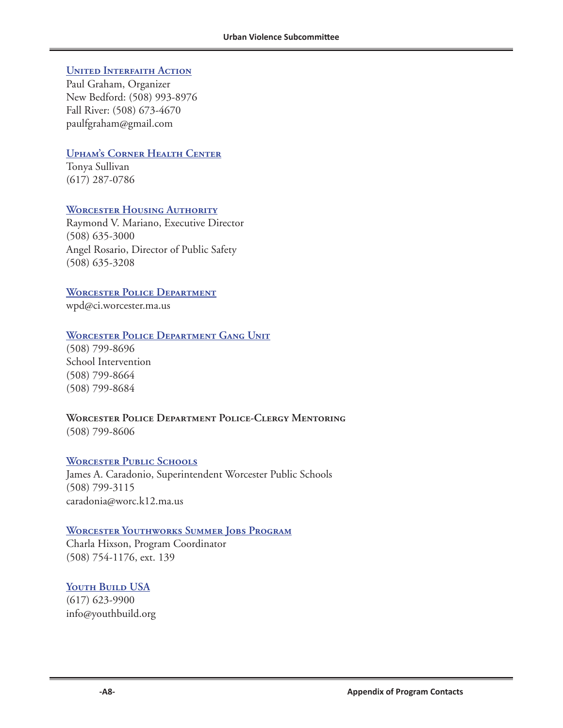### United Interfaith Action

Paul Graham, Organizer
New Bedford: (508) 993-8976
Fall River: (508) 673-4670
paulfgraham@gmail.com

### Upham's Corner Health Center

Tonya Sullivan
(617) 287-0786

### Worcester Housing Authority

Raymond V. Mariano, Executive Director
(508) 635-3000
Angel Rosario, Director of Public Safety
(508) 635-3208

### Worcester Police Department

wpd@ci.worcester.ma.us

### Worcester Police Department Gang Unit

(508) 799-8696
School Intervention
(508) 799-8664
(508) 799-8684

### Worcester Police Department Police-Clergy Mentoring

(508) 799-8606

### Worcester Public Schools

James A. Caradonio, Superintendent Worcester Public Schools
(508) 799-3115
caradonia@worc.k12.ma.us

### Worcester Youthworks Summer Jobs Program

Charla Hixson, Program Coordinator
(508) 754-1176, ext. 139

### Youth Build USA

(617) 623-9900
info@youthbuild.org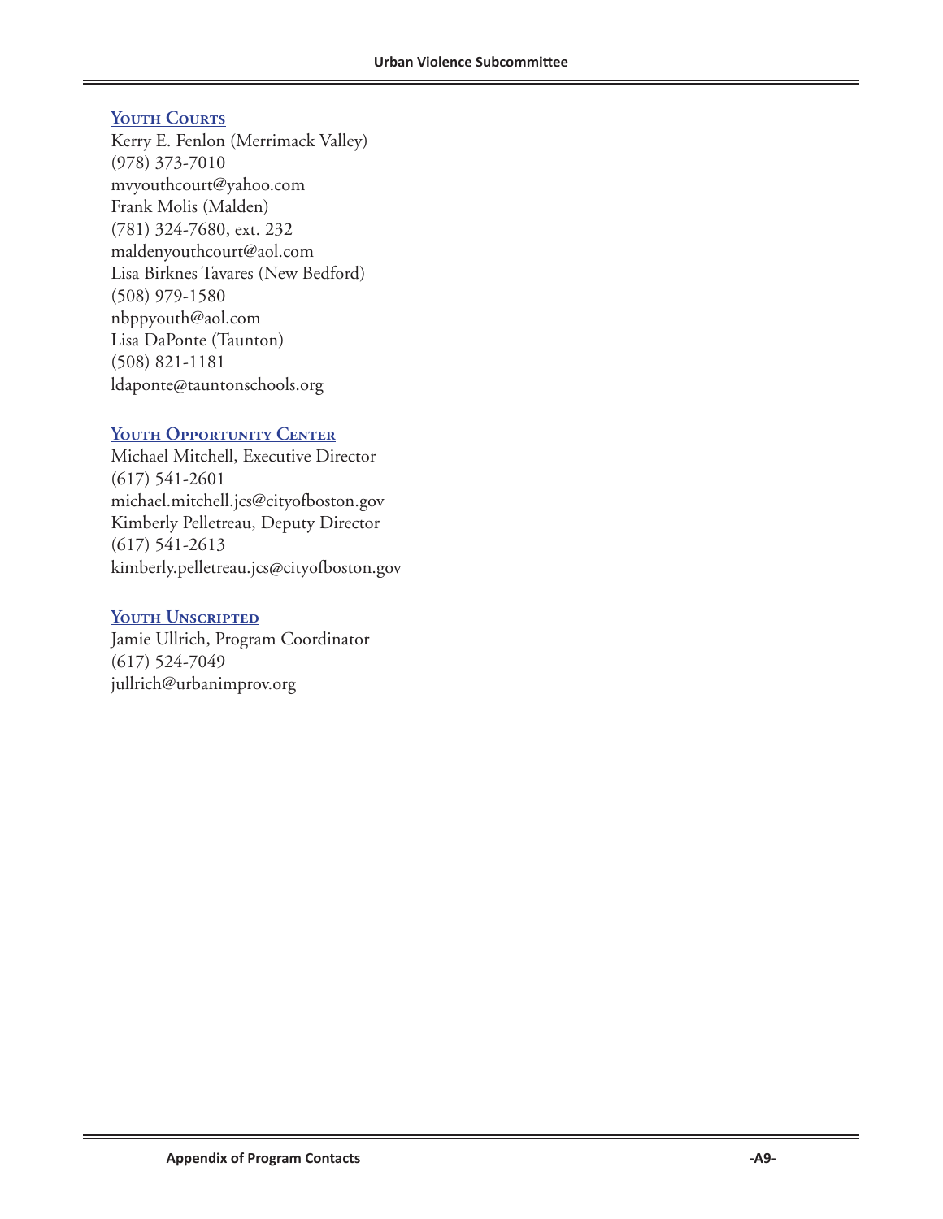### Youth Courts

Kerry E. Fenlon (Merrimack Valley)
(978) 373-7010
mvyouthcourt@yahoo.com
Frank Molis (Malden)
(781) 324-7680, ext. 232
maldenyouthcourt@aol.com
Lisa Birknes Tavares (New Bedford)
(508) 979-1580
nbppyouth@aol.com
Lisa DaPonte (Taunton)
(508) 821-1181
ldaponte@tauntonschools.org

### Youth Opportunity Center

Michael Mitchell, Executive Director
(617) 541-2601
michael.mitchell.jcs@cityofboston.gov
Kimberly Pelletreau, Deputy Director
(617) 541-2613
kimberly.pelletreau.jcs@cityofboston.gov

### Youth Unscripted

Jamie Ullrich, Program Coordinator
(617) 524-7049
jullrich@urbanimprov.org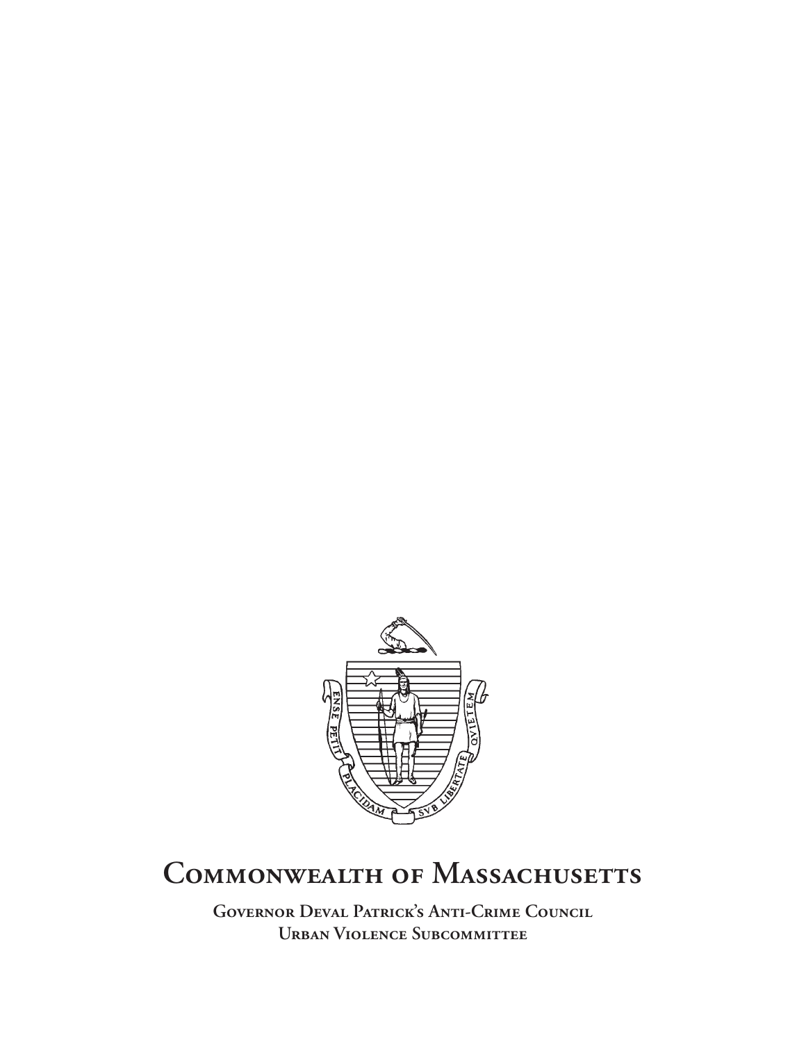# Commonwealth of Massachusetts

**Governor Deval Patrick's Anti-Crime Council**
**Urban Violence Subcommittee**